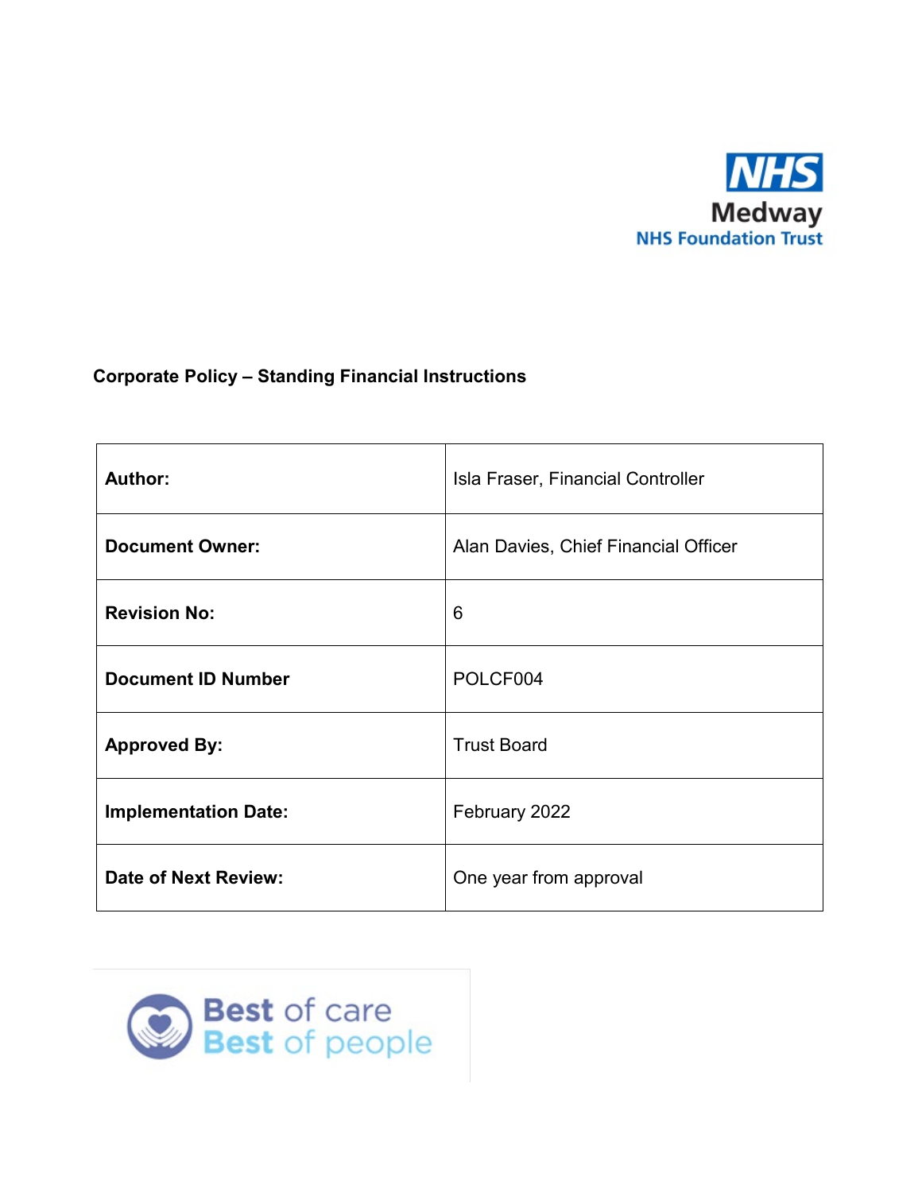NHS
Medway
NHS Foundation Trust

**Corporate Policy – Standing Financial Instructions**

| | |
|---|---|
| **Author:** | Isla Fraser, Financial Controller |
| **Document Owner:** | Alan Davies, Chief Financial Officer |
| **Revision No:** | 6 |
| **Document ID Number** | POLCF004 |
| **Approved By:** | Trust Board |
| **Implementation Date:** | February 2022 |
| **Date of Next Review:** | One year from approval |

Best of care
Best of people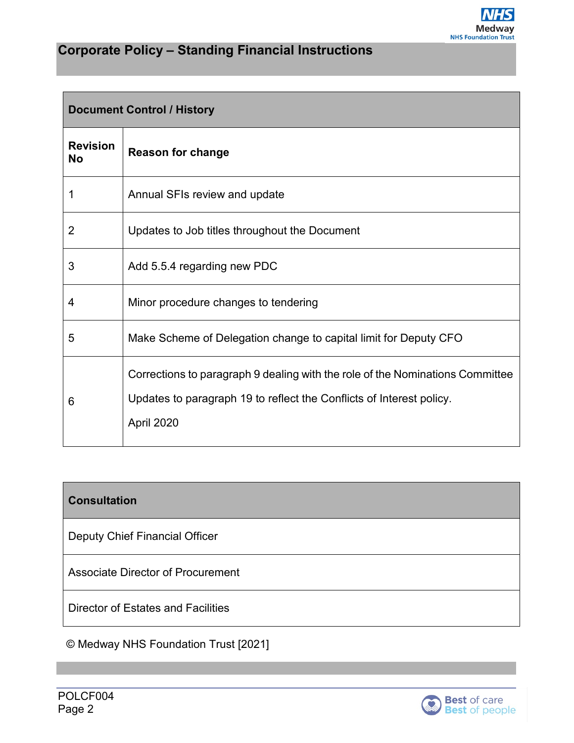# Corporate Policy – Standing Financial Instructions

| Document Control / History | |
|---|---|
| **Revision No** | **Reason for change** |
| 1 | Annual SFIs review and update |
| 2 | Updates to Job titles throughout the Document |
| 3 | Add 5.5.4 regarding new PDC |
| 4 | Minor procedure changes to tendering |
| 5 | Make Scheme of Delegation change to capital limit for Deputy CFO |
| 6 | Corrections to paragraph 9 dealing with the role of the Nominations Committee<br>Updates to paragraph 19 to reflect the Conflicts of Interest policy.<br>April 2020 |

| Consultation |
|---|
| Deputy Chief Financial Officer |
| Associate Director of Procurement |
| Director of Estates and Facilities |

© Medway NHS Foundation Trust [2021]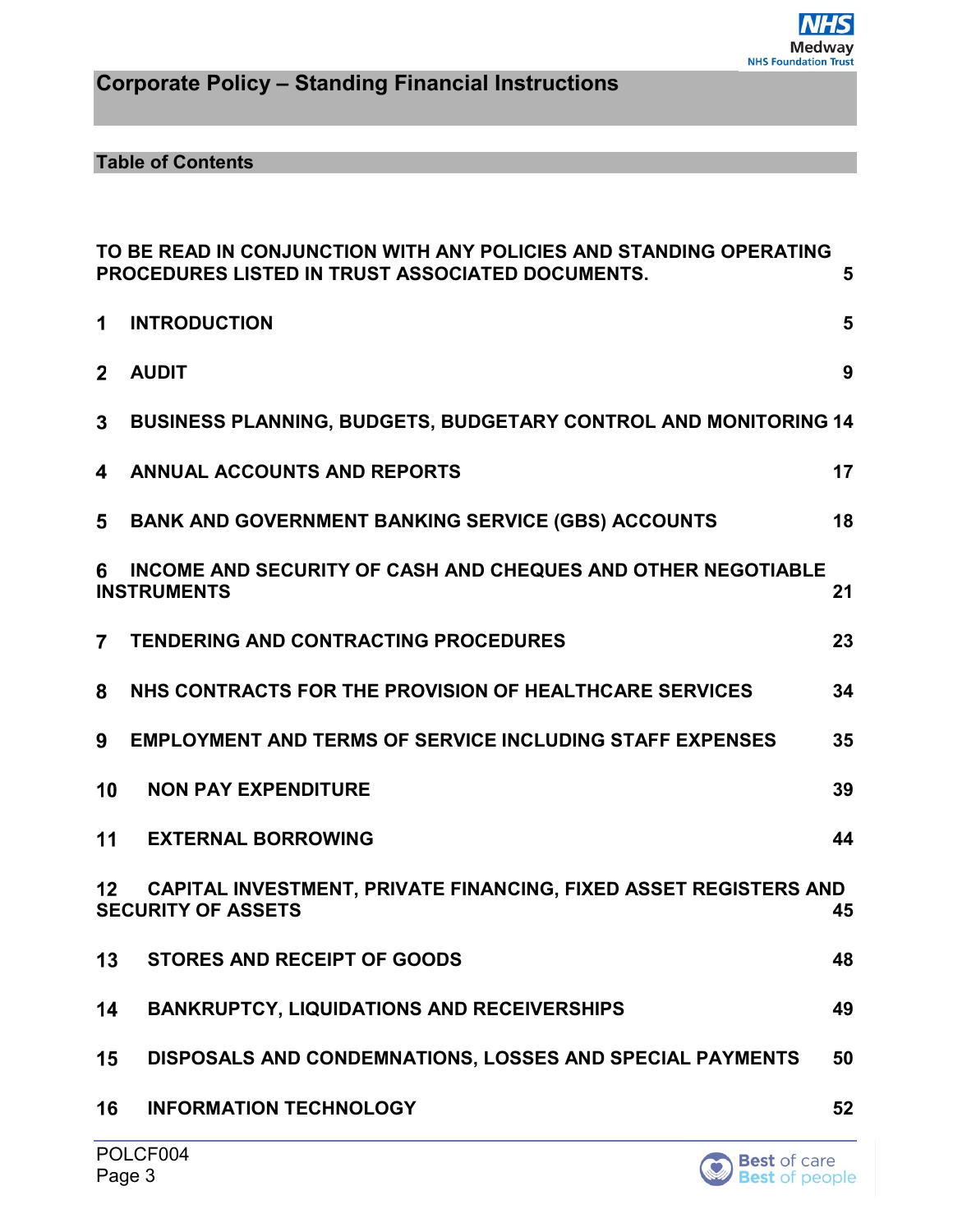# Corporate Policy – Standing Financial Instructions

## Table of Contents

| | |
|---|---|
| TO BE READ IN CONJUNCTION WITH ANY POLICIES AND STANDING OPERATING PROCEDURES LISTED IN TRUST ASSOCIATED DOCUMENTS. | 5 |
| 1 INTRODUCTION | 5 |
| 2 AUDIT | 9 |
| 3 BUSINESS PLANNING, BUDGETS, BUDGETARY CONTROL AND MONITORING | 14 |
| 4 ANNUAL ACCOUNTS AND REPORTS | 17 |
| 5 BANK AND GOVERNMENT BANKING SERVICE (GBS) ACCOUNTS | 18 |
| 6 INCOME AND SECURITY OF CASH AND CHEQUES AND OTHER NEGOTIABLE INSTRUMENTS | 21 |
| 7 TENDERING AND CONTRACTING PROCEDURES | 23 |
| 8 NHS CONTRACTS FOR THE PROVISION OF HEALTHCARE SERVICES | 34 |
| 9 EMPLOYMENT AND TERMS OF SERVICE INCLUDING STAFF EXPENSES | 35 |
| 10 NON PAY EXPENDITURE | 39 |
| 11 EXTERNAL BORROWING | 44 |
| 12 CAPITAL INVESTMENT, PRIVATE FINANCING, FIXED ASSET REGISTERS AND SECURITY OF ASSETS | 45 |
| 13 STORES AND RECEIPT OF GOODS | 48 |
| 14 BANKRUPTCY, LIQUIDATIONS AND RECEIVERSHIPS | 49 |
| 15 DISPOSALS AND CONDEMNATIONS, LOSSES AND SPECIAL PAYMENTS | 50 |
| 16 INFORMATION TECHNOLOGY | 52 |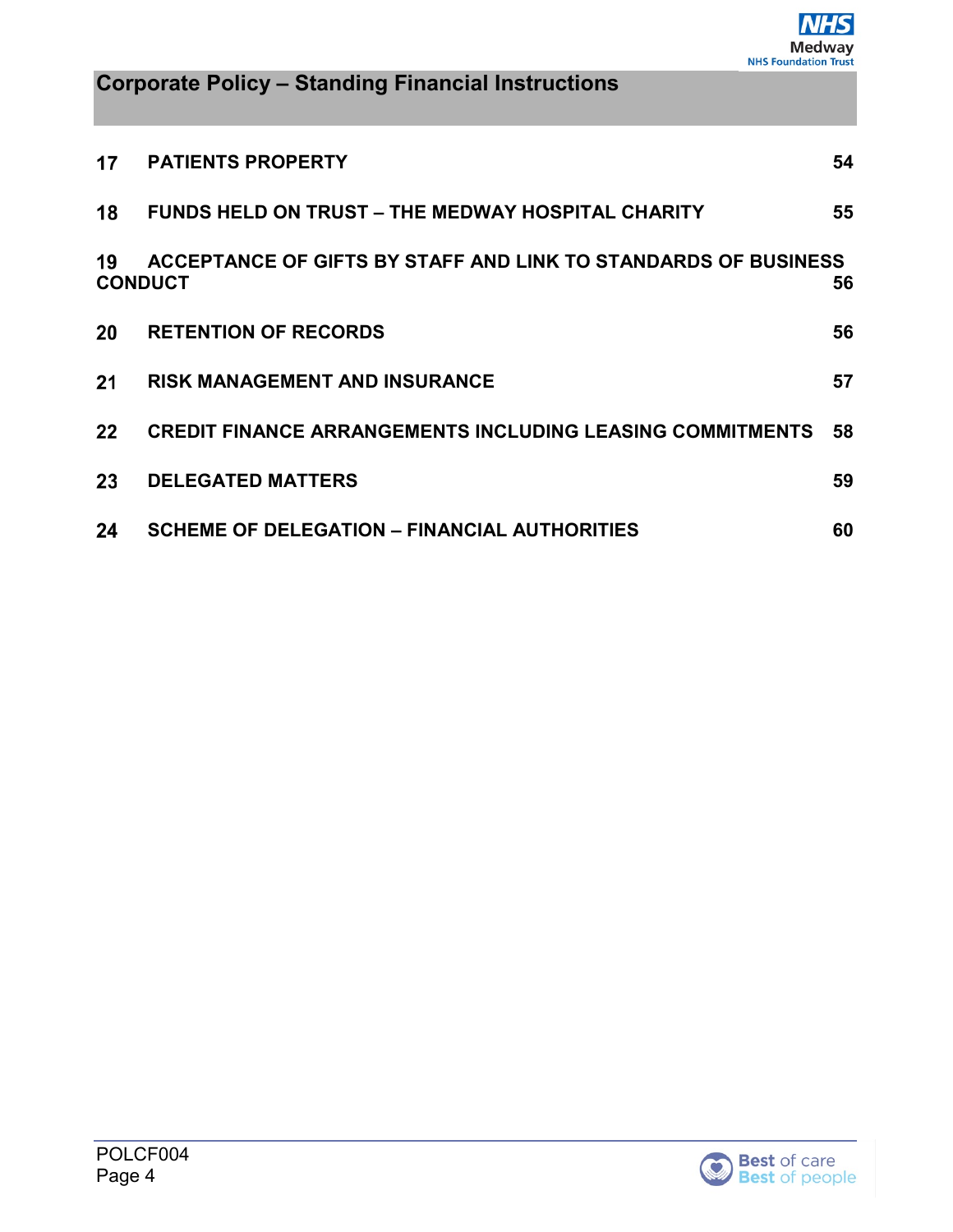| | | |
|---|---|---|
| **17** | **PATIENTS PROPERTY** | **54** |
| **18** | **FUNDS HELD ON TRUST – THE MEDWAY HOSPITAL CHARITY** | **55** |
| **19** | **ACCEPTANCE OF GIFTS BY STAFF AND LINK TO STANDARDS OF BUSINESS CONDUCT** | **56** |
| **20** | **RETENTION OF RECORDS** | **56** |
| **21** | **RISK MANAGEMENT AND INSURANCE** | **57** |
| **22** | **CREDIT FINANCE ARRANGEMENTS INCLUDING LEASING COMMITMENTS** | **58** |
| **23** | **DELEGATED MATTERS** | **59** |
| **24** | **SCHEME OF DELEGATION – FINANCIAL AUTHORITIES** | **60** |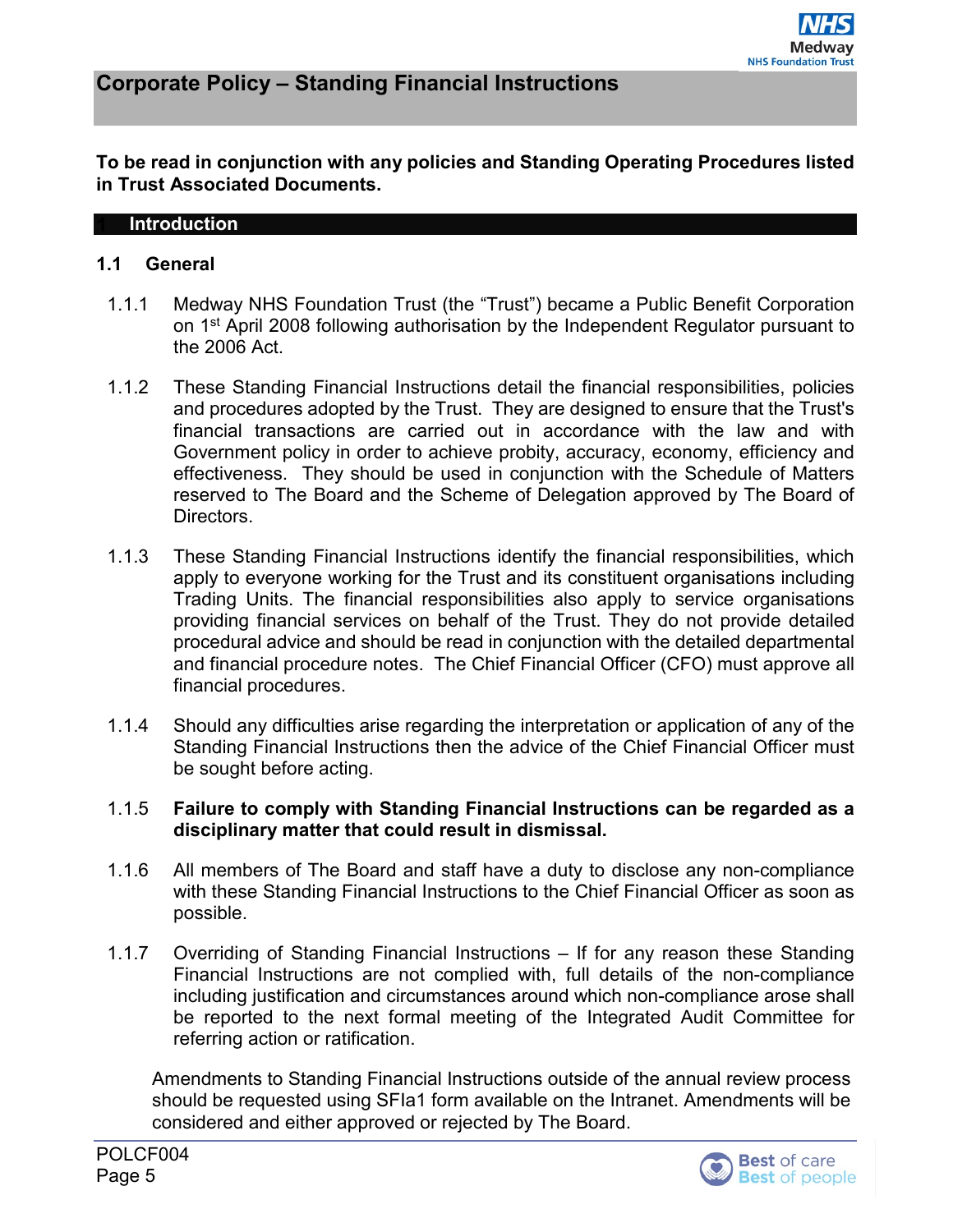# Corporate Policy – Standing Financial Instructions

**To be read in conjunction with any policies and Standing Operating Procedures listed in Trust Associated Documents.**

## 1 Introduction

### 1.1 General

1.1.1 Medway NHS Foundation Trust (the "Trust") became a Public Benefit Corporation on 1st April 2008 following authorisation by the Independent Regulator pursuant to the 2006 Act.

1.1.2 These Standing Financial Instructions detail the financial responsibilities, policies and procedures adopted by the Trust. They are designed to ensure that the Trust's financial transactions are carried out in accordance with the law and with Government policy in order to achieve probity, accuracy, economy, efficiency and effectiveness. They should be used in conjunction with the Schedule of Matters reserved to The Board and the Scheme of Delegation approved by The Board of Directors.

1.1.3 These Standing Financial Instructions identify the financial responsibilities, which apply to everyone working for the Trust and its constituent organisations including Trading Units. The financial responsibilities also apply to service organisations providing financial services on behalf of the Trust. They do not provide detailed procedural advice and should be read in conjunction with the detailed departmental and financial procedure notes. The Chief Financial Officer (CFO) must approve all financial procedures.

1.1.4 Should any difficulties arise regarding the interpretation or application of any of the Standing Financial Instructions then the advice of the Chief Financial Officer must be sought before acting.

1.1.5 **Failure to comply with Standing Financial Instructions can be regarded as a disciplinary matter that could result in dismissal.**

1.1.6 All members of The Board and staff have a duty to disclose any non-compliance with these Standing Financial Instructions to the Chief Financial Officer as soon as possible.

1.1.7 Overriding of Standing Financial Instructions – If for any reason these Standing Financial Instructions are not complied with, full details of the non-compliance including justification and circumstances around which non-compliance arose shall be reported to the next formal meeting of the Integrated Audit Committee for referring action or ratification.

Amendments to Standing Financial Instructions outside of the annual review process should be requested using SFIa1 form available on the Intranet. Amendments will be considered and either approved or rejected by The Board.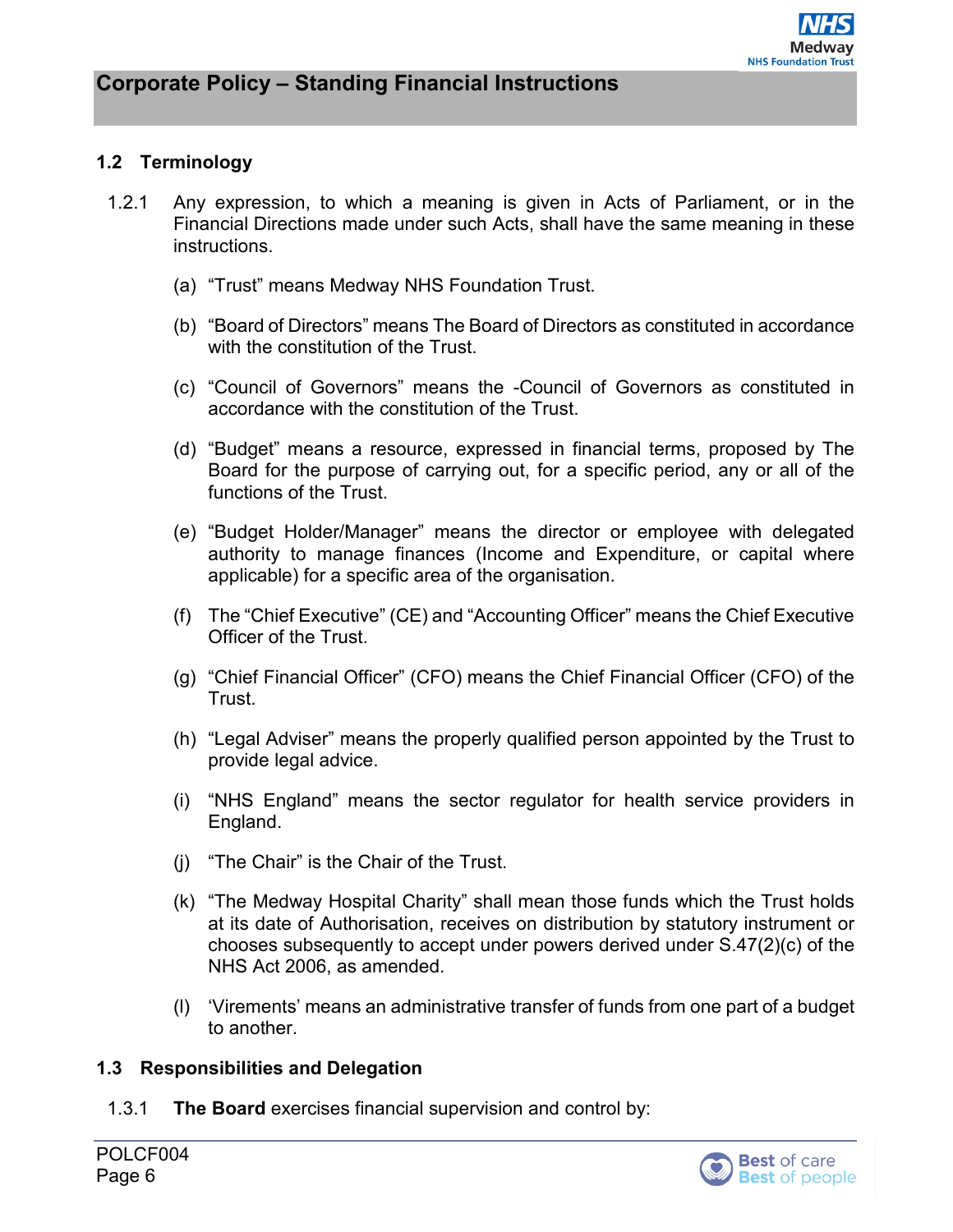### 1.2 Terminology

1.2.1 Any expression, to which a meaning is given in Acts of Parliament, or in the Financial Directions made under such Acts, shall have the same meaning in these instructions.

(a) "Trust" means Medway NHS Foundation Trust.

(b) "Board of Directors" means The Board of Directors as constituted in accordance with the constitution of the Trust.

(c) "Council of Governors" means the -Council of Governors as constituted in accordance with the constitution of the Trust.

(d) "Budget" means a resource, expressed in financial terms, proposed by The Board for the purpose of carrying out, for a specific period, any or all of the functions of the Trust.

(e) "Budget Holder/Manager" means the director or employee with delegated authority to manage finances (Income and Expenditure, or capital where applicable) for a specific area of the organisation.

(f) The "Chief Executive" (CE) and "Accounting Officer" means the Chief Executive Officer of the Trust.

(g) "Chief Financial Officer" (CFO) means the Chief Financial Officer (CFO) of the Trust.

(h) "Legal Adviser" means the properly qualified person appointed by the Trust to provide legal advice.

(i) "NHS England" means the sector regulator for health service providers in England.

(j) "The Chair" is the Chair of the Trust.

(k) "The Medway Hospital Charity" shall mean those funds which the Trust holds at its date of Authorisation, receives on distribution by statutory instrument or chooses subsequently to accept under powers derived under S.47(2)(c) of the NHS Act 2006, as amended.

(l) 'Virements' means an administrative transfer of funds from one part of a budget to another.

### 1.3 Responsibilities and Delegation

1.3.1 **The Board** exercises financial supervision and control by: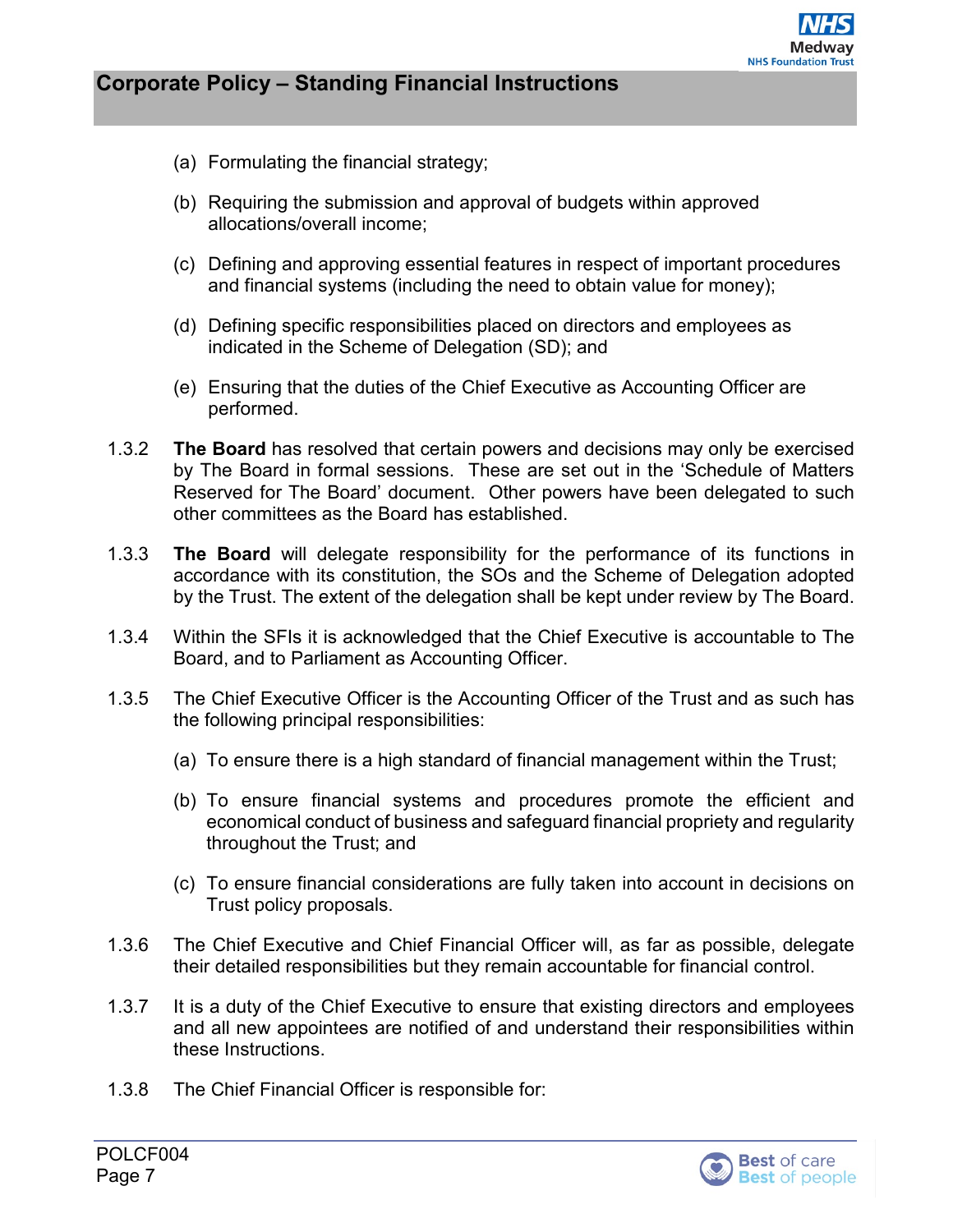(a) Formulating the financial strategy;

(b) Requiring the submission and approval of budgets within approved allocations/overall income;

(c) Defining and approving essential features in respect of important procedures and financial systems (including the need to obtain value for money);

(d) Defining specific responsibilities placed on directors and employees as indicated in the Scheme of Delegation (SD); and

(e) Ensuring that the duties of the Chief Executive as Accounting Officer are performed.

1.3.2 **The Board** has resolved that certain powers and decisions may only be exercised by The Board in formal sessions. These are set out in the 'Schedule of Matters Reserved for The Board' document. Other powers have been delegated to such other committees as the Board has established.

1.3.3 **The Board** will delegate responsibility for the performance of its functions in accordance with its constitution, the SOs and the Scheme of Delegation adopted by the Trust. The extent of the delegation shall be kept under review by The Board.

1.3.4 Within the SFIs it is acknowledged that the Chief Executive is accountable to The Board, and to Parliament as Accounting Officer.

1.3.5 The Chief Executive Officer is the Accounting Officer of the Trust and as such has the following principal responsibilities:

(a) To ensure there is a high standard of financial management within the Trust;

(b) To ensure financial systems and procedures promote the efficient and economical conduct of business and safeguard financial propriety and regularity throughout the Trust; and

(c) To ensure financial considerations are fully taken into account in decisions on Trust policy proposals.

1.3.6 The Chief Executive and Chief Financial Officer will, as far as possible, delegate their detailed responsibilities but they remain accountable for financial control.

1.3.7 It is a duty of the Chief Executive to ensure that existing directors and employees and all new appointees are notified of and understand their responsibilities within these Instructions.

1.3.8 The Chief Financial Officer is responsible for: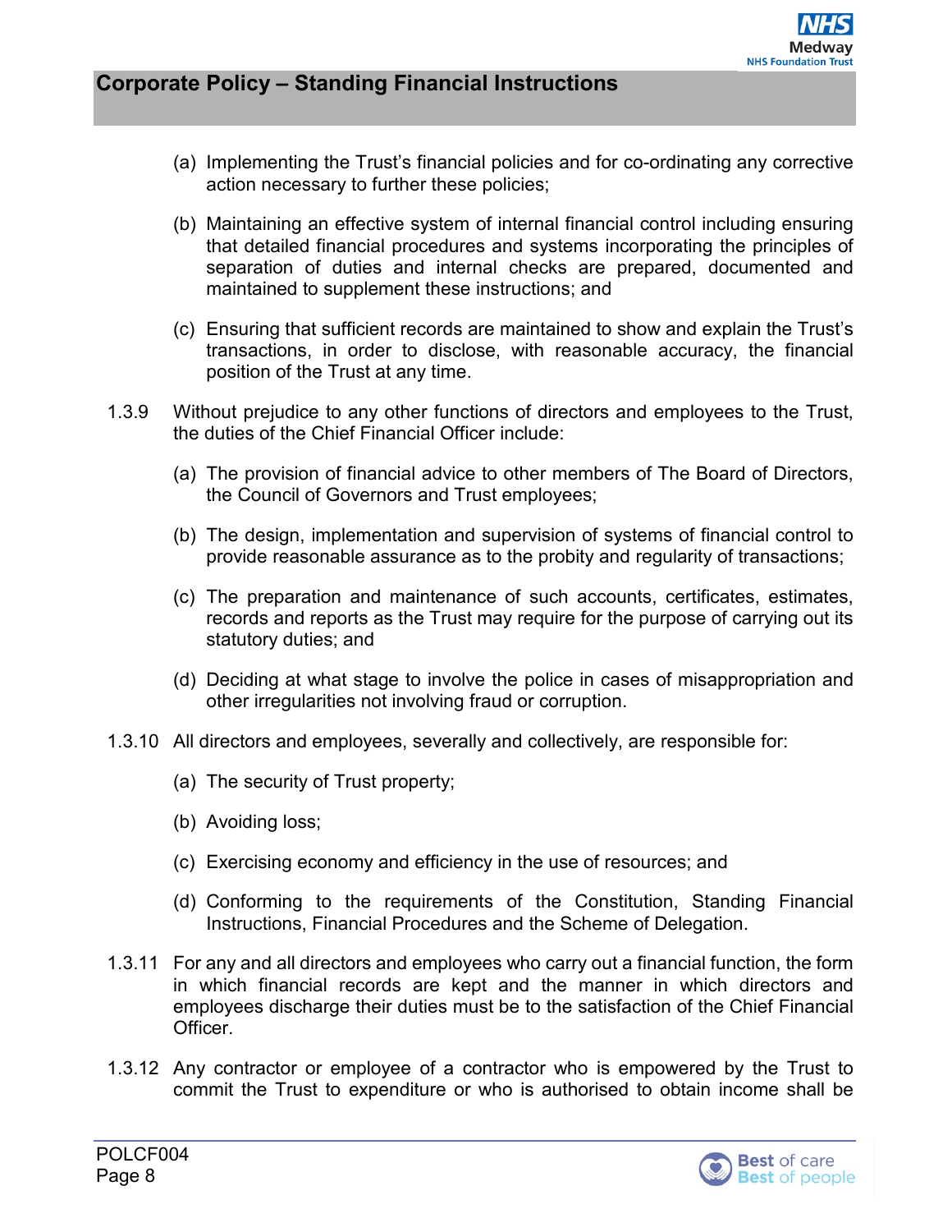(a) Implementing the Trust's financial policies and for co-ordinating any corrective action necessary to further these policies;

(b) Maintaining an effective system of internal financial control including ensuring that detailed financial procedures and systems incorporating the principles of separation of duties and internal checks are prepared, documented and maintained to supplement these instructions; and

(c) Ensuring that sufficient records are maintained to show and explain the Trust's transactions, in order to disclose, with reasonable accuracy, the financial position of the Trust at any time.

1.3.9 Without prejudice to any other functions of directors and employees to the Trust, the duties of the Chief Financial Officer include:

(a) The provision of financial advice to other members of The Board of Directors, the Council of Governors and Trust employees;

(b) The design, implementation and supervision of systems of financial control to provide reasonable assurance as to the probity and regularity of transactions;

(c) The preparation and maintenance of such accounts, certificates, estimates, records and reports as the Trust may require for the purpose of carrying out its statutory duties; and

(d) Deciding at what stage to involve the police in cases of misappropriation and other irregularities not involving fraud or corruption.

1.3.10 All directors and employees, severally and collectively, are responsible for:

(a) The security of Trust property;

(b) Avoiding loss;

(c) Exercising economy and efficiency in the use of resources; and

(d) Conforming to the requirements of the Constitution, Standing Financial Instructions, Financial Procedures and the Scheme of Delegation.

1.3.11 For any and all directors and employees who carry out a financial function, the form in which financial records are kept and the manner in which directors and employees discharge their duties must be to the satisfaction of the Chief Financial Officer.

1.3.12 Any contractor or employee of a contractor who is empowered by the Trust to commit the Trust to expenditure or who is authorised to obtain income shall be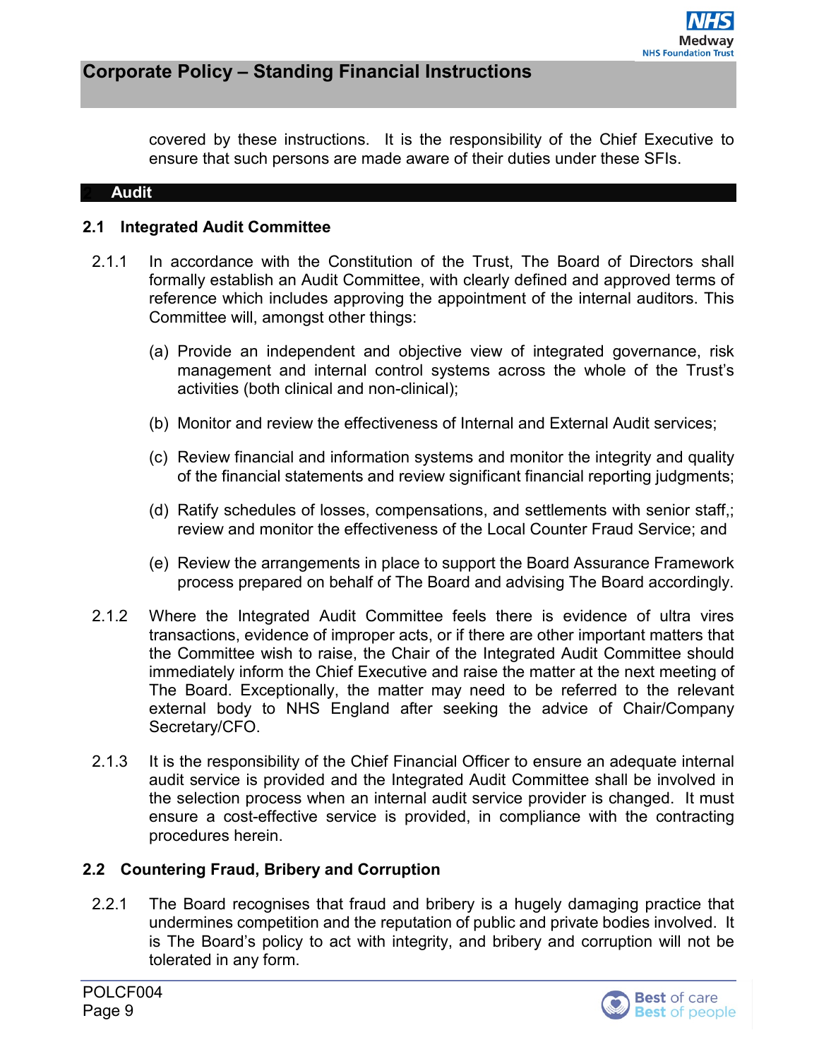covered by these instructions. It is the responsibility of the Chief Executive to ensure that such persons are made aware of their duties under these SFIs.

## 2 Audit

### 2.1 Integrated Audit Committee

2.1.1 In accordance with the Constitution of the Trust, The Board of Directors shall formally establish an Audit Committee, with clearly defined and approved terms of reference which includes approving the appointment of the internal auditors. This Committee will, amongst other things:

(a) Provide an independent and objective view of integrated governance, risk management and internal control systems across the whole of the Trust's activities (both clinical and non-clinical);

(b) Monitor and review the effectiveness of Internal and External Audit services;

(c) Review financial and information systems and monitor the integrity and quality of the financial statements and review significant financial reporting judgments;

(d) Ratify schedules of losses, compensations, and settlements with senior staff,; review and monitor the effectiveness of the Local Counter Fraud Service; and

(e) Review the arrangements in place to support the Board Assurance Framework process prepared on behalf of The Board and advising The Board accordingly.

2.1.2 Where the Integrated Audit Committee feels there is evidence of ultra vires transactions, evidence of improper acts, or if there are other important matters that the Committee wish to raise, the Chair of the Integrated Audit Committee should immediately inform the Chief Executive and raise the matter at the next meeting of The Board. Exceptionally, the matter may need to be referred to the relevant external body to NHS England after seeking the advice of Chair/Company Secretary/CFO.

2.1.3 It is the responsibility of the Chief Financial Officer to ensure an adequate internal audit service is provided and the Integrated Audit Committee shall be involved in the selection process when an internal audit service provider is changed. It must ensure a cost-effective service is provided, in compliance with the contracting procedures herein.

### 2.2 Countering Fraud, Bribery and Corruption

2.2.1 The Board recognises that fraud and bribery is a hugely damaging practice that undermines competition and the reputation of public and private bodies involved. It is The Board's policy to act with integrity, and bribery and corruption will not be tolerated in any form.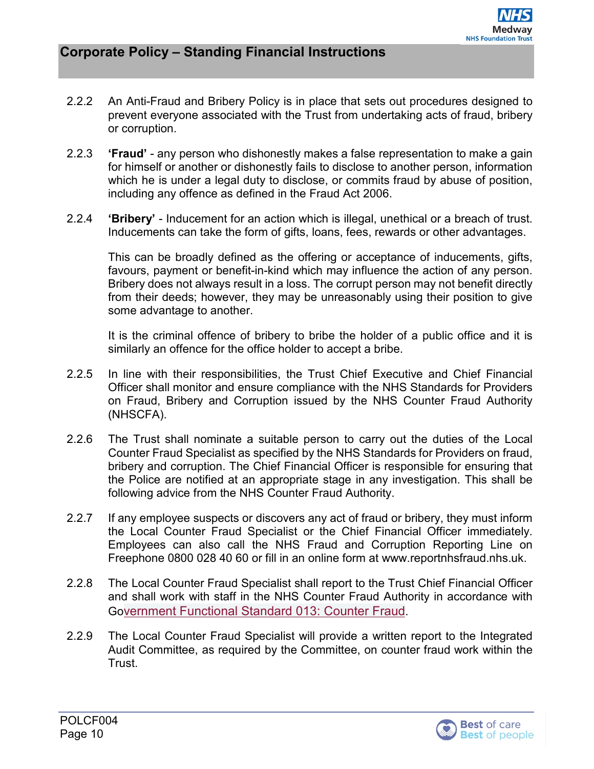2.2.2 An Anti-Fraud and Bribery Policy is in place that sets out procedures designed to prevent everyone associated with the Trust from undertaking acts of fraud, bribery or corruption.

2.2.3 **'Fraud'** - any person who dishonestly makes a false representation to make a gain for himself or another or dishonestly fails to disclose to another person, information which he is under a legal duty to disclose, or commits fraud by abuse of position, including any offence as defined in the Fraud Act 2006.

2.2.4 **'Bribery'** - Inducement for an action which is illegal, unethical or a breach of trust. Inducements can take the form of gifts, loans, fees, rewards or other advantages.

This can be broadly defined as the offering or acceptance of inducements, gifts, favours, payment or benefit-in-kind which may influence the action of any person. Bribery does not always result in a loss. The corrupt person may not benefit directly from their deeds; however, they may be unreasonably using their position to give some advantage to another.

It is the criminal offence of bribery to bribe the holder of a public office and it is similarly an offence for the office holder to accept a bribe.

2.2.5 In line with their responsibilities, the Trust Chief Executive and Chief Financial Officer shall monitor and ensure compliance with the NHS Standards for Providers on Fraud, Bribery and Corruption issued by the NHS Counter Fraud Authority (NHSCFA).

2.2.6 The Trust shall nominate a suitable person to carry out the duties of the Local Counter Fraud Specialist as specified by the NHS Standards for Providers on fraud, bribery and corruption. The Chief Financial Officer is responsible for ensuring that the Police are notified at an appropriate stage in any investigation. This shall be following advice from the NHS Counter Fraud Authority.

2.2.7 If any employee suspects or discovers any act of fraud or bribery, they must inform the Local Counter Fraud Specialist or the Chief Financial Officer immediately. Employees can also call the NHS Fraud and Corruption Reporting Line on Freephone 0800 028 40 60 or fill in an online form at www.reportnhsfraud.nhs.uk.

2.2.8 The Local Counter Fraud Specialist shall report to the Trust Chief Financial Officer and shall work with staff in the NHS Counter Fraud Authority in accordance with Government Functional Standard 013: Counter Fraud.

2.2.9 The Local Counter Fraud Specialist will provide a written report to the Integrated Audit Committee, as required by the Committee, on counter fraud work within the Trust.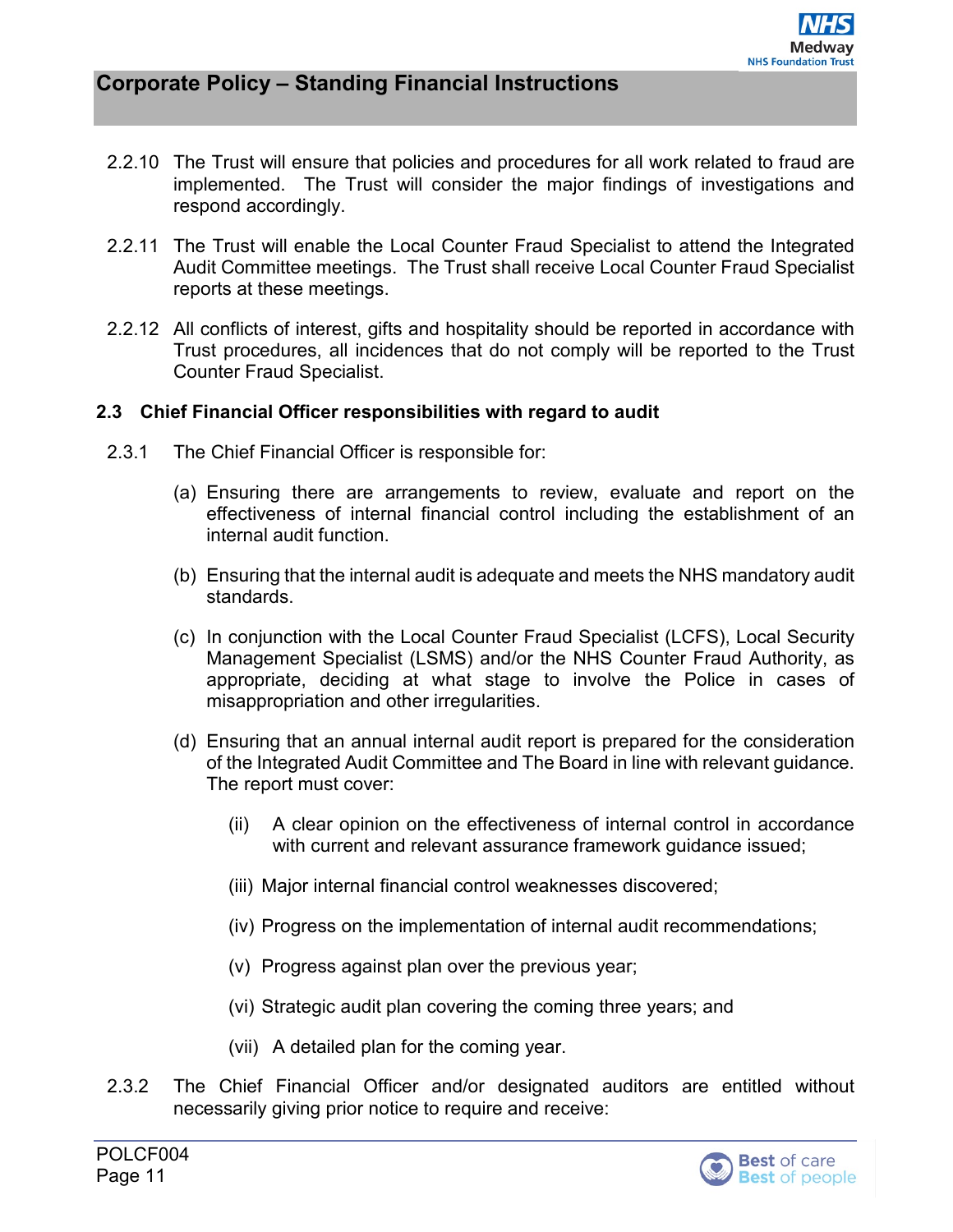2.2.10 The Trust will ensure that policies and procedures for all work related to fraud are implemented. The Trust will consider the major findings of investigations and respond accordingly.

2.2.11 The Trust will enable the Local Counter Fraud Specialist to attend the Integrated Audit Committee meetings. The Trust shall receive Local Counter Fraud Specialist reports at these meetings.

2.2.12 All conflicts of interest, gifts and hospitality should be reported in accordance with Trust procedures, all incidences that do not comply will be reported to the Trust Counter Fraud Specialist.

### 2.3 Chief Financial Officer responsibilities with regard to audit

2.3.1 The Chief Financial Officer is responsible for:

(a) Ensuring there are arrangements to review, evaluate and report on the effectiveness of internal financial control including the establishment of an internal audit function.

(b) Ensuring that the internal audit is adequate and meets the NHS mandatory audit standards.

(c) In conjunction with the Local Counter Fraud Specialist (LCFS), Local Security Management Specialist (LSMS) and/or the NHS Counter Fraud Authority, as appropriate, deciding at what stage to involve the Police in cases of misappropriation and other irregularities.

(d) Ensuring that an annual internal audit report is prepared for the consideration of the Integrated Audit Committee and The Board in line with relevant guidance. The report must cover:

(ii) A clear opinion on the effectiveness of internal control in accordance with current and relevant assurance framework guidance issued;

(iii) Major internal financial control weaknesses discovered;

(iv) Progress on the implementation of internal audit recommendations;

(v) Progress against plan over the previous year;

(vi) Strategic audit plan covering the coming three years; and

(vii) A detailed plan for the coming year.

2.3.2 The Chief Financial Officer and/or designated auditors are entitled without necessarily giving prior notice to require and receive: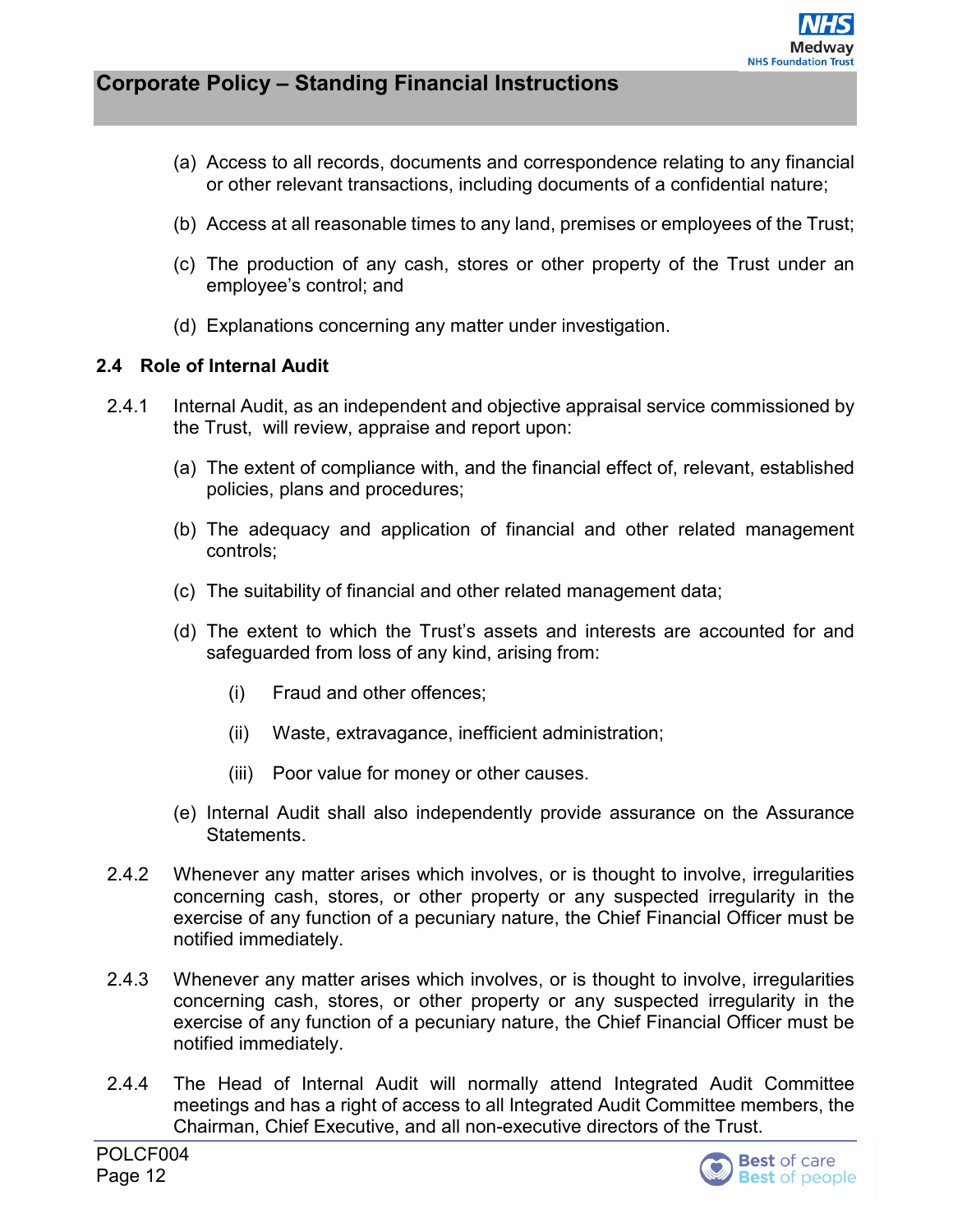(a) Access to all records, documents and correspondence relating to any financial or other relevant transactions, including documents of a confidential nature;

(b) Access at all reasonable times to any land, premises or employees of the Trust;

(c) The production of any cash, stores or other property of the Trust under an employee's control; and

(d) Explanations concerning any matter under investigation.

### 2.4 Role of Internal Audit

2.4.1 Internal Audit, as an independent and objective appraisal service commissioned by the Trust, will review, appraise and report upon:

(a) The extent of compliance with, and the financial effect of, relevant, established policies, plans and procedures;

(b) The adequacy and application of financial and other related management controls;

(c) The suitability of financial and other related management data;

(d) The extent to which the Trust's assets and interests are accounted for and safeguarded from loss of any kind, arising from:

(i) Fraud and other offences;

(ii) Waste, extravagance, inefficient administration;

(iii) Poor value for money or other causes.

(e) Internal Audit shall also independently provide assurance on the Assurance Statements.

2.4.2 Whenever any matter arises which involves, or is thought to involve, irregularities concerning cash, stores, or other property or any suspected irregularity in the exercise of any function of a pecuniary nature, the Chief Financial Officer must be notified immediately.

2.4.3 Whenever any matter arises which involves, or is thought to involve, irregularities concerning cash, stores, or other property or any suspected irregularity in the exercise of any function of a pecuniary nature, the Chief Financial Officer must be notified immediately.

2.4.4 The Head of Internal Audit will normally attend Integrated Audit Committee meetings and has a right of access to all Integrated Audit Committee members, the Chairman, Chief Executive, and all non-executive directors of the Trust.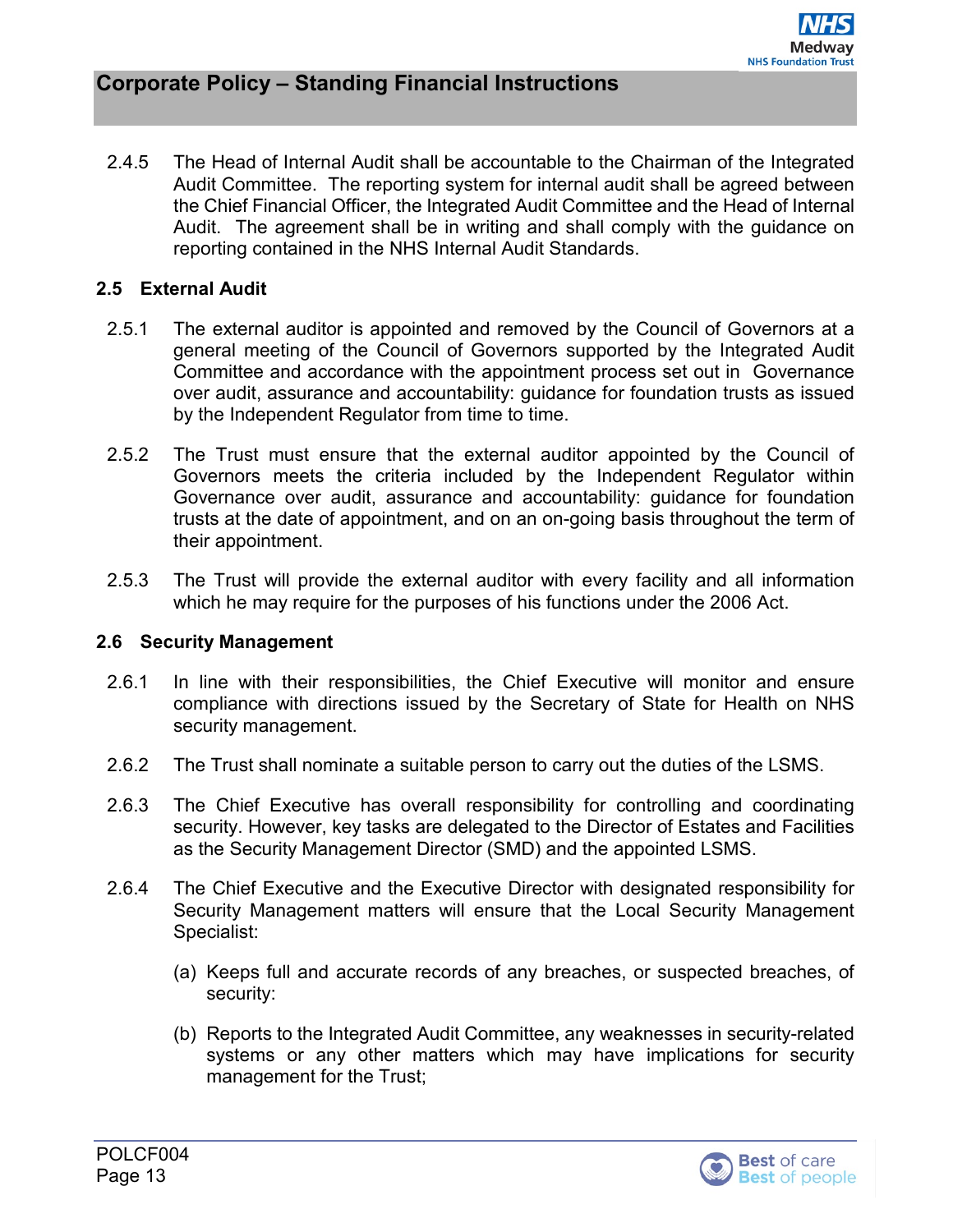2.4.5 The Head of Internal Audit shall be accountable to the Chairman of the Integrated Audit Committee. The reporting system for internal audit shall be agreed between the Chief Financial Officer, the Integrated Audit Committee and the Head of Internal Audit. The agreement shall be in writing and shall comply with the guidance on reporting contained in the NHS Internal Audit Standards.

### 2.5 External Audit

2.5.1 The external auditor is appointed and removed by the Council of Governors at a general meeting of the Council of Governors supported by the Integrated Audit Committee and accordance with the appointment process set out in Governance over audit, assurance and accountability: guidance for foundation trusts as issued by the Independent Regulator from time to time.

2.5.2 The Trust must ensure that the external auditor appointed by the Council of Governors meets the criteria included by the Independent Regulator within Governance over audit, assurance and accountability: guidance for foundation trusts at the date of appointment, and on an on-going basis throughout the term of their appointment.

2.5.3 The Trust will provide the external auditor with every facility and all information which he may require for the purposes of his functions under the 2006 Act.

### 2.6 Security Management

2.6.1 In line with their responsibilities, the Chief Executive will monitor and ensure compliance with directions issued by the Secretary of State for Health on NHS security management.

2.6.2 The Trust shall nominate a suitable person to carry out the duties of the LSMS.

2.6.3 The Chief Executive has overall responsibility for controlling and coordinating security. However, key tasks are delegated to the Director of Estates and Facilities as the Security Management Director (SMD) and the appointed LSMS.

2.6.4 The Chief Executive and the Executive Director with designated responsibility for Security Management matters will ensure that the Local Security Management Specialist:

(a) Keeps full and accurate records of any breaches, or suspected breaches, of security:

(b) Reports to the Integrated Audit Committee, any weaknesses in security-related systems or any other matters which may have implications for security management for the Trust;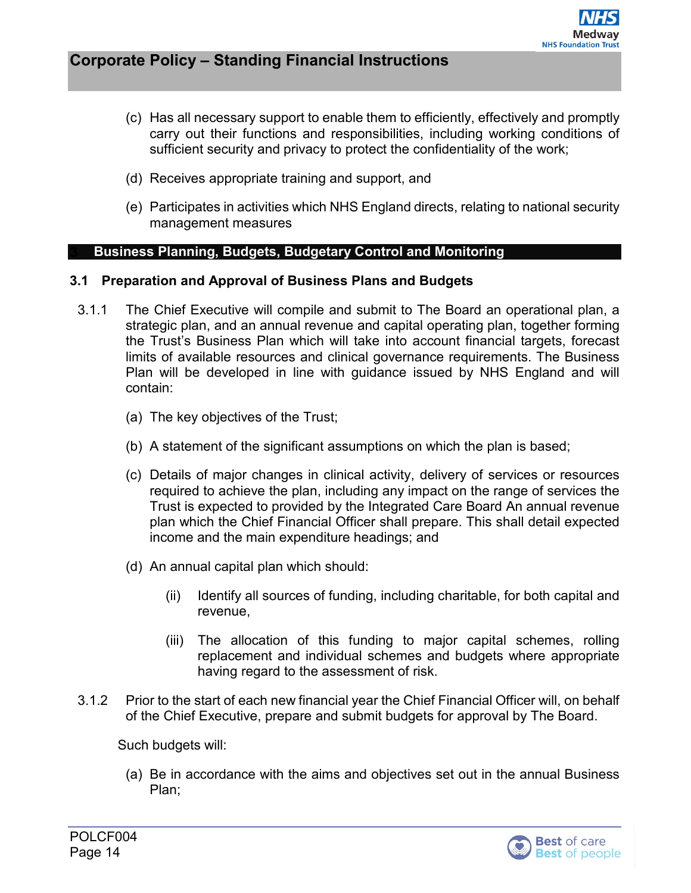(c) Has all necessary support to enable them to efficiently, effectively and promptly carry out their functions and responsibilities, including working conditions of sufficient security and privacy to protect the confidentiality of the work;

(d) Receives appropriate training and support, and

(e) Participates in activities which NHS England directs, relating to national security management measures

## 3 Business Planning, Budgets, Budgetary Control and Monitoring

### 3.1 Preparation and Approval of Business Plans and Budgets

3.1.1 The Chief Executive will compile and submit to The Board an operational plan, a strategic plan, and an annual revenue and capital operating plan, together forming the Trust's Business Plan which will take into account financial targets, forecast limits of available resources and clinical governance requirements. The Business Plan will be developed in line with guidance issued by NHS England and will contain:

(a) The key objectives of the Trust;

(b) A statement of the significant assumptions on which the plan is based;

(c) Details of major changes in clinical activity, delivery of services or resources required to achieve the plan, including any impact on the range of services the Trust is expected to provided by the Integrated Care Board An annual revenue plan which the Chief Financial Officer shall prepare. This shall detail expected income and the main expenditure headings; and

(d) An annual capital plan which should:

(ii) Identify all sources of funding, including charitable, for both capital and revenue,

(iii) The allocation of this funding to major capital schemes, rolling replacement and individual schemes and budgets where appropriate having regard to the assessment of risk.

3.1.2 Prior to the start of each new financial year the Chief Financial Officer will, on behalf of the Chief Executive, prepare and submit budgets for approval by The Board.

Such budgets will:

(a) Be in accordance with the aims and objectives set out in the annual Business Plan;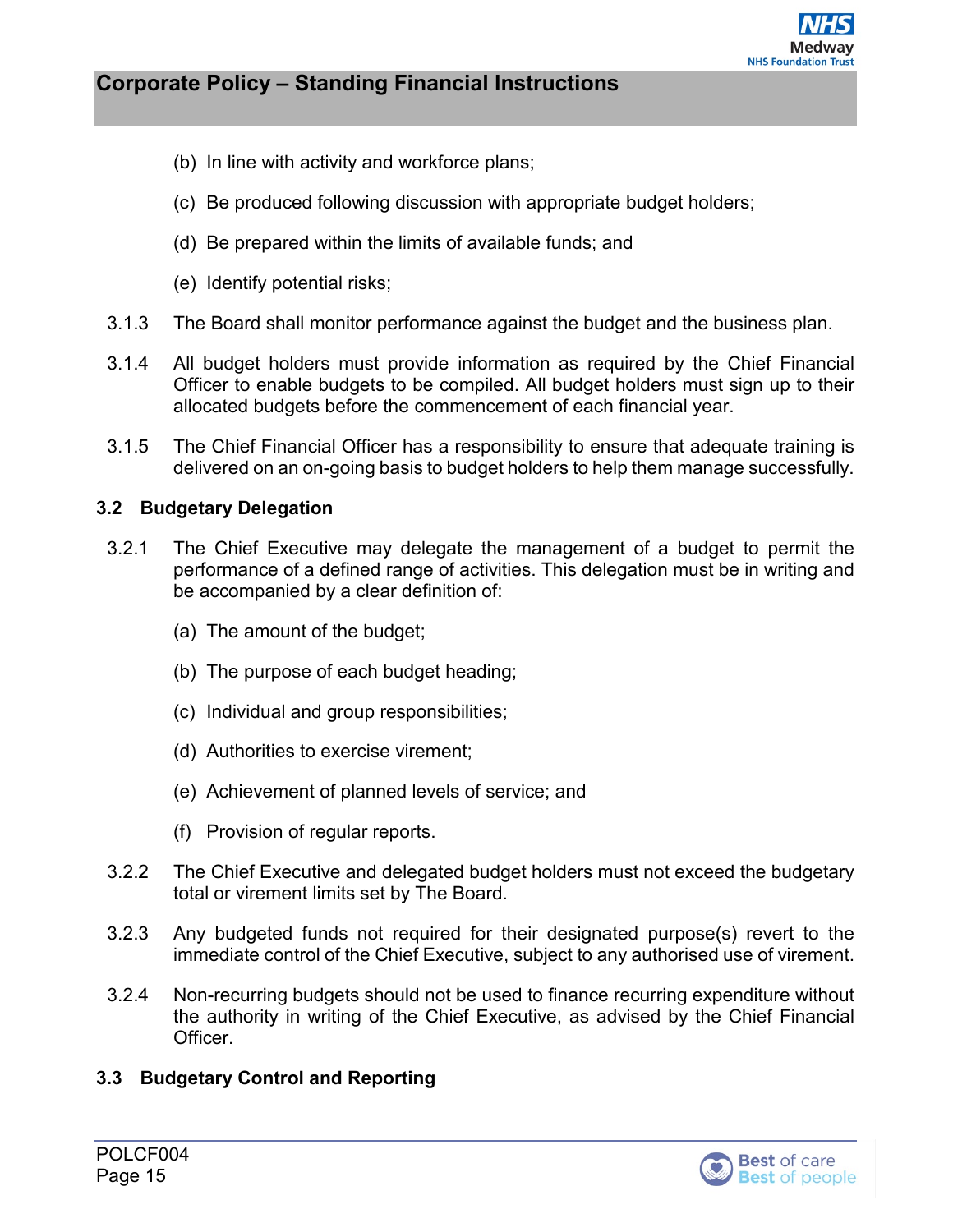(b) In line with activity and workforce plans;

(c) Be produced following discussion with appropriate budget holders;

(d) Be prepared within the limits of available funds; and

(e) Identify potential risks;

3.1.3 The Board shall monitor performance against the budget and the business plan.

3.1.4 All budget holders must provide information as required by the Chief Financial Officer to enable budgets to be compiled. All budget holders must sign up to their allocated budgets before the commencement of each financial year.

3.1.5 The Chief Financial Officer has a responsibility to ensure that adequate training is delivered on an on-going basis to budget holders to help them manage successfully.

### 3.2 Budgetary Delegation

3.2.1 The Chief Executive may delegate the management of a budget to permit the performance of a defined range of activities. This delegation must be in writing and be accompanied by a clear definition of:

(a) The amount of the budget;

(b) The purpose of each budget heading;

(c) Individual and group responsibilities;

(d) Authorities to exercise virement;

(e) Achievement of planned levels of service; and

(f) Provision of regular reports.

3.2.2 The Chief Executive and delegated budget holders must not exceed the budgetary total or virement limits set by The Board.

3.2.3 Any budgeted funds not required for their designated purpose(s) revert to the immediate control of the Chief Executive, subject to any authorised use of virement.

3.2.4 Non-recurring budgets should not be used to finance recurring expenditure without the authority in writing of the Chief Executive, as advised by the Chief Financial Officer.

### 3.3 Budgetary Control and Reporting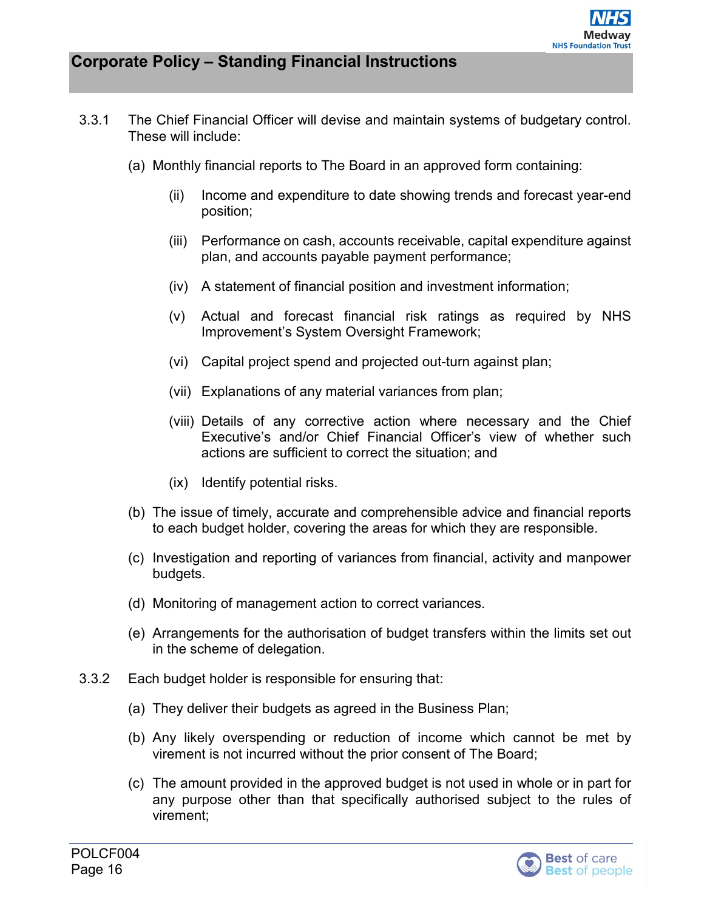3.3.1 The Chief Financial Officer will devise and maintain systems of budgetary control. These will include:

(a) Monthly financial reports to The Board in an approved form containing:

(ii) Income and expenditure to date showing trends and forecast year-end position;

(iii) Performance on cash, accounts receivable, capital expenditure against plan, and accounts payable payment performance;

(iv) A statement of financial position and investment information;

(v) Actual and forecast financial risk ratings as required by NHS Improvement's System Oversight Framework;

(vi) Capital project spend and projected out-turn against plan;

(vii) Explanations of any material variances from plan;

(viii) Details of any corrective action where necessary and the Chief Executive's and/or Chief Financial Officer's view of whether such actions are sufficient to correct the situation; and

(ix) Identify potential risks.

(b) The issue of timely, accurate and comprehensible advice and financial reports to each budget holder, covering the areas for which they are responsible.

(c) Investigation and reporting of variances from financial, activity and manpower budgets.

(d) Monitoring of management action to correct variances.

(e) Arrangements for the authorisation of budget transfers within the limits set out in the scheme of delegation.

3.3.2 Each budget holder is responsible for ensuring that:

(a) They deliver their budgets as agreed in the Business Plan;

(b) Any likely overspending or reduction of income which cannot be met by virement is not incurred without the prior consent of The Board;

(c) The amount provided in the approved budget is not used in whole or in part for any purpose other than that specifically authorised subject to the rules of virement;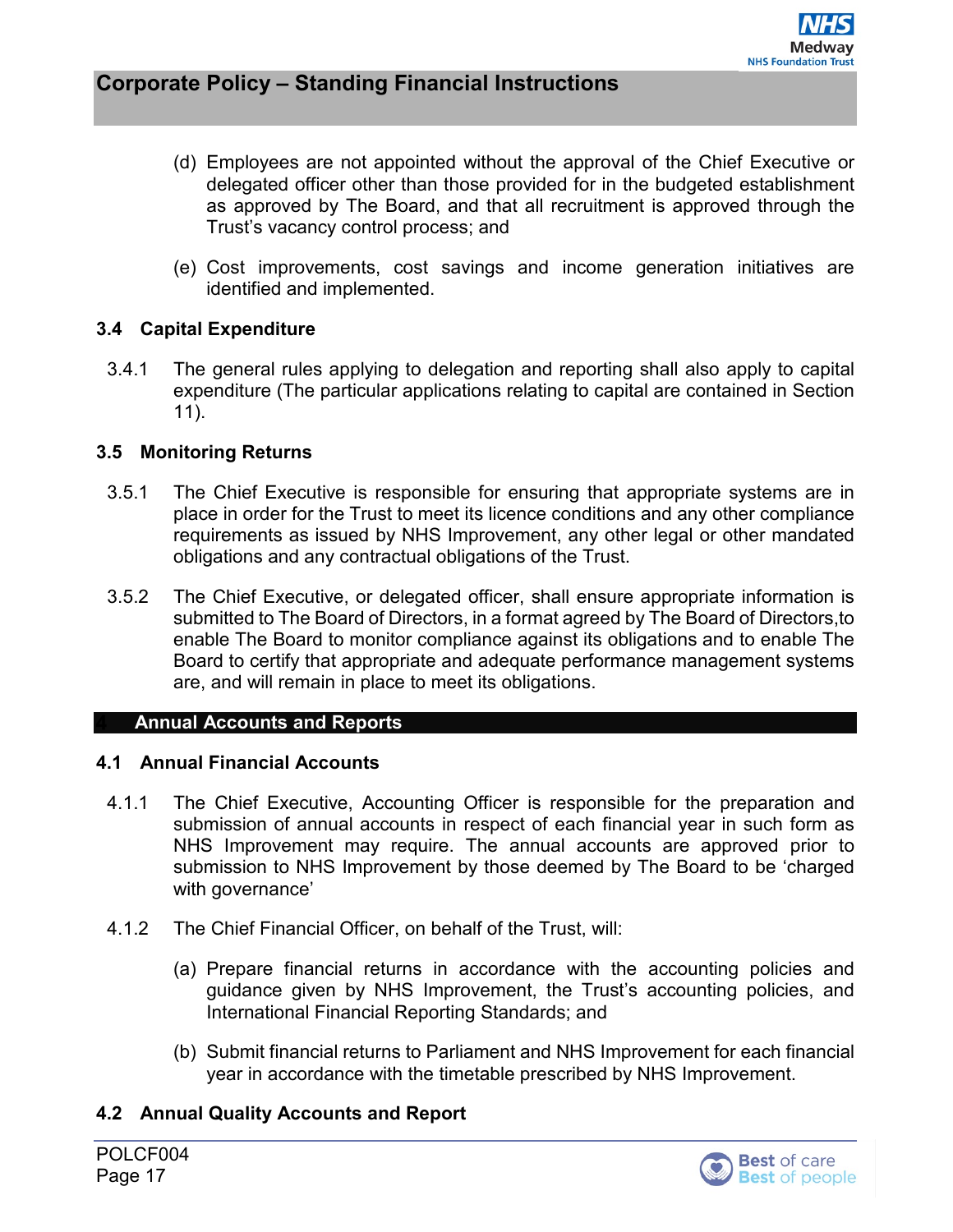(d) Employees are not appointed without the approval of the Chief Executive or delegated officer other than those provided for in the budgeted establishment as approved by The Board, and that all recruitment is approved through the Trust's vacancy control process; and

(e) Cost improvements, cost savings and income generation initiatives are identified and implemented.

### 3.4 Capital Expenditure

3.4.1 The general rules applying to delegation and reporting shall also apply to capital expenditure (The particular applications relating to capital are contained in Section 11).

### 3.5 Monitoring Returns

3.5.1 The Chief Executive is responsible for ensuring that appropriate systems are in place in order for the Trust to meet its licence conditions and any other compliance requirements as issued by NHS Improvement, any other legal or other mandated obligations and any contractual obligations of the Trust.

3.5.2 The Chief Executive, or delegated officer, shall ensure appropriate information is submitted to The Board of Directors, in a format agreed by The Board of Directors,to enable The Board to monitor compliance against its obligations and to enable The Board to certify that appropriate and adequate performance management systems are, and will remain in place to meet its obligations.

## 4 Annual Accounts and Reports

### 4.1 Annual Financial Accounts

4.1.1 The Chief Executive, Accounting Officer is responsible for the preparation and submission of annual accounts in respect of each financial year in such form as NHS Improvement may require. The annual accounts are approved prior to submission to NHS Improvement by those deemed by The Board to be 'charged with governance'

4.1.2 The Chief Financial Officer, on behalf of the Trust, will:

(a) Prepare financial returns in accordance with the accounting policies and guidance given by NHS Improvement, the Trust's accounting policies, and International Financial Reporting Standards; and

(b) Submit financial returns to Parliament and NHS Improvement for each financial year in accordance with the timetable prescribed by NHS Improvement.

### 4.2 Annual Quality Accounts and Report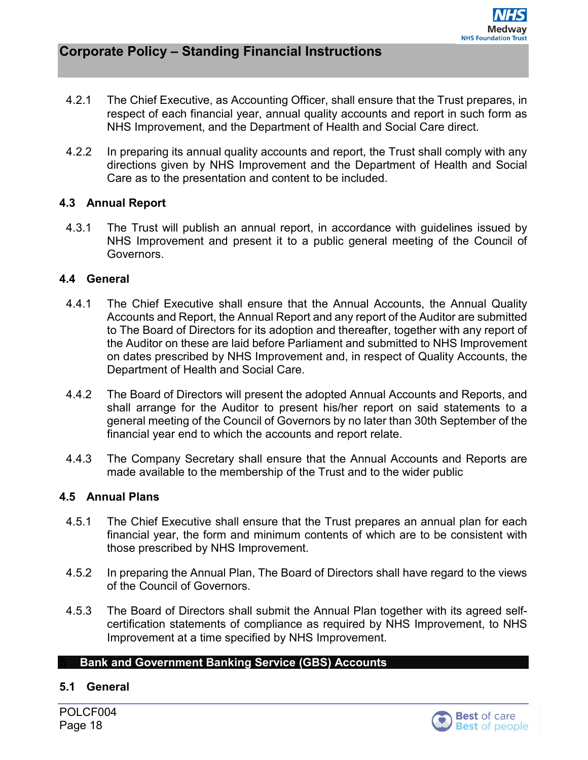4.2.1 The Chief Executive, as Accounting Officer, shall ensure that the Trust prepares, in respect of each financial year, annual quality accounts and report in such form as NHS Improvement, and the Department of Health and Social Care direct.

4.2.2 In preparing its annual quality accounts and report, the Trust shall comply with any directions given by NHS Improvement and the Department of Health and Social Care as to the presentation and content to be included.

### 4.3 Annual Report

4.3.1 The Trust will publish an annual report, in accordance with guidelines issued by NHS Improvement and present it to a public general meeting of the Council of Governors.

### 4.4 General

4.4.1 The Chief Executive shall ensure that the Annual Accounts, the Annual Quality Accounts and Report, the Annual Report and any report of the Auditor are submitted to The Board of Directors for its adoption and thereafter, together with any report of the Auditor on these are laid before Parliament and submitted to NHS Improvement on dates prescribed by NHS Improvement and, in respect of Quality Accounts, the Department of Health and Social Care.

4.4.2 The Board of Directors will present the adopted Annual Accounts and Reports, and shall arrange for the Auditor to present his/her report on said statements to a general meeting of the Council of Governors by no later than 30th September of the financial year end to which the accounts and report relate.

4.4.3 The Company Secretary shall ensure that the Annual Accounts and Reports are made available to the membership of the Trust and to the wider public

### 4.5 Annual Plans

4.5.1 The Chief Executive shall ensure that the Trust prepares an annual plan for each financial year, the form and minimum contents of which are to be consistent with those prescribed by NHS Improvement.

4.5.2 In preparing the Annual Plan, The Board of Directors shall have regard to the views of the Council of Governors.

4.5.3 The Board of Directors shall submit the Annual Plan together with its agreed self-certification statements of compliance as required by NHS Improvement, to NHS Improvement at a time specified by NHS Improvement.

## 5 Bank and Government Banking Service (GBS) Accounts

### 5.1 General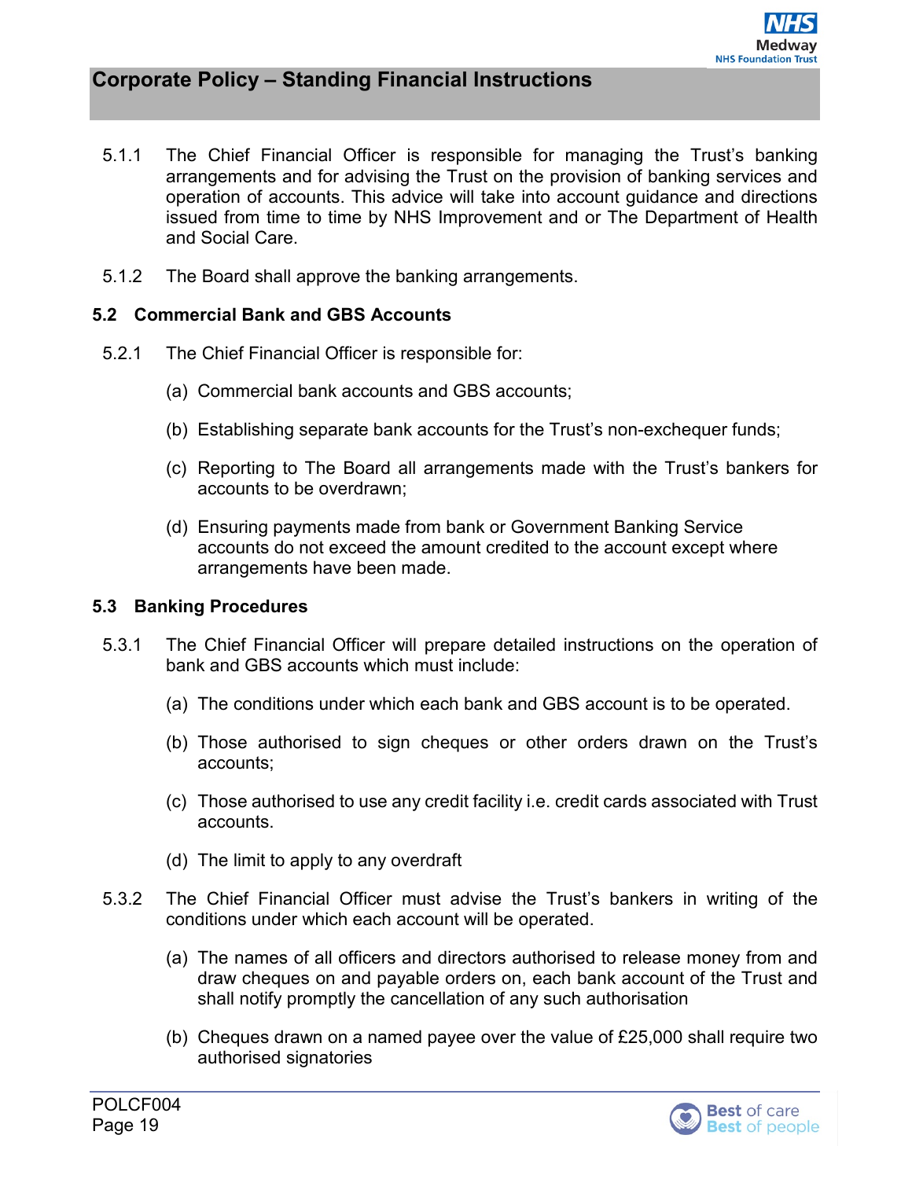5.1.1 The Chief Financial Officer is responsible for managing the Trust's banking arrangements and for advising the Trust on the provision of banking services and operation of accounts. This advice will take into account guidance and directions issued from time to time by NHS Improvement and or The Department of Health and Social Care.

5.1.2 The Board shall approve the banking arrangements.

### 5.2 Commercial Bank and GBS Accounts

5.2.1 The Chief Financial Officer is responsible for:

(a) Commercial bank accounts and GBS accounts;

(b) Establishing separate bank accounts for the Trust's non-exchequer funds;

(c) Reporting to The Board all arrangements made with the Trust's bankers for accounts to be overdrawn;

(d) Ensuring payments made from bank or Government Banking Service accounts do not exceed the amount credited to the account except where arrangements have been made.

### 5.3 Banking Procedures

5.3.1 The Chief Financial Officer will prepare detailed instructions on the operation of bank and GBS accounts which must include:

(a) The conditions under which each bank and GBS account is to be operated.

(b) Those authorised to sign cheques or other orders drawn on the Trust's accounts;

(c) Those authorised to use any credit facility i.e. credit cards associated with Trust accounts.

(d) The limit to apply to any overdraft

5.3.2 The Chief Financial Officer must advise the Trust's bankers in writing of the conditions under which each account will be operated.

(a) The names of all officers and directors authorised to release money from and draw cheques on and payable orders on, each bank account of the Trust and shall notify promptly the cancellation of any such authorisation

(b) Cheques drawn on a named payee over the value of £25,000 shall require two authorised signatories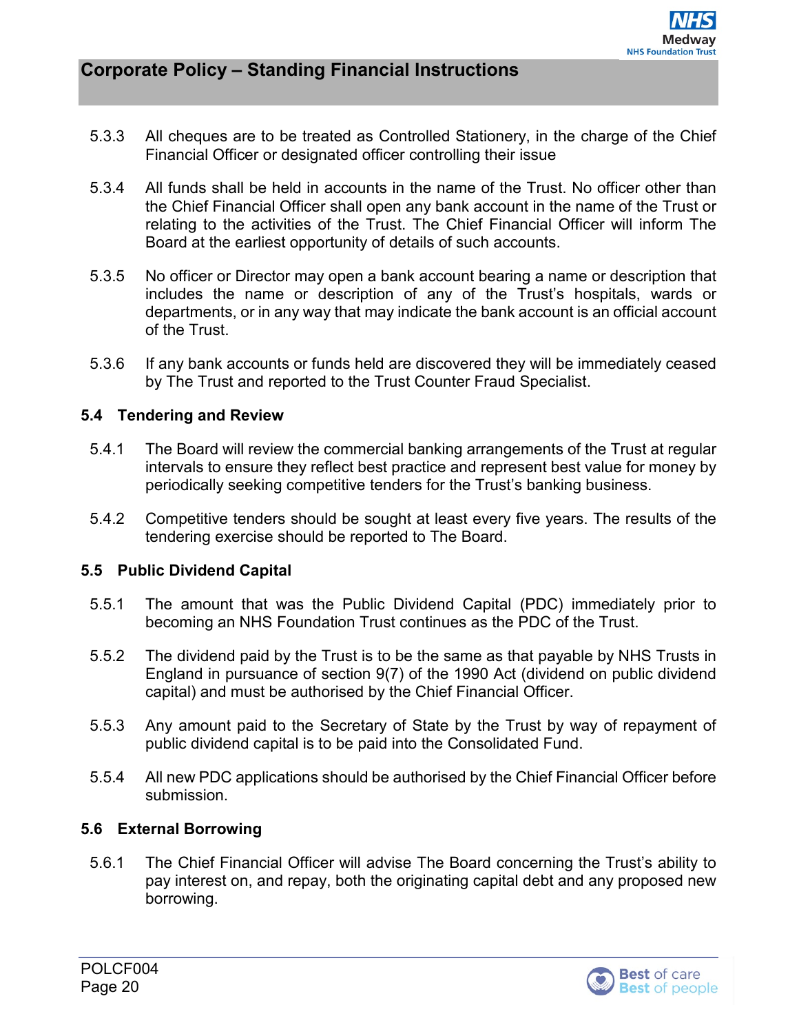5.3.3 All cheques are to be treated as Controlled Stationery, in the charge of the Chief Financial Officer or designated officer controlling their issue

5.3.4 All funds shall be held in accounts in the name of the Trust. No officer other than the Chief Financial Officer shall open any bank account in the name of the Trust or relating to the activities of the Trust. The Chief Financial Officer will inform The Board at the earliest opportunity of details of such accounts.

5.3.5 No officer or Director may open a bank account bearing a name or description that includes the name or description of any of the Trust's hospitals, wards or departments, or in any way that may indicate the bank account is an official account of the Trust.

5.3.6 If any bank accounts or funds held are discovered they will be immediately ceased by The Trust and reported to the Trust Counter Fraud Specialist.

### 5.4 Tendering and Review

5.4.1 The Board will review the commercial banking arrangements of the Trust at regular intervals to ensure they reflect best practice and represent best value for money by periodically seeking competitive tenders for the Trust's banking business.

5.4.2 Competitive tenders should be sought at least every five years. The results of the tendering exercise should be reported to The Board.

### 5.5 Public Dividend Capital

5.5.1 The amount that was the Public Dividend Capital (PDC) immediately prior to becoming an NHS Foundation Trust continues as the PDC of the Trust.

5.5.2 The dividend paid by the Trust is to be the same as that payable by NHS Trusts in England in pursuance of section 9(7) of the 1990 Act (dividend on public dividend capital) and must be authorised by the Chief Financial Officer.

5.5.3 Any amount paid to the Secretary of State by the Trust by way of repayment of public dividend capital is to be paid into the Consolidated Fund.

5.5.4 All new PDC applications should be authorised by the Chief Financial Officer before submission.

### 5.6 External Borrowing

5.6.1 The Chief Financial Officer will advise The Board concerning the Trust's ability to pay interest on, and repay, both the originating capital debt and any proposed new borrowing.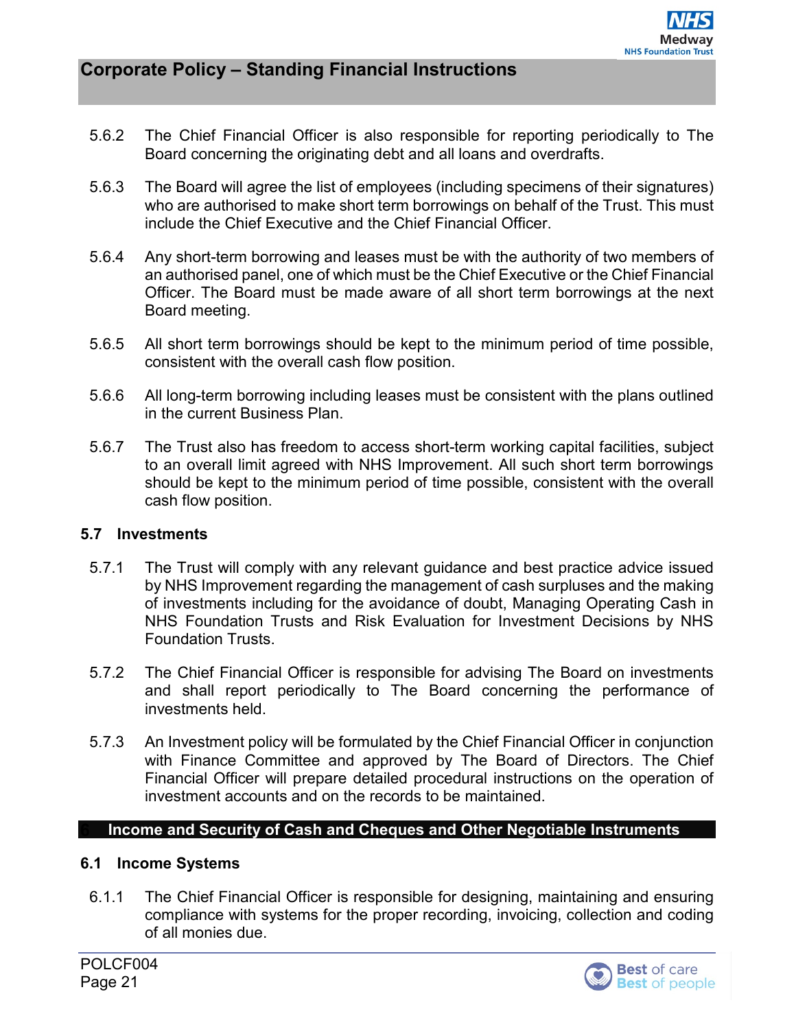5.6.2 The Chief Financial Officer is also responsible for reporting periodically to The Board concerning the originating debt and all loans and overdrafts.

5.6.3 The Board will agree the list of employees (including specimens of their signatures) who are authorised to make short term borrowings on behalf of the Trust. This must include the Chief Executive and the Chief Financial Officer.

5.6.4 Any short-term borrowing and leases must be with the authority of two members of an authorised panel, one of which must be the Chief Executive or the Chief Financial Officer. The Board must be made aware of all short term borrowings at the next Board meeting.

5.6.5 All short term borrowings should be kept to the minimum period of time possible, consistent with the overall cash flow position.

5.6.6 All long-term borrowing including leases must be consistent with the plans outlined in the current Business Plan.

5.6.7 The Trust also has freedom to access short-term working capital facilities, subject to an overall limit agreed with NHS Improvement. All such short term borrowings should be kept to the minimum period of time possible, consistent with the overall cash flow position.

### 5.7 Investments

5.7.1 The Trust will comply with any relevant guidance and best practice advice issued by NHS Improvement regarding the management of cash surpluses and the making of investments including for the avoidance of doubt, Managing Operating Cash in NHS Foundation Trusts and Risk Evaluation for Investment Decisions by NHS Foundation Trusts.

5.7.2 The Chief Financial Officer is responsible for advising The Board on investments and shall report periodically to The Board concerning the performance of investments held.

5.7.3 An Investment policy will be formulated by the Chief Financial Officer in conjunction with Finance Committee and approved by The Board of Directors. The Chief Financial Officer will prepare detailed procedural instructions on the operation of investment accounts and on the records to be maintained.

## 6 Income and Security of Cash and Cheques and Other Negotiable Instruments

### 6.1 Income Systems

6.1.1 The Chief Financial Officer is responsible for designing, maintaining and ensuring compliance with systems for the proper recording, invoicing, collection and coding of all monies due.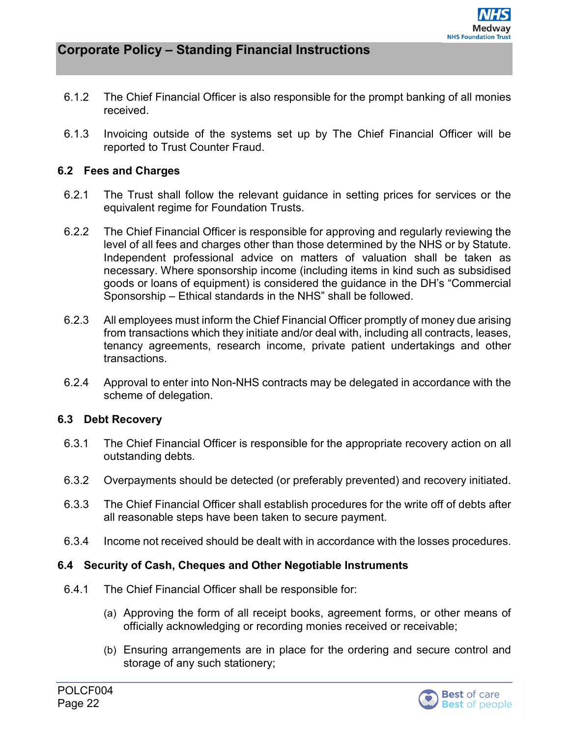6.1.2 The Chief Financial Officer is also responsible for the prompt banking of all monies received.

6.1.3 Invoicing outside of the systems set up by The Chief Financial Officer will be reported to Trust Counter Fraud.

### 6.2 Fees and Charges

6.2.1 The Trust shall follow the relevant guidance in setting prices for services or the equivalent regime for Foundation Trusts.

6.2.2 The Chief Financial Officer is responsible for approving and regularly reviewing the level of all fees and charges other than those determined by the NHS or by Statute. Independent professional advice on matters of valuation shall be taken as necessary. Where sponsorship income (including items in kind such as subsidised goods or loans of equipment) is considered the guidance in the DH's "Commercial Sponsorship – Ethical standards in the NHS" shall be followed.

6.2.3 All employees must inform the Chief Financial Officer promptly of money due arising from transactions which they initiate and/or deal with, including all contracts, leases, tenancy agreements, research income, private patient undertakings and other transactions.

6.2.4 Approval to enter into Non-NHS contracts may be delegated in accordance with the scheme of delegation.

### 6.3 Debt Recovery

6.3.1 The Chief Financial Officer is responsible for the appropriate recovery action on all outstanding debts.

6.3.2 Overpayments should be detected (or preferably prevented) and recovery initiated.

6.3.3 The Chief Financial Officer shall establish procedures for the write off of debts after all reasonable steps have been taken to secure payment.

6.3.4 Income not received should be dealt with in accordance with the losses procedures.

### 6.4 Security of Cash, Cheques and Other Negotiable Instruments

6.4.1 The Chief Financial Officer shall be responsible for:

(a) Approving the form of all receipt books, agreement forms, or other means of officially acknowledging or recording monies received or receivable;

(b) Ensuring arrangements are in place for the ordering and secure control and storage of any such stationery;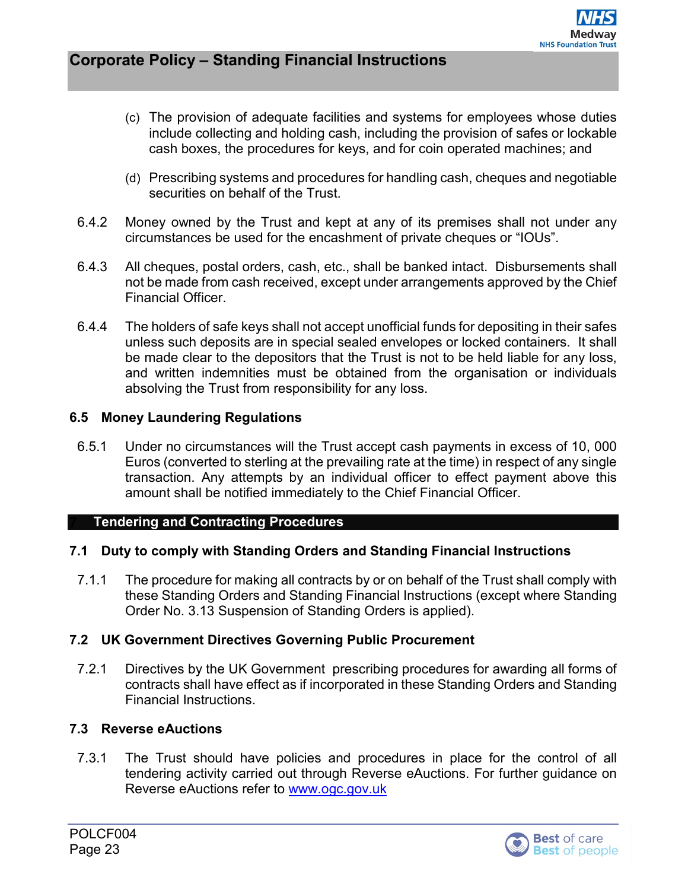(c) The provision of adequate facilities and systems for employees whose duties include collecting and holding cash, including the provision of safes or lockable cash boxes, the procedures for keys, and for coin operated machines; and

(d) Prescribing systems and procedures for handling cash, cheques and negotiable securities on behalf of the Trust.

6.4.2 Money owned by the Trust and kept at any of its premises shall not under any circumstances be used for the encashment of private cheques or "IOUs".

6.4.3 All cheques, postal orders, cash, etc., shall be banked intact. Disbursements shall not be made from cash received, except under arrangements approved by the Chief Financial Officer.

6.4.4 The holders of safe keys shall not accept unofficial funds for depositing in their safes unless such deposits are in special sealed envelopes or locked containers. It shall be made clear to the depositors that the Trust is not to be held liable for any loss, and written indemnities must be obtained from the organisation or individuals absolving the Trust from responsibility for any loss.

### 6.5 Money Laundering Regulations

6.5.1 Under no circumstances will the Trust accept cash payments in excess of 10, 000 Euros (converted to sterling at the prevailing rate at the time) in respect of any single transaction. Any attempts by an individual officer to effect payment above this amount shall be notified immediately to the Chief Financial Officer.

## 7 Tendering and Contracting Procedures

### 7.1 Duty to comply with Standing Orders and Standing Financial Instructions

7.1.1 The procedure for making all contracts by or on behalf of the Trust shall comply with these Standing Orders and Standing Financial Instructions (except where Standing Order No. 3.13 Suspension of Standing Orders is applied).

### 7.2 UK Government Directives Governing Public Procurement

7.2.1 Directives by the UK Government prescribing procedures for awarding all forms of contracts shall have effect as if incorporated in these Standing Orders and Standing Financial Instructions.

### 7.3 Reverse eAuctions

7.3.1 The Trust should have policies and procedures in place for the control of all tendering activity carried out through Reverse eAuctions. For further guidance on Reverse eAuctions refer to [www.ogc.gov.uk](http://www.ogc.gov.uk)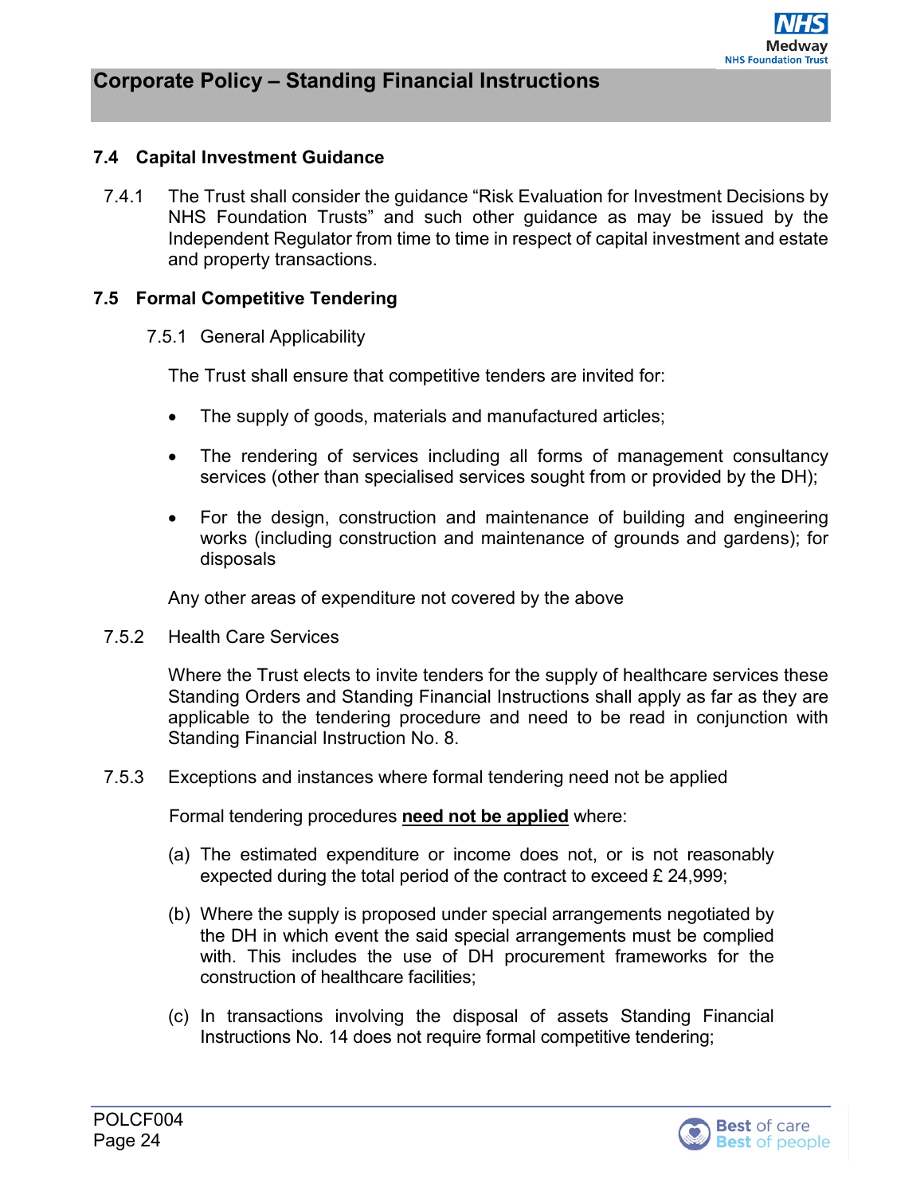### 7.4 Capital Investment Guidance

7.4.1 The Trust shall consider the guidance "Risk Evaluation for Investment Decisions by NHS Foundation Trusts" and such other guidance as may be issued by the Independent Regulator from time to time in respect of capital investment and estate and property transactions.

### 7.5 Formal Competitive Tendering

7.5.1 General Applicability

The Trust shall ensure that competitive tenders are invited for:

- The supply of goods, materials and manufactured articles;
- The rendering of services including all forms of management consultancy services (other than specialised services sought from or provided by the DH);
- For the design, construction and maintenance of building and engineering works (including construction and maintenance of grounds and gardens); for disposals

Any other areas of expenditure not covered by the above

7.5.2 Health Care Services

Where the Trust elects to invite tenders for the supply of healthcare services these Standing Orders and Standing Financial Instructions shall apply as far as they are applicable to the tendering procedure and need to be read in conjunction with Standing Financial Instruction No. 8.

7.5.3 Exceptions and instances where formal tendering need not be applied

Formal tendering procedures **need not be applied** where:

(a) The estimated expenditure or income does not, or is not reasonably expected during the total period of the contract to exceed £ 24,999;

(b) Where the supply is proposed under special arrangements negotiated by the DH in which event the said special arrangements must be complied with. This includes the use of DH procurement frameworks for the construction of healthcare facilities;

(c) In transactions involving the disposal of assets Standing Financial Instructions No. 14 does not require formal competitive tendering;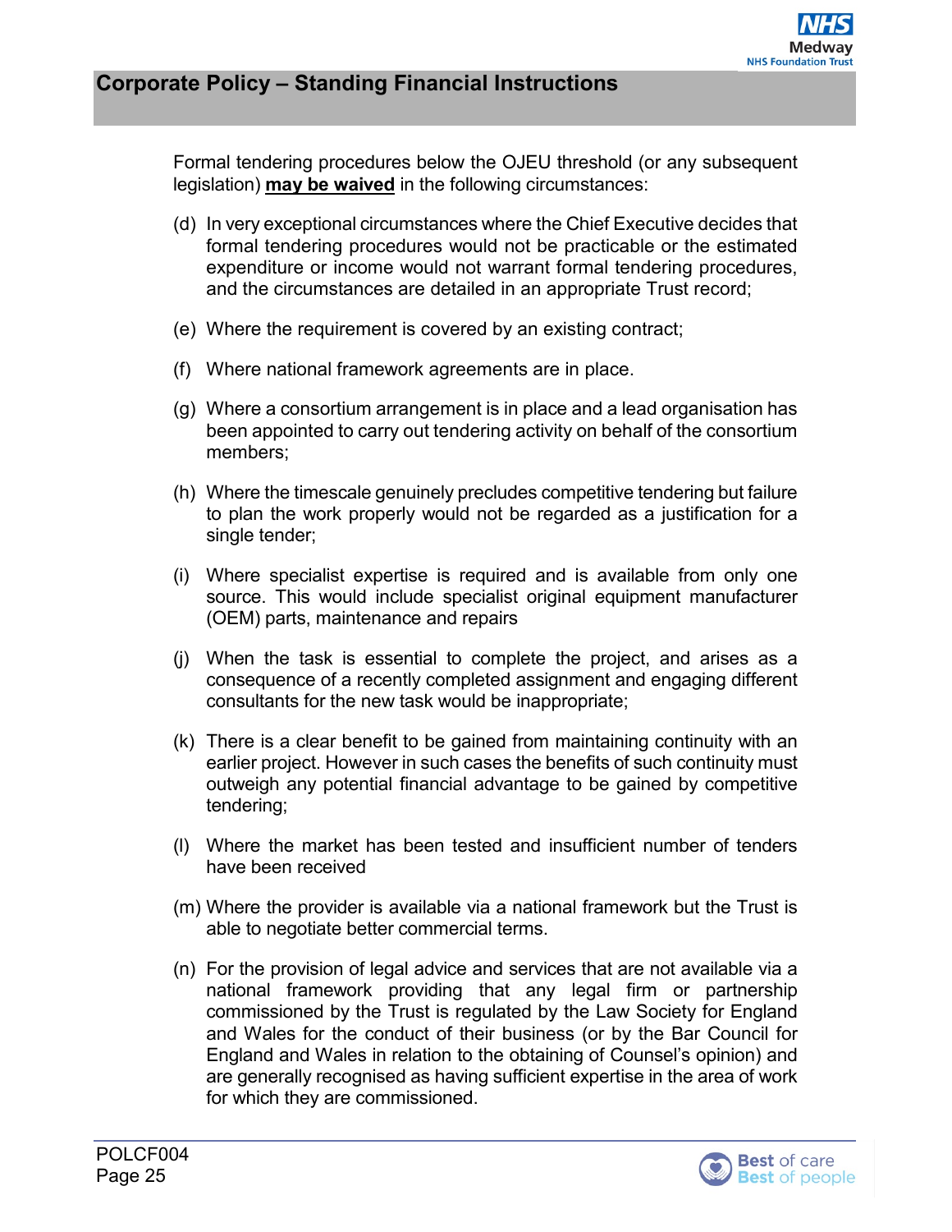Formal tendering procedures below the OJEU threshold (or any subsequent legislation) **may be waived** in the following circumstances:

(d) In very exceptional circumstances where the Chief Executive decides that formal tendering procedures would not be practicable or the estimated expenditure or income would not warrant formal tendering procedures, and the circumstances are detailed in an appropriate Trust record;

(e) Where the requirement is covered by an existing contract;

(f) Where national framework agreements are in place.

(g) Where a consortium arrangement is in place and a lead organisation has been appointed to carry out tendering activity on behalf of the consortium members;

(h) Where the timescale genuinely precludes competitive tendering but failure to plan the work properly would not be regarded as a justification for a single tender;

(i) Where specialist expertise is required and is available from only one source. This would include specialist original equipment manufacturer (OEM) parts, maintenance and repairs

(j) When the task is essential to complete the project, and arises as a consequence of a recently completed assignment and engaging different consultants for the new task would be inappropriate;

(k) There is a clear benefit to be gained from maintaining continuity with an earlier project. However in such cases the benefits of such continuity must outweigh any potential financial advantage to be gained by competitive tendering;

(l) Where the market has been tested and insufficient number of tenders have been received

(m) Where the provider is available via a national framework but the Trust is able to negotiate better commercial terms.

(n) For the provision of legal advice and services that are not available via a national framework providing that any legal firm or partnership commissioned by the Trust is regulated by the Law Society for England and Wales for the conduct of their business (or by the Bar Council for England and Wales in relation to the obtaining of Counsel's opinion) and are generally recognised as having sufficient expertise in the area of work for which they are commissioned.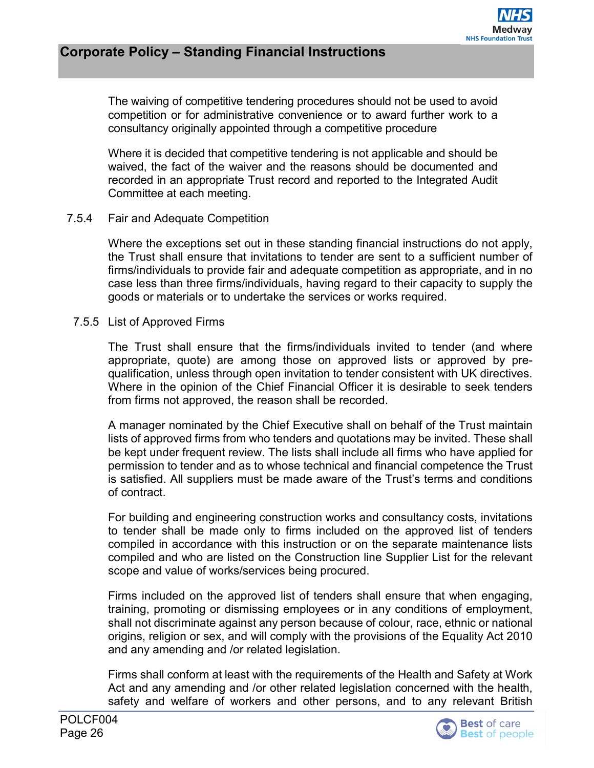The waiving of competitive tendering procedures should not be used to avoid competition or for administrative convenience or to award further work to a consultancy originally appointed through a competitive procedure

Where it is decided that competitive tendering is not applicable and should be waived, the fact of the waiver and the reasons should be documented and recorded in an appropriate Trust record and reported to the Integrated Audit Committee at each meeting.

7.5.4 Fair and Adequate Competition

Where the exceptions set out in these standing financial instructions do not apply, the Trust shall ensure that invitations to tender are sent to a sufficient number of firms/individuals to provide fair and adequate competition as appropriate, and in no case less than three firms/individuals, having regard to their capacity to supply the goods or materials or to undertake the services or works required.

7.5.5 List of Approved Firms

The Trust shall ensure that the firms/individuals invited to tender (and where appropriate, quote) are among those on approved lists or approved by pre-qualification, unless through open invitation to tender consistent with UK directives. Where in the opinion of the Chief Financial Officer it is desirable to seek tenders from firms not approved, the reason shall be recorded.

A manager nominated by the Chief Executive shall on behalf of the Trust maintain lists of approved firms from who tenders and quotations may be invited. These shall be kept under frequent review. The lists shall include all firms who have applied for permission to tender and as to whose technical and financial competence the Trust is satisfied. All suppliers must be made aware of the Trust's terms and conditions of contract.

For building and engineering construction works and consultancy costs, invitations to tender shall be made only to firms included on the approved list of tenders compiled in accordance with this instruction or on the separate maintenance lists compiled and who are listed on the Construction line Supplier List for the relevant scope and value of works/services being procured.

Firms included on the approved list of tenders shall ensure that when engaging, training, promoting or dismissing employees or in any conditions of employment, shall not discriminate against any person because of colour, race, ethnic or national origins, religion or sex, and will comply with the provisions of the Equality Act 2010 and any amending and /or related legislation.

Firms shall conform at least with the requirements of the Health and Safety at Work Act and any amending and /or other related legislation concerned with the health, safety and welfare of workers and other persons, and to any relevant British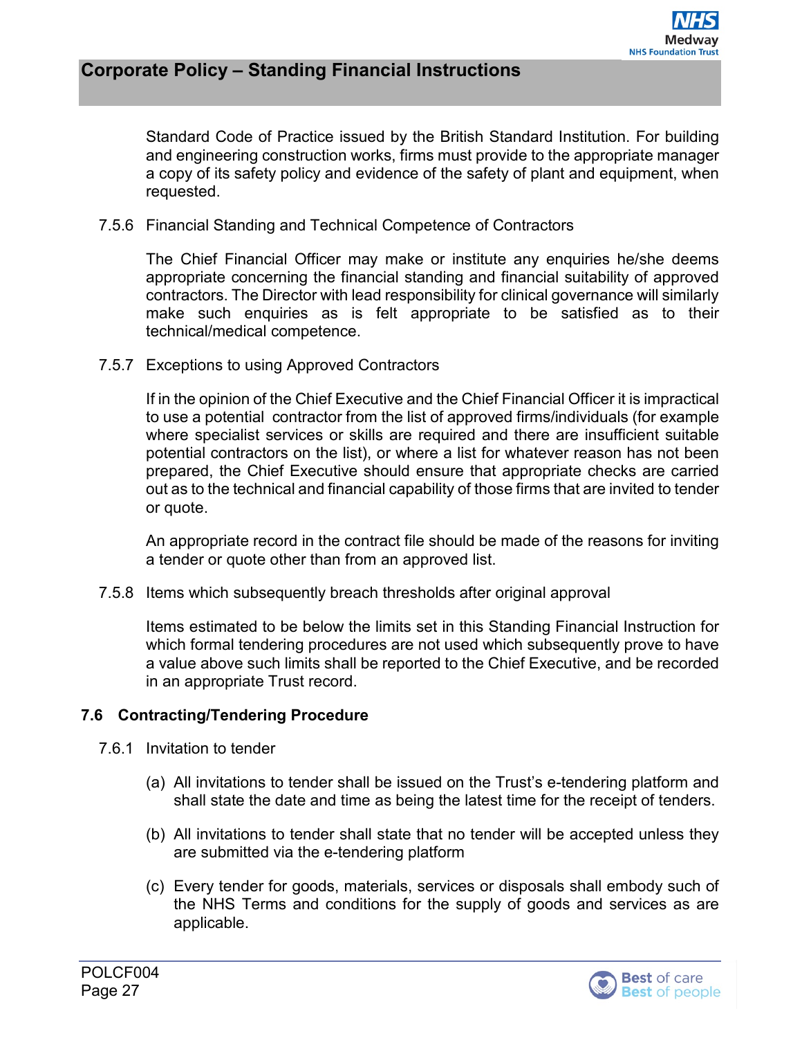Standard Code of Practice issued by the British Standard Institution. For building and engineering construction works, firms must provide to the appropriate manager a copy of its safety policy and evidence of the safety of plant and equipment, when requested.

7.5.6 Financial Standing and Technical Competence of Contractors

The Chief Financial Officer may make or institute any enquiries he/she deems appropriate concerning the financial standing and financial suitability of approved contractors. The Director with lead responsibility for clinical governance will similarly make such enquiries as is felt appropriate to be satisfied as to their technical/medical competence.

7.5.7 Exceptions to using Approved Contractors

If in the opinion of the Chief Executive and the Chief Financial Officer it is impractical to use a potential contractor from the list of approved firms/individuals (for example where specialist services or skills are required and there are insufficient suitable potential contractors on the list), or where a list for whatever reason has not been prepared, the Chief Executive should ensure that appropriate checks are carried out as to the technical and financial capability of those firms that are invited to tender or quote.

An appropriate record in the contract file should be made of the reasons for inviting a tender or quote other than from an approved list.

7.5.8 Items which subsequently breach thresholds after original approval

Items estimated to be below the limits set in this Standing Financial Instruction for which formal tendering procedures are not used which subsequently prove to have a value above such limits shall be reported to the Chief Executive, and be recorded in an appropriate Trust record.

### 7.6 Contracting/Tendering Procedure

7.6.1 Invitation to tender

(a) All invitations to tender shall be issued on the Trust's e-tendering platform and shall state the date and time as being the latest time for the receipt of tenders.

(b) All invitations to tender shall state that no tender will be accepted unless they are submitted via the e-tendering platform

(c) Every tender for goods, materials, services or disposals shall embody such of the NHS Terms and conditions for the supply of goods and services as are applicable.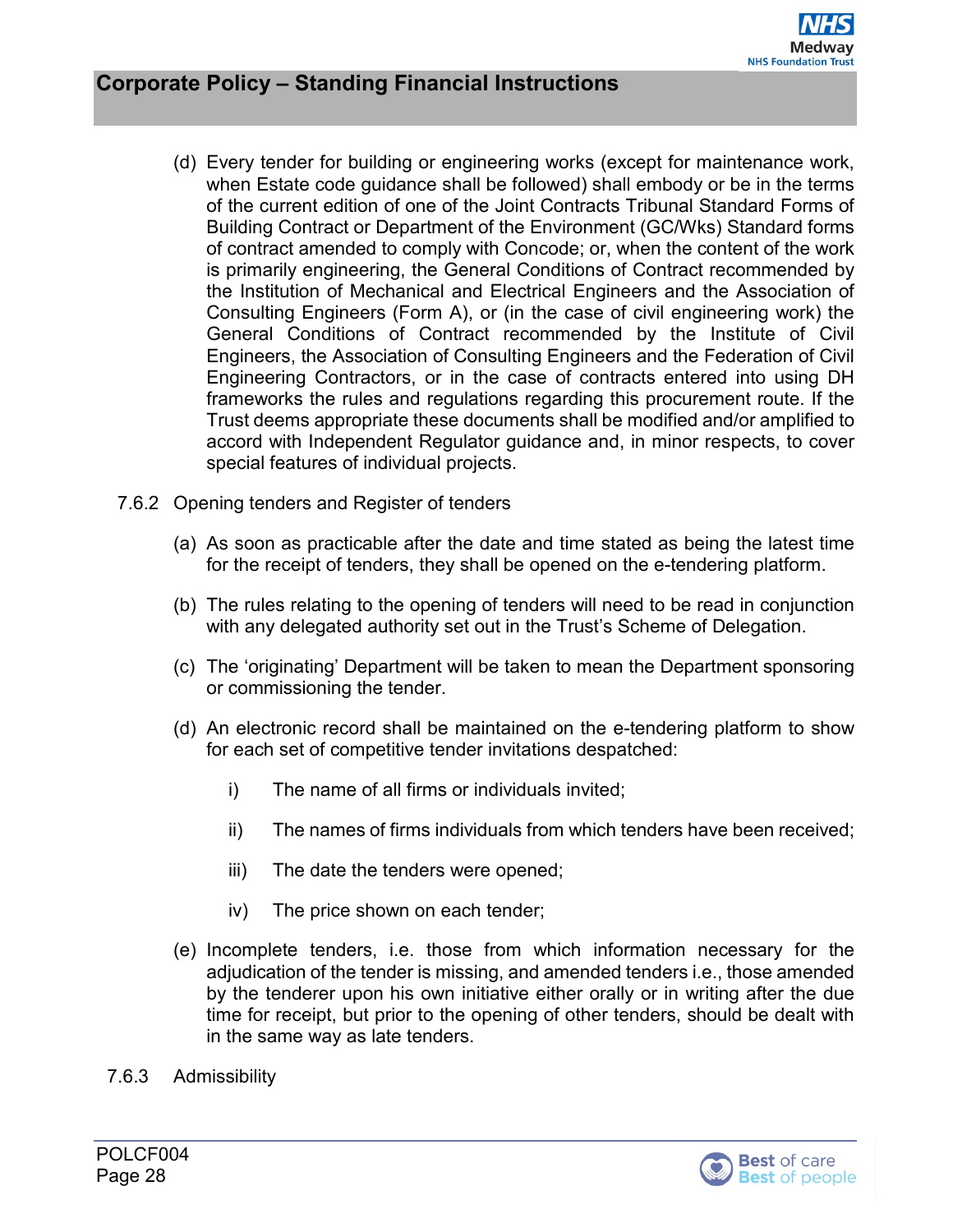(d) Every tender for building or engineering works (except for maintenance work, when Estate code guidance shall be followed) shall embody or be in the terms of the current edition of one of the Joint Contracts Tribunal Standard Forms of Building Contract or Department of the Environment (GC/Wks) Standard forms of contract amended to comply with Concode; or, when the content of the work is primarily engineering, the General Conditions of Contract recommended by the Institution of Mechanical and Electrical Engineers and the Association of Consulting Engineers (Form A), or (in the case of civil engineering work) the General Conditions of Contract recommended by the Institute of Civil Engineers, the Association of Consulting Engineers and the Federation of Civil Engineering Contractors, or in the case of contracts entered into using DH frameworks the rules and regulations regarding this procurement route. If the Trust deems appropriate these documents shall be modified and/or amplified to accord with Independent Regulator guidance and, in minor respects, to cover special features of individual projects.

7.6.2 Opening tenders and Register of tenders

(a) As soon as practicable after the date and time stated as being the latest time for the receipt of tenders, they shall be opened on the e-tendering platform.

(b) The rules relating to the opening of tenders will need to be read in conjunction with any delegated authority set out in the Trust's Scheme of Delegation.

(c) The 'originating' Department will be taken to mean the Department sponsoring or commissioning the tender.

(d) An electronic record shall be maintained on the e-tendering platform to show for each set of competitive tender invitations despatched:

i) The name of all firms or individuals invited;

ii) The names of firms individuals from which tenders have been received;

iii) The date the tenders were opened;

iv) The price shown on each tender;

(e) Incomplete tenders, i.e. those from which information necessary for the adjudication of the tender is missing, and amended tenders i.e., those amended by the tenderer upon his own initiative either orally or in writing after the due time for receipt, but prior to the opening of other tenders, should be dealt with in the same way as late tenders.

7.6.3 Admissibility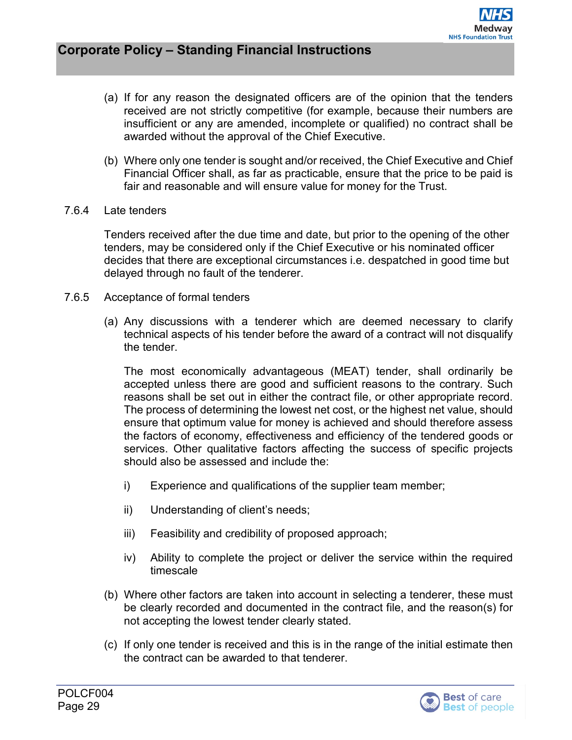(a) If for any reason the designated officers are of the opinion that the tenders received are not strictly competitive (for example, because their numbers are insufficient or any are amended, incomplete or qualified) no contract shall be awarded without the approval of the Chief Executive.

(b) Where only one tender is sought and/or received, the Chief Executive and Chief Financial Officer shall, as far as practicable, ensure that the price to be paid is fair and reasonable and will ensure value for money for the Trust.

7.6.4 Late tenders

Tenders received after the due time and date, but prior to the opening of the other tenders, may be considered only if the Chief Executive or his nominated officer decides that there are exceptional circumstances i.e. despatched in good time but delayed through no fault of the tenderer.

7.6.5 Acceptance of formal tenders

(a) Any discussions with a tenderer which are deemed necessary to clarify technical aspects of his tender before the award of a contract will not disqualify the tender.

The most economically advantageous (MEAT) tender, shall ordinarily be accepted unless there are good and sufficient reasons to the contrary. Such reasons shall be set out in either the contract file, or other appropriate record. The process of determining the lowest net cost, or the highest net value, should ensure that optimum value for money is achieved and should therefore assess the factors of economy, effectiveness and efficiency of the tendered goods or services. Other qualitative factors affecting the success of specific projects should also be assessed and include the:

i) Experience and qualifications of the supplier team member;

ii) Understanding of client's needs;

iii) Feasibility and credibility of proposed approach;

iv) Ability to complete the project or deliver the service within the required timescale

(b) Where other factors are taken into account in selecting a tenderer, these must be clearly recorded and documented in the contract file, and the reason(s) for not accepting the lowest tender clearly stated.

(c) If only one tender is received and this is in the range of the initial estimate then the contract can be awarded to that tenderer.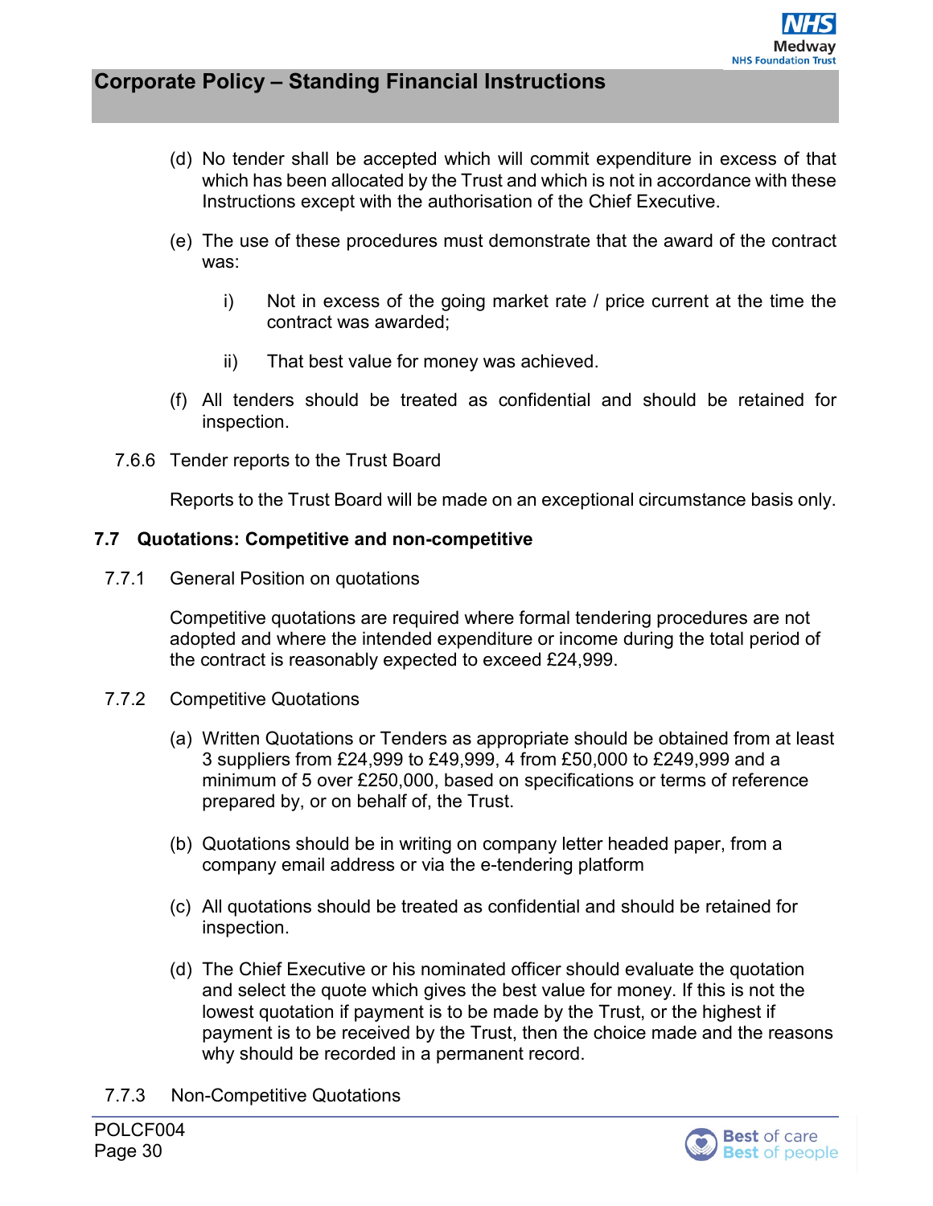(d) No tender shall be accepted which will commit expenditure in excess of that which has been allocated by the Trust and which is not in accordance with these Instructions except with the authorisation of the Chief Executive.

(e) The use of these procedures must demonstrate that the award of the contract was:

   i) Not in excess of the going market rate / price current at the time the contract was awarded;

   ii) That best value for money was achieved.

(f) All tenders should be treated as confidential and should be retained for inspection.

7.6.6 Tender reports to the Trust Board

Reports to the Trust Board will be made on an exceptional circumstance basis only.

### 7.7 Quotations: Competitive and non-competitive

7.7.1 General Position on quotations

Competitive quotations are required where formal tendering procedures are not adopted and where the intended expenditure or income during the total period of the contract is reasonably expected to exceed £24,999.

7.7.2 Competitive Quotations

(a) Written Quotations or Tenders as appropriate should be obtained from at least 3 suppliers from £24,999 to £49,999, 4 from £50,000 to £249,999 and a minimum of 5 over £250,000, based on specifications or terms of reference prepared by, or on behalf of, the Trust.

(b) Quotations should be in writing on company letter headed paper, from a company email address or via the e-tendering platform

(c) All quotations should be treated as confidential and should be retained for inspection.

(d) The Chief Executive or his nominated officer should evaluate the quotation and select the quote which gives the best value for money. If this is not the lowest quotation if payment is to be made by the Trust, or the highest if payment is to be received by the Trust, then the choice made and the reasons why should be recorded in a permanent record.

7.7.3 Non-Competitive Quotations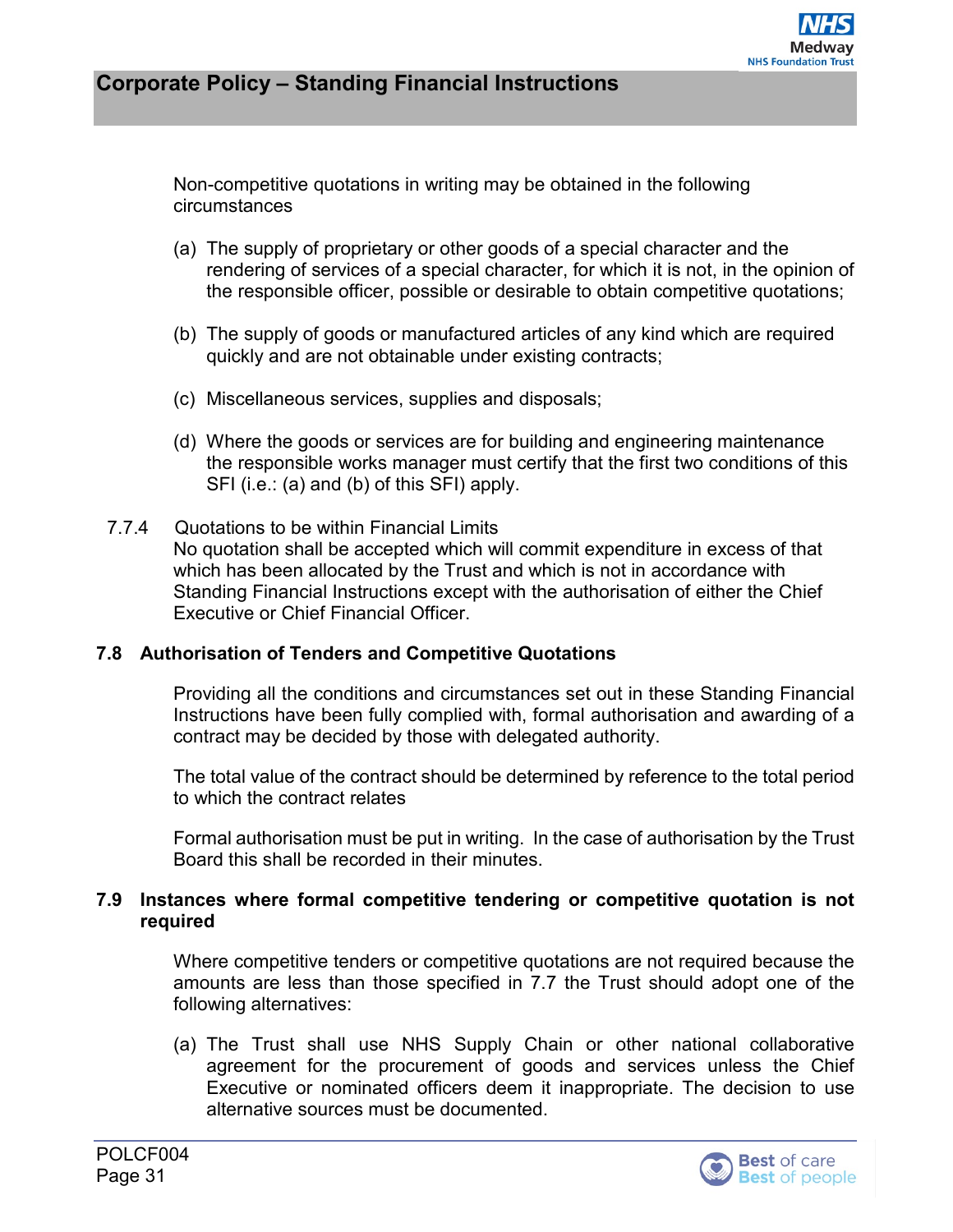Non-competitive quotations in writing may be obtained in the following circumstances

(a) The supply of proprietary or other goods of a special character and the rendering of services of a special character, for which it is not, in the opinion of the responsible officer, possible or desirable to obtain competitive quotations;

(b) The supply of goods or manufactured articles of any kind which are required quickly and are not obtainable under existing contracts;

(c) Miscellaneous services, supplies and disposals;

(d) Where the goods or services are for building and engineering maintenance the responsible works manager must certify that the first two conditions of this SFI (i.e.: (a) and (b) of this SFI) apply.

7.7.4 Quotations to be within Financial Limits

No quotation shall be accepted which will commit expenditure in excess of that which has been allocated by the Trust and which is not in accordance with Standing Financial Instructions except with the authorisation of either the Chief Executive or Chief Financial Officer.

## 7.8 Authorisation of Tenders and Competitive Quotations

Providing all the conditions and circumstances set out in these Standing Financial Instructions have been fully complied with, formal authorisation and awarding of a contract may be decided by those with delegated authority.

The total value of the contract should be determined by reference to the total period to which the contract relates

Formal authorisation must be put in writing. In the case of authorisation by the Trust Board this shall be recorded in their minutes.

## 7.9 Instances where formal competitive tendering or competitive quotation is not required

Where competitive tenders or competitive quotations are not required because the amounts are less than those specified in 7.7 the Trust should adopt one of the following alternatives:

(a) The Trust shall use NHS Supply Chain or other national collaborative agreement for the procurement of goods and services unless the Chief Executive or nominated officers deem it inappropriate. The decision to use alternative sources must be documented.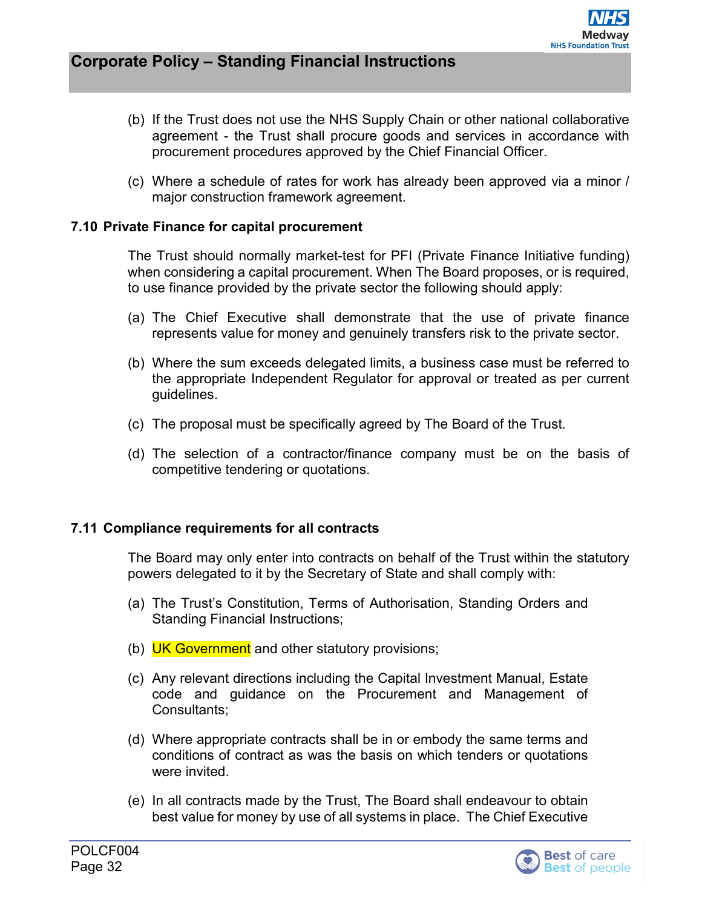(b) If the Trust does not use the NHS Supply Chain or other national collaborative agreement - the Trust shall procure goods and services in accordance with procurement procedures approved by the Chief Financial Officer.

(c) Where a schedule of rates for work has already been approved via a minor / major construction framework agreement.

### 7.10 Private Finance for capital procurement

The Trust should normally market-test for PFI (Private Finance Initiative funding) when considering a capital procurement. When The Board proposes, or is required, to use finance provided by the private sector the following should apply:

(a) The Chief Executive shall demonstrate that the use of private finance represents value for money and genuinely transfers risk to the private sector.

(b) Where the sum exceeds delegated limits, a business case must be referred to the appropriate Independent Regulator for approval or treated as per current guidelines.

(c) The proposal must be specifically agreed by The Board of the Trust.

(d) The selection of a contractor/finance company must be on the basis of competitive tendering or quotations.

### 7.11 Compliance requirements for all contracts

The Board may only enter into contracts on behalf of the Trust within the statutory powers delegated to it by the Secretary of State and shall comply with:

(a) The Trust's Constitution, Terms of Authorisation, Standing Orders and Standing Financial Instructions;

(b) UK Government and other statutory provisions;

(c) Any relevant directions including the Capital Investment Manual, Estate code and guidance on the Procurement and Management of Consultants;

(d) Where appropriate contracts shall be in or embody the same terms and conditions of contract as was the basis on which tenders or quotations were invited.

(e) In all contracts made by the Trust, The Board shall endeavour to obtain best value for money by use of all systems in place. The Chief Executive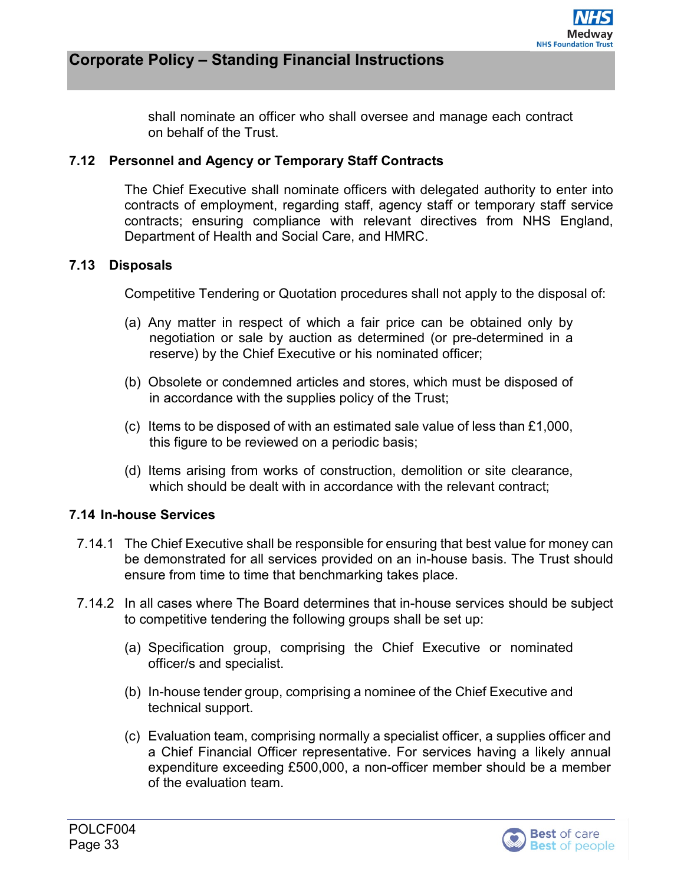shall nominate an officer who shall oversee and manage each contract on behalf of the Trust.

### 7.12 Personnel and Agency or Temporary Staff Contracts

The Chief Executive shall nominate officers with delegated authority to enter into contracts of employment, regarding staff, agency staff or temporary staff service contracts; ensuring compliance with relevant directives from NHS England, Department of Health and Social Care, and HMRC.

### 7.13 Disposals

Competitive Tendering or Quotation procedures shall not apply to the disposal of:

(a) Any matter in respect of which a fair price can be obtained only by negotiation or sale by auction as determined (or pre-determined in a reserve) by the Chief Executive or his nominated officer;

(b) Obsolete or condemned articles and stores, which must be disposed of in accordance with the supplies policy of the Trust;

(c) Items to be disposed of with an estimated sale value of less than £1,000, this figure to be reviewed on a periodic basis;

(d) Items arising from works of construction, demolition or site clearance, which should be dealt with in accordance with the relevant contract;

### 7.14 In-house Services

7.14.1 The Chief Executive shall be responsible for ensuring that best value for money can be demonstrated for all services provided on an in-house basis. The Trust should ensure from time to time that benchmarking takes place.

7.14.2 In all cases where The Board determines that in-house services should be subject to competitive tendering the following groups shall be set up:

(a) Specification group, comprising the Chief Executive or nominated officer/s and specialist.

(b) In-house tender group, comprising a nominee of the Chief Executive and technical support.

(c) Evaluation team, comprising normally a specialist officer, a supplies officer and a Chief Financial Officer representative. For services having a likely annual expenditure exceeding £500,000, a non-officer member should be a member of the evaluation team.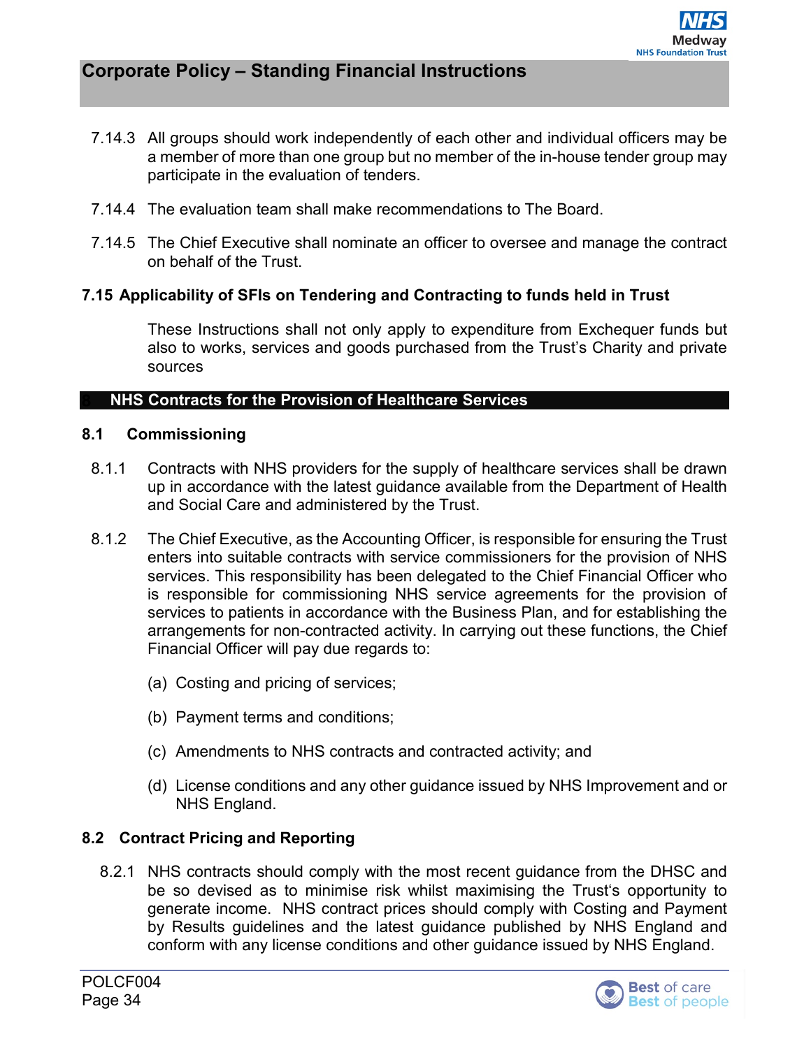7.14.3 All groups should work independently of each other and individual officers may be a member of more than one group but no member of the in-house tender group may participate in the evaluation of tenders.

7.14.4 The evaluation team shall make recommendations to The Board.

7.14.5 The Chief Executive shall nominate an officer to oversee and manage the contract on behalf of the Trust.

### 7.15 Applicability of SFIs on Tendering and Contracting to funds held in Trust

These Instructions shall not only apply to expenditure from Exchequer funds but also to works, services and goods purchased from the Trust's Charity and private sources

## 8 NHS Contracts for the Provision of Healthcare Services

### 8.1 Commissioning

8.1.1 Contracts with NHS providers for the supply of healthcare services shall be drawn up in accordance with the latest guidance available from the Department of Health and Social Care and administered by the Trust.

8.1.2 The Chief Executive, as the Accounting Officer, is responsible for ensuring the Trust enters into suitable contracts with service commissioners for the provision of NHS services. This responsibility has been delegated to the Chief Financial Officer who is responsible for commissioning NHS service agreements for the provision of services to patients in accordance with the Business Plan, and for establishing the arrangements for non-contracted activity. In carrying out these functions, the Chief Financial Officer will pay due regards to:

(a) Costing and pricing of services;

(b) Payment terms and conditions;

(c) Amendments to NHS contracts and contracted activity; and

(d) License conditions and any other guidance issued by NHS Improvement and or NHS England.

### 8.2 Contract Pricing and Reporting

8.2.1 NHS contracts should comply with the most recent guidance from the DHSC and be so devised as to minimise risk whilst maximising the Trust's opportunity to generate income. NHS contract prices should comply with Costing and Payment by Results guidelines and the latest guidance published by NHS England and conform with any license conditions and other guidance issued by NHS England.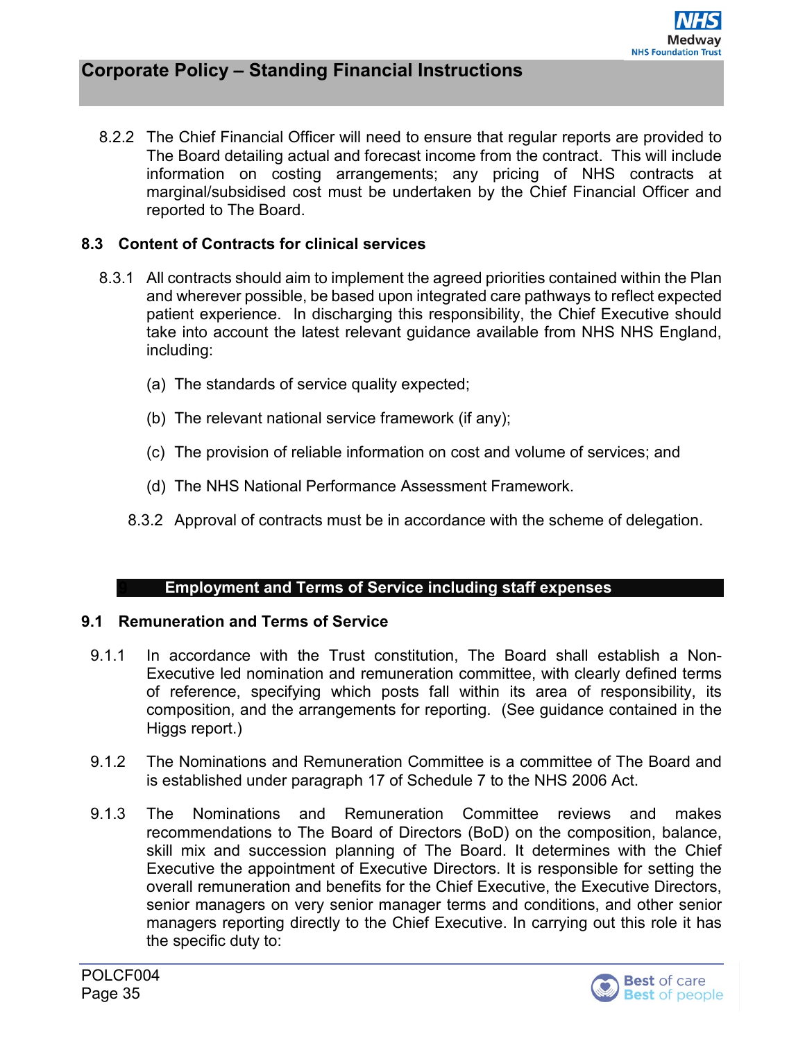8.2.2 The Chief Financial Officer will need to ensure that regular reports are provided to The Board detailing actual and forecast income from the contract. This will include information on costing arrangements; any pricing of NHS contracts at marginal/subsidised cost must be undertaken by the Chief Financial Officer and reported to The Board.

### 8.3 Content of Contracts for clinical services

8.3.1 All contracts should aim to implement the agreed priorities contained within the Plan and wherever possible, be based upon integrated care pathways to reflect expected patient experience. In discharging this responsibility, the Chief Executive should take into account the latest relevant guidance available from NHS NHS England, including:

(a) The standards of service quality expected;

(b) The relevant national service framework (if any);

(c) The provision of reliable information on cost and volume of services; and

(d) The NHS National Performance Assessment Framework.

8.3.2 Approval of contracts must be in accordance with the scheme of delegation.

## 9 Employment and Terms of Service including staff expenses

### 9.1 Remuneration and Terms of Service

9.1.1 In accordance with the Trust constitution, The Board shall establish a Non-Executive led nomination and remuneration committee, with clearly defined terms of reference, specifying which posts fall within its area of responsibility, its composition, and the arrangements for reporting. (See guidance contained in the Higgs report.)

9.1.2 The Nominations and Remuneration Committee is a committee of The Board and is established under paragraph 17 of Schedule 7 to the NHS 2006 Act.

9.1.3 The Nominations and Remuneration Committee reviews and makes recommendations to The Board of Directors (BoD) on the composition, balance, skill mix and succession planning of The Board. It determines with the Chief Executive the appointment of Executive Directors. It is responsible for setting the overall remuneration and benefits for the Chief Executive, the Executive Directors, senior managers on very senior manager terms and conditions, and other senior managers reporting directly to the Chief Executive. In carrying out this role it has the specific duty to: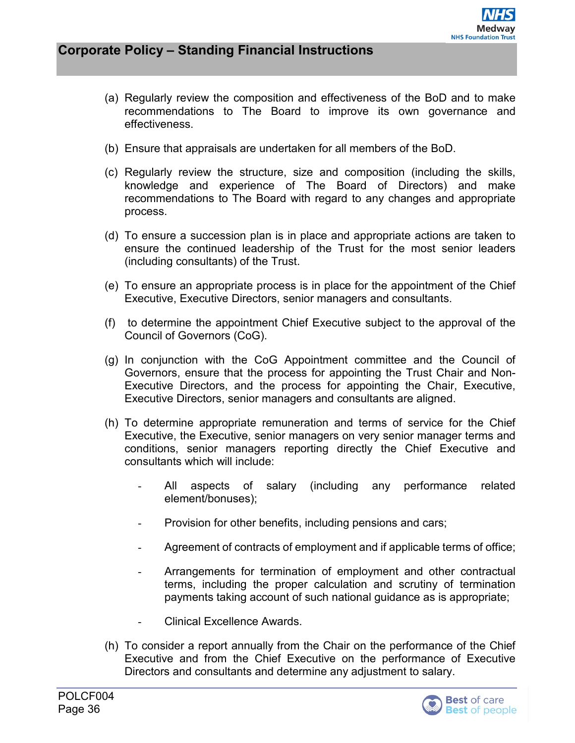(a) Regularly review the composition and effectiveness of the BoD and to make recommendations to The Board to improve its own governance and effectiveness.

(b) Ensure that appraisals are undertaken for all members of the BoD.

(c) Regularly review the structure, size and composition (including the skills, knowledge and experience of The Board of Directors) and make recommendations to The Board with regard to any changes and appropriate process.

(d) To ensure a succession plan is in place and appropriate actions are taken to ensure the continued leadership of the Trust for the most senior leaders (including consultants) of the Trust.

(e) To ensure an appropriate process is in place for the appointment of the Chief Executive, Executive Directors, senior managers and consultants.

(f) to determine the appointment Chief Executive subject to the approval of the Council of Governors (CoG).

(g) In conjunction with the CoG Appointment committee and the Council of Governors, ensure that the process for appointing the Trust Chair and Non-Executive Directors, and the process for appointing the Chair, Executive, Executive Directors, senior managers and consultants are aligned.

(h) To determine appropriate remuneration and terms of service for the Chief Executive, the Executive, senior managers on very senior manager terms and conditions, senior managers reporting directly the Chief Executive and consultants which will include:

- All aspects of salary (including any performance related element/bonuses);
- Provision for other benefits, including pensions and cars;
- Agreement of contracts of employment and if applicable terms of office;
- Arrangements for termination of employment and other contractual terms, including the proper calculation and scrutiny of termination payments taking account of such national guidance as is appropriate;
- Clinical Excellence Awards.

(h) To consider a report annually from the Chair on the performance of the Chief Executive and from the Chief Executive on the performance of Executive Directors and consultants and determine any adjustment to salary.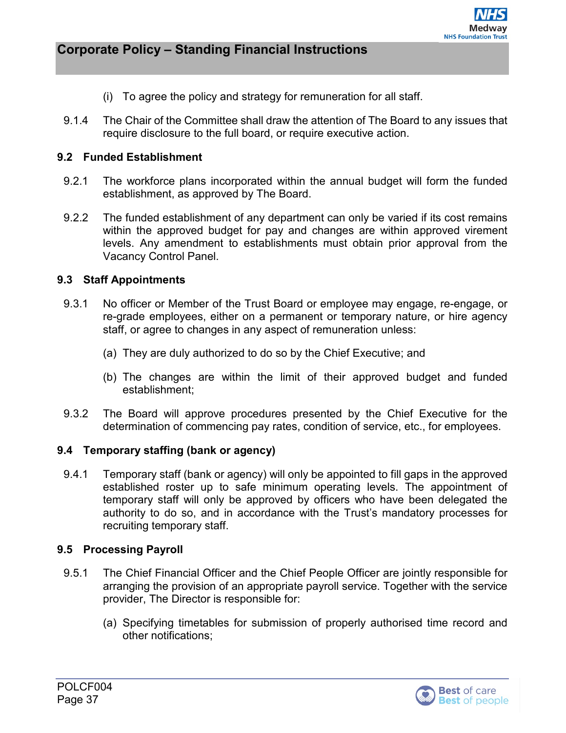(i) To agree the policy and strategy for remuneration for all staff.

9.1.4 The Chair of the Committee shall draw the attention of The Board to any issues that require disclosure to the full board, or require executive action.

### 9.2 Funded Establishment

9.2.1 The workforce plans incorporated within the annual budget will form the funded establishment, as approved by The Board.

9.2.2 The funded establishment of any department can only be varied if its cost remains within the approved budget for pay and changes are within approved virement levels. Any amendment to establishments must obtain prior approval from the Vacancy Control Panel.

### 9.3 Staff Appointments

9.3.1 No officer or Member of the Trust Board or employee may engage, re-engage, or re-grade employees, either on a permanent or temporary nature, or hire agency staff, or agree to changes in any aspect of remuneration unless:

(a) They are duly authorized to do so by the Chief Executive; and

(b) The changes are within the limit of their approved budget and funded establishment;

9.3.2 The Board will approve procedures presented by the Chief Executive for the determination of commencing pay rates, condition of service, etc., for employees.

### 9.4 Temporary staffing (bank or agency)

9.4.1 Temporary staff (bank or agency) will only be appointed to fill gaps in the approved established roster up to safe minimum operating levels. The appointment of temporary staff will only be approved by officers who have been delegated the authority to do so, and in accordance with the Trust's mandatory processes for recruiting temporary staff.

### 9.5 Processing Payroll

9.5.1 The Chief Financial Officer and the Chief People Officer are jointly responsible for arranging the provision of an appropriate payroll service. Together with the service provider, The Director is responsible for:

(a) Specifying timetables for submission of properly authorised time record and other notifications;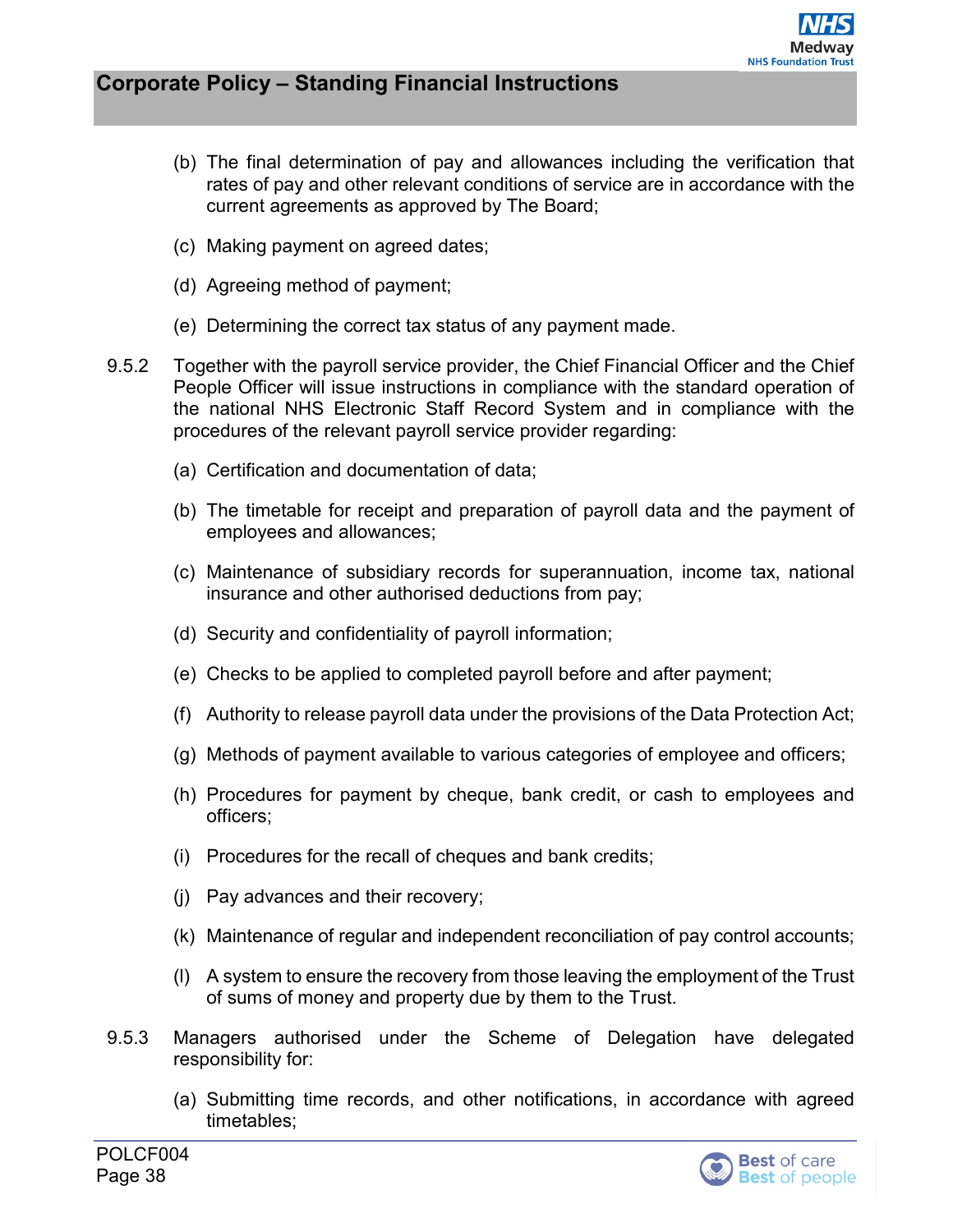(b) The final determination of pay and allowances including the verification that rates of pay and other relevant conditions of service are in accordance with the current agreements as approved by The Board;

(c) Making payment on agreed dates;

(d) Agreeing method of payment;

(e) Determining the correct tax status of any payment made.

9.5.2 Together with the payroll service provider, the Chief Financial Officer and the Chief People Officer will issue instructions in compliance with the standard operation of the national NHS Electronic Staff Record System and in compliance with the procedures of the relevant payroll service provider regarding:

(a) Certification and documentation of data;

(b) The timetable for receipt and preparation of payroll data and the payment of employees and allowances;

(c) Maintenance of subsidiary records for superannuation, income tax, national insurance and other authorised deductions from pay;

(d) Security and confidentiality of payroll information;

(e) Checks to be applied to completed payroll before and after payment;

(f) Authority to release payroll data under the provisions of the Data Protection Act;

(g) Methods of payment available to various categories of employee and officers;

(h) Procedures for payment by cheque, bank credit, or cash to employees and officers;

(i) Procedures for the recall of cheques and bank credits;

(j) Pay advances and their recovery;

(k) Maintenance of regular and independent reconciliation of pay control accounts;

(l) A system to ensure the recovery from those leaving the employment of the Trust of sums of money and property due by them to the Trust.

9.5.3 Managers authorised under the Scheme of Delegation have delegated responsibility for:

(a) Submitting time records, and other notifications, in accordance with agreed timetables;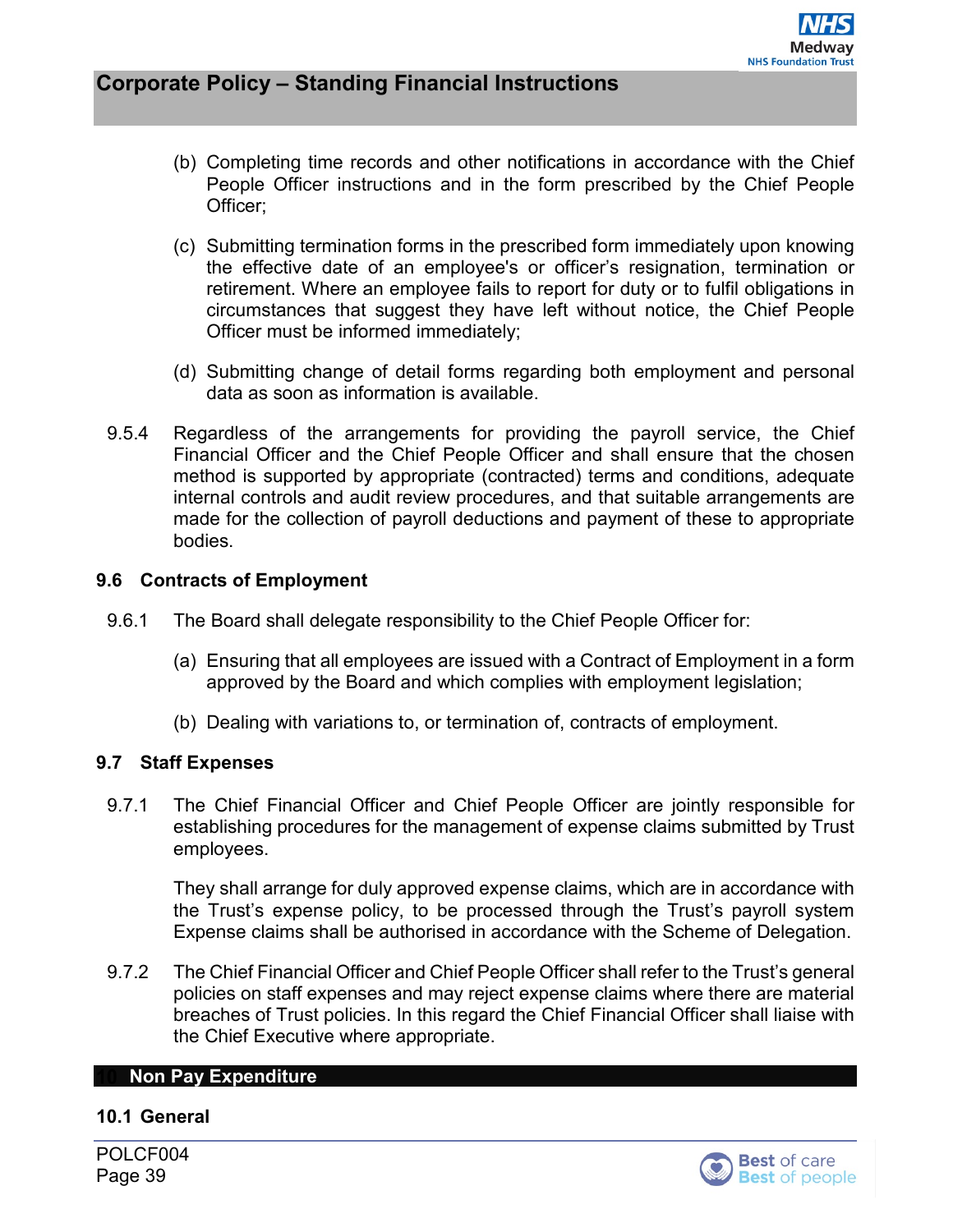(b) Completing time records and other notifications in accordance with the Chief People Officer instructions and in the form prescribed by the Chief People Officer;

(c) Submitting termination forms in the prescribed form immediately upon knowing the effective date of an employee's or officer's resignation, termination or retirement. Where an employee fails to report for duty or to fulfil obligations in circumstances that suggest they have left without notice, the Chief People Officer must be informed immediately;

(d) Submitting change of detail forms regarding both employment and personal data as soon as information is available.

9.5.4 Regardless of the arrangements for providing the payroll service, the Chief Financial Officer and the Chief People Officer and shall ensure that the chosen method is supported by appropriate (contracted) terms and conditions, adequate internal controls and audit review procedures, and that suitable arrangements are made for the collection of payroll deductions and payment of these to appropriate bodies.

### 9.6 Contracts of Employment

9.6.1 The Board shall delegate responsibility to the Chief People Officer for:

(a) Ensuring that all employees are issued with a Contract of Employment in a form approved by the Board and which complies with employment legislation;

(b) Dealing with variations to, or termination of, contracts of employment.

### 9.7 Staff Expenses

9.7.1 The Chief Financial Officer and Chief People Officer are jointly responsible for establishing procedures for the management of expense claims submitted by Trust employees.

They shall arrange for duly approved expense claims, which are in accordance with the Trust's expense policy, to be processed through the Trust's payroll system Expense claims shall be authorised in accordance with the Scheme of Delegation.

9.7.2 The Chief Financial Officer and Chief People Officer shall refer to the Trust's general policies on staff expenses and may reject expense claims where there are material breaches of Trust policies. In this regard the Chief Financial Officer shall liaise with the Chief Executive where appropriate.

## 10 Non Pay Expenditure

### 10.1 General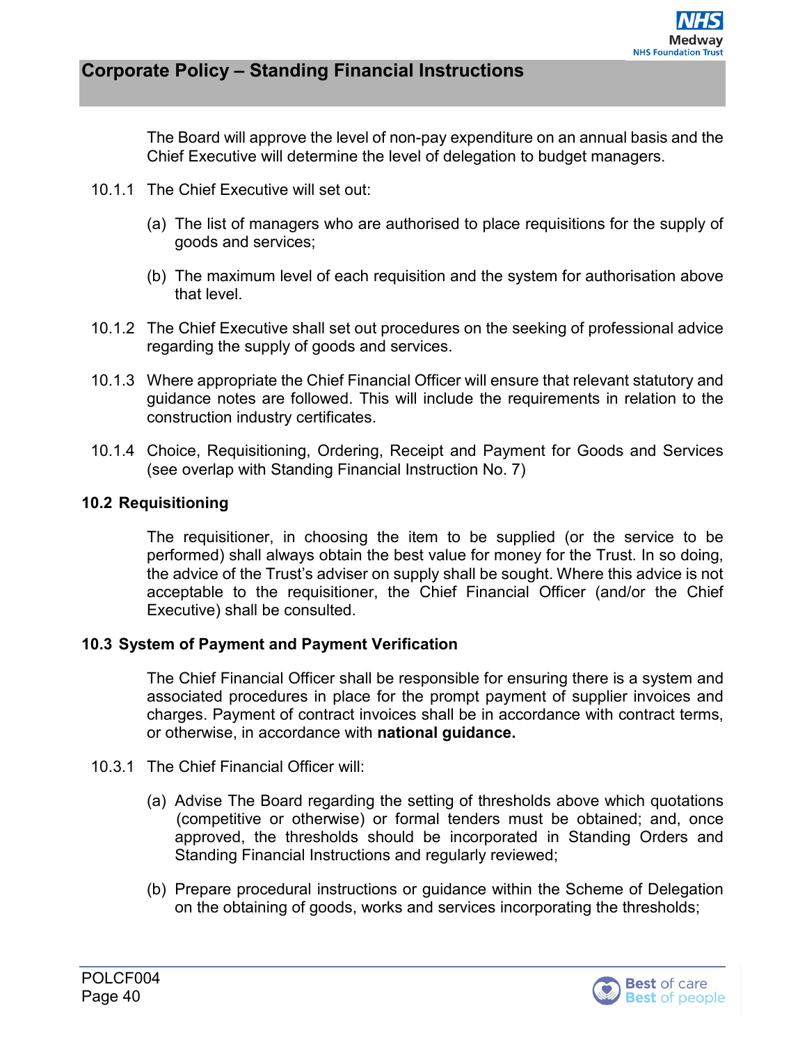The Board will approve the level of non-pay expenditure on an annual basis and the Chief Executive will determine the level of delegation to budget managers.

10.1.1 The Chief Executive will set out:

(a) The list of managers who are authorised to place requisitions for the supply of goods and services;

(b) The maximum level of each requisition and the system for authorisation above that level.

10.1.2 The Chief Executive shall set out procedures on the seeking of professional advice regarding the supply of goods and services.

10.1.3 Where appropriate the Chief Financial Officer will ensure that relevant statutory and guidance notes are followed. This will include the requirements in relation to the construction industry certificates.

10.1.4 Choice, Requisitioning, Ordering, Receipt and Payment for Goods and Services (see overlap with Standing Financial Instruction No. 7)

### 10.2 Requisitioning

The requisitioner, in choosing the item to be supplied (or the service to be performed) shall always obtain the best value for money for the Trust. In so doing, the advice of the Trust's adviser on supply shall be sought. Where this advice is not acceptable to the requisitioner, the Chief Financial Officer (and/or the Chief Executive) shall be consulted.

### 10.3 System of Payment and Payment Verification

The Chief Financial Officer shall be responsible for ensuring there is a system and associated procedures in place for the prompt payment of supplier invoices and charges. Payment of contract invoices shall be in accordance with contract terms, or otherwise, in accordance with **national guidance.**

10.3.1 The Chief Financial Officer will:

(a) Advise The Board regarding the setting of thresholds above which quotations (competitive or otherwise) or formal tenders must be obtained; and, once approved, the thresholds should be incorporated in Standing Orders and Standing Financial Instructions and regularly reviewed;

(b) Prepare procedural instructions or guidance within the Scheme of Delegation on the obtaining of goods, works and services incorporating the thresholds;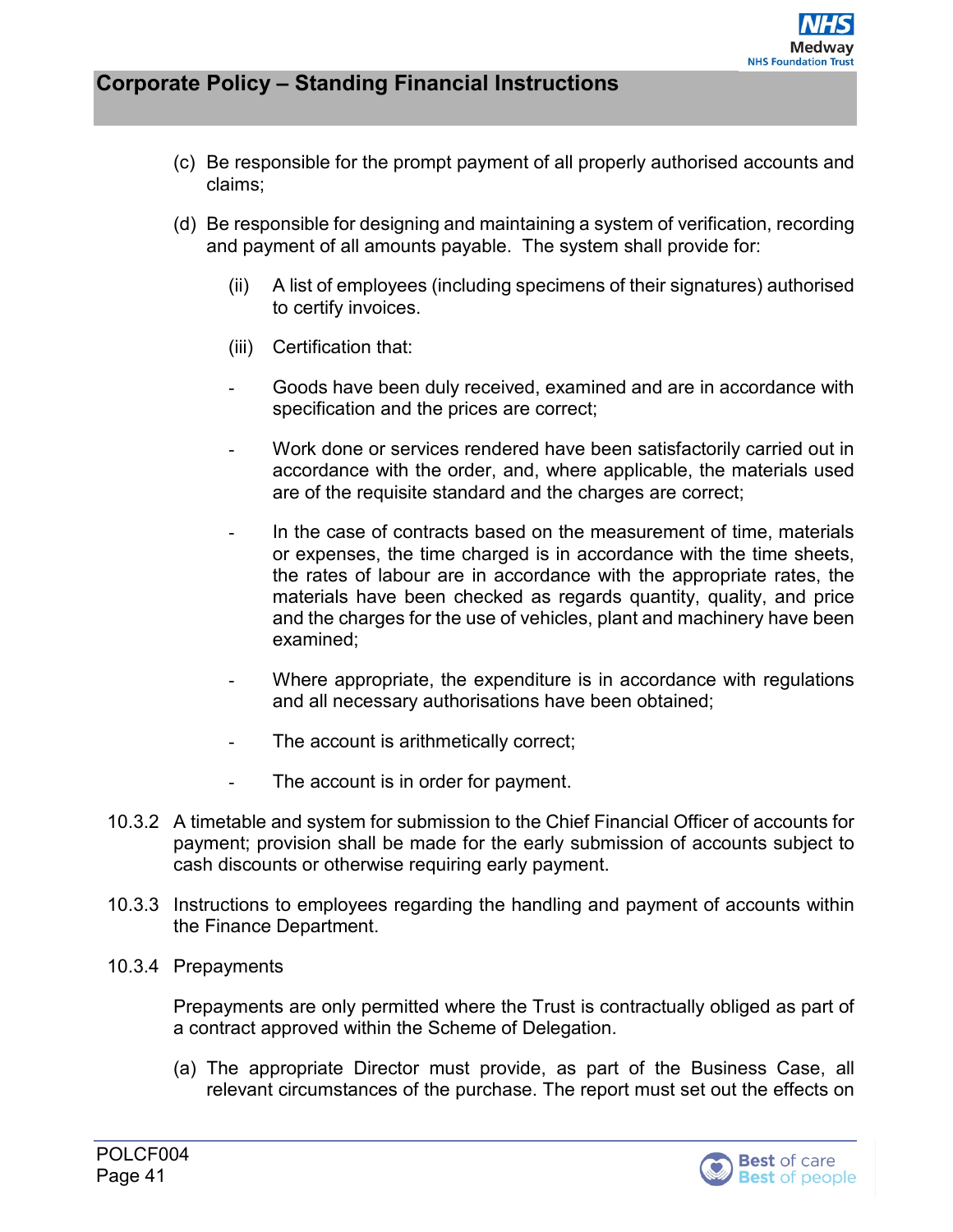(c) Be responsible for the prompt payment of all properly authorised accounts and claims;

(d) Be responsible for designing and maintaining a system of verification, recording and payment of all amounts payable. The system shall provide for:

   (ii) A list of employees (including specimens of their signatures) authorised to certify invoices.

   (iii) Certification that:

   - Goods have been duly received, examined and are in accordance with specification and the prices are correct;

   - Work done or services rendered have been satisfactorily carried out in accordance with the order, and, where applicable, the materials used are of the requisite standard and the charges are correct;

   - In the case of contracts based on the measurement of time, materials or expenses, the time charged is in accordance with the time sheets, the rates of labour are in accordance with the appropriate rates, the materials have been checked as regards quantity, quality, and price and the charges for the use of vehicles, plant and machinery have been examined;

   - Where appropriate, the expenditure is in accordance with regulations and all necessary authorisations have been obtained;

   - The account is arithmetically correct;

   - The account is in order for payment.

10.3.2 A timetable and system for submission to the Chief Financial Officer of accounts for payment; provision shall be made for the early submission of accounts subject to cash discounts or otherwise requiring early payment.

10.3.3 Instructions to employees regarding the handling and payment of accounts within the Finance Department.

10.3.4 Prepayments

Prepayments are only permitted where the Trust is contractually obliged as part of a contract approved within the Scheme of Delegation.

(a) The appropriate Director must provide, as part of the Business Case, all relevant circumstances of the purchase. The report must set out the effects on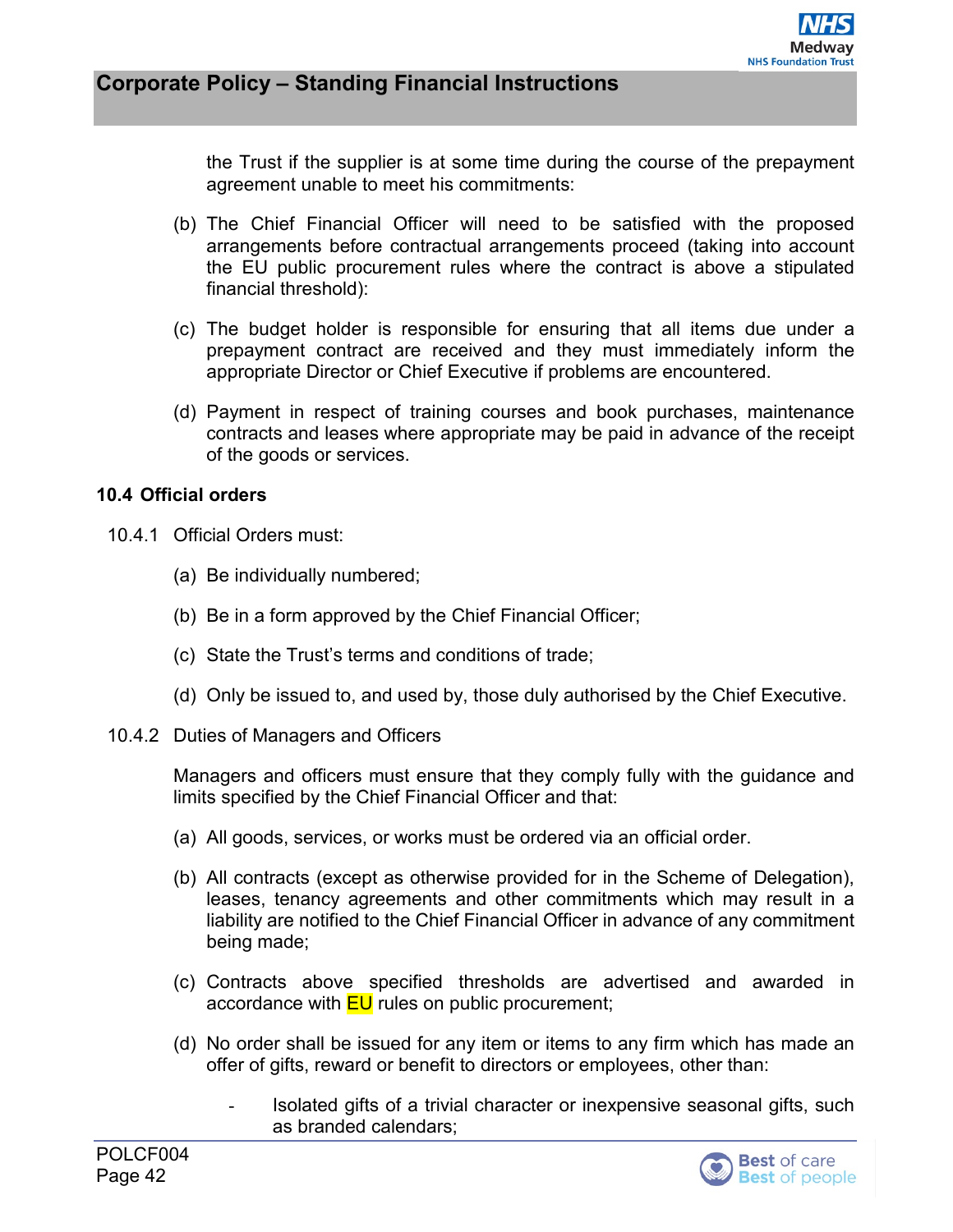the Trust if the supplier is at some time during the course of the prepayment agreement unable to meet his commitments:

(b) The Chief Financial Officer will need to be satisfied with the proposed arrangements before contractual arrangements proceed (taking into account the EU public procurement rules where the contract is above a stipulated financial threshold):

(c) The budget holder is responsible for ensuring that all items due under a prepayment contract are received and they must immediately inform the appropriate Director or Chief Executive if problems are encountered.

(d) Payment in respect of training courses and book purchases, maintenance contracts and leases where appropriate may be paid in advance of the receipt of the goods or services.

**10.4 Official orders**

10.4.1 Official Orders must:

(a) Be individually numbered;

(b) Be in a form approved by the Chief Financial Officer;

(c) State the Trust's terms and conditions of trade;

(d) Only be issued to, and used by, those duly authorised by the Chief Executive.

10.4.2 Duties of Managers and Officers

Managers and officers must ensure that they comply fully with the guidance and limits specified by the Chief Financial Officer and that:

(a) All goods, services, or works must be ordered via an official order.

(b) All contracts (except as otherwise provided for in the Scheme of Delegation), leases, tenancy agreements and other commitments which may result in a liability are notified to the Chief Financial Officer in advance of any commitment being made;

(c) Contracts above specified thresholds are advertised and awarded in accordance with EU rules on public procurement;

(d) No order shall be issued for any item or items to any firm which has made an offer of gifts, reward or benefit to directors or employees, other than:

- Isolated gifts of a trivial character or inexpensive seasonal gifts, such as branded calendars;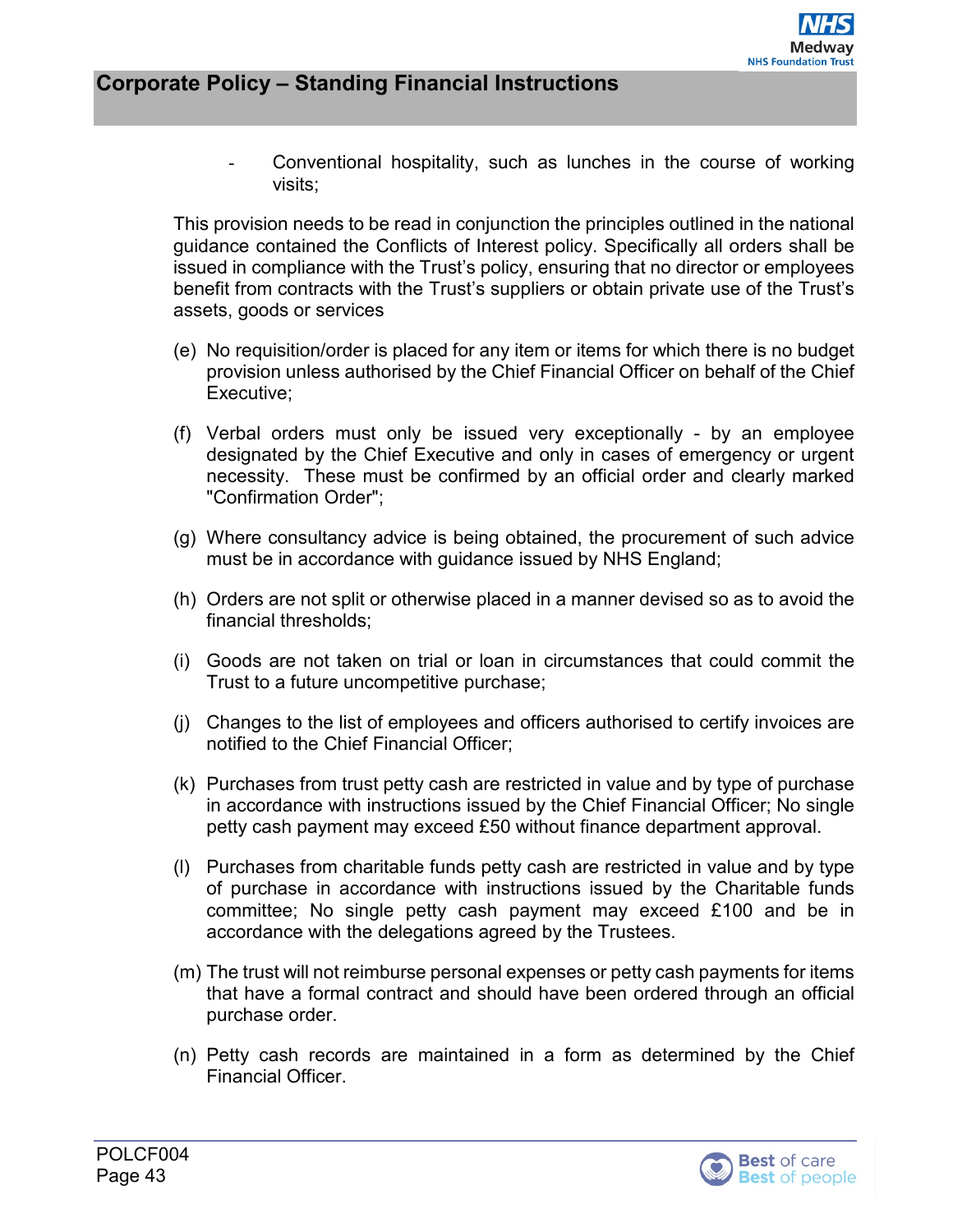- Conventional hospitality, such as lunches in the course of working visits;

This provision needs to be read in conjunction the principles outlined in the national guidance contained the Conflicts of Interest policy. Specifically all orders shall be issued in compliance with the Trust's policy, ensuring that no director or employees benefit from contracts with the Trust's suppliers or obtain private use of the Trust's assets, goods or services

(e) No requisition/order is placed for any item or items for which there is no budget provision unless authorised by the Chief Financial Officer on behalf of the Chief Executive;

(f) Verbal orders must only be issued very exceptionally - by an employee designated by the Chief Executive and only in cases of emergency or urgent necessity. These must be confirmed by an official order and clearly marked "Confirmation Order";

(g) Where consultancy advice is being obtained, the procurement of such advice must be in accordance with guidance issued by NHS England;

(h) Orders are not split or otherwise placed in a manner devised so as to avoid the financial thresholds;

(i) Goods are not taken on trial or loan in circumstances that could commit the Trust to a future uncompetitive purchase;

(j) Changes to the list of employees and officers authorised to certify invoices are notified to the Chief Financial Officer;

(k) Purchases from trust petty cash are restricted in value and by type of purchase in accordance with instructions issued by the Chief Financial Officer; No single petty cash payment may exceed £50 without finance department approval.

(l) Purchases from charitable funds petty cash are restricted in value and by type of purchase in accordance with instructions issued by the Charitable funds committee; No single petty cash payment may exceed £100 and be in accordance with the delegations agreed by the Trustees.

(m) The trust will not reimburse personal expenses or petty cash payments for items that have a formal contract and should have been ordered through an official purchase order.

(n) Petty cash records are maintained in a form as determined by the Chief Financial Officer.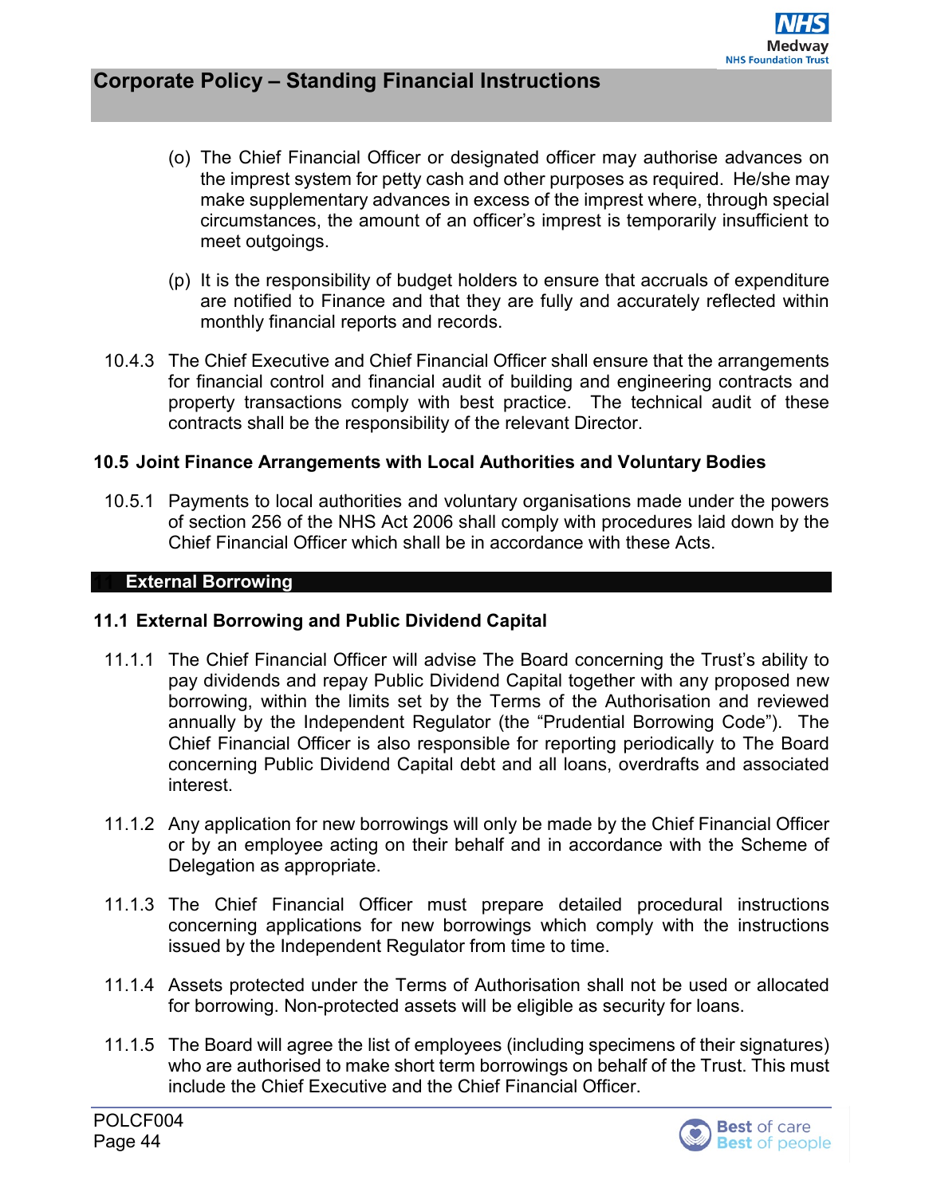(o) The Chief Financial Officer or designated officer may authorise advances on the imprest system for petty cash and other purposes as required. He/she may make supplementary advances in excess of the imprest where, through special circumstances, the amount of an officer's imprest is temporarily insufficient to meet outgoings.

(p) It is the responsibility of budget holders to ensure that accruals of expenditure are notified to Finance and that they are fully and accurately reflected within monthly financial reports and records.

10.4.3 The Chief Executive and Chief Financial Officer shall ensure that the arrangements for financial control and financial audit of building and engineering contracts and property transactions comply with best practice. The technical audit of these contracts shall be the responsibility of the relevant Director.

### 10.5 Joint Finance Arrangements with Local Authorities and Voluntary Bodies

10.5.1 Payments to local authorities and voluntary organisations made under the powers of section 256 of the NHS Act 2006 shall comply with procedures laid down by the Chief Financial Officer which shall be in accordance with these Acts.

## 11 External Borrowing

### 11.1 External Borrowing and Public Dividend Capital

11.1.1 The Chief Financial Officer will advise The Board concerning the Trust's ability to pay dividends and repay Public Dividend Capital together with any proposed new borrowing, within the limits set by the Terms of the Authorisation and reviewed annually by the Independent Regulator (the "Prudential Borrowing Code"). The Chief Financial Officer is also responsible for reporting periodically to The Board concerning Public Dividend Capital debt and all loans, overdrafts and associated interest.

11.1.2 Any application for new borrowings will only be made by the Chief Financial Officer or by an employee acting on their behalf and in accordance with the Scheme of Delegation as appropriate.

11.1.3 The Chief Financial Officer must prepare detailed procedural instructions concerning applications for new borrowings which comply with the instructions issued by the Independent Regulator from time to time.

11.1.4 Assets protected under the Terms of Authorisation shall not be used or allocated for borrowing. Non-protected assets will be eligible as security for loans.

11.1.5 The Board will agree the list of employees (including specimens of their signatures) who are authorised to make short term borrowings on behalf of the Trust. This must include the Chief Executive and the Chief Financial Officer.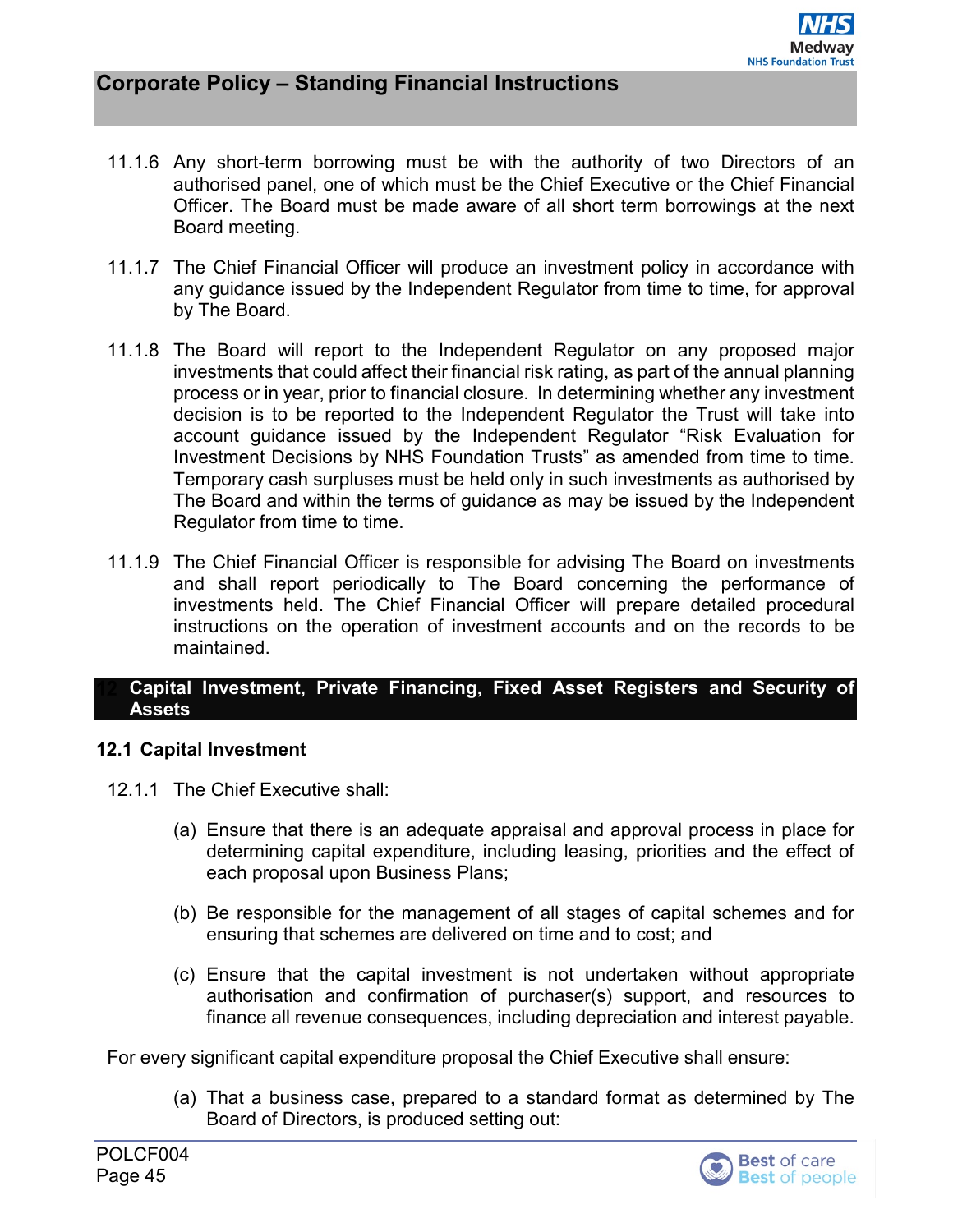11.1.6 Any short-term borrowing must be with the authority of two Directors of an authorised panel, one of which must be the Chief Executive or the Chief Financial Officer. The Board must be made aware of all short term borrowings at the next Board meeting.

11.1.7 The Chief Financial Officer will produce an investment policy in accordance with any guidance issued by the Independent Regulator from time to time, for approval by The Board.

11.1.8 The Board will report to the Independent Regulator on any proposed major investments that could affect their financial risk rating, as part of the annual planning process or in year, prior to financial closure. In determining whether any investment decision is to be reported to the Independent Regulator the Trust will take into account guidance issued by the Independent Regulator "Risk Evaluation for Investment Decisions by NHS Foundation Trusts" as amended from time to time. Temporary cash surpluses must be held only in such investments as authorised by The Board and within the terms of guidance as may be issued by the Independent Regulator from time to time.

11.1.9 The Chief Financial Officer is responsible for advising The Board on investments and shall report periodically to The Board concerning the performance of investments held. The Chief Financial Officer will prepare detailed procedural instructions on the operation of investment accounts and on the records to be maintained.

## 12 Capital Investment, Private Financing, Fixed Asset Registers and Security of Assets

### 12.1 Capital Investment

12.1.1 The Chief Executive shall:

(a) Ensure that there is an adequate appraisal and approval process in place for determining capital expenditure, including leasing, priorities and the effect of each proposal upon Business Plans;

(b) Be responsible for the management of all stages of capital schemes and for ensuring that schemes are delivered on time and to cost; and

(c) Ensure that the capital investment is not undertaken without appropriate authorisation and confirmation of purchaser(s) support, and resources to finance all revenue consequences, including depreciation and interest payable.

For every significant capital expenditure proposal the Chief Executive shall ensure:

(a) That a business case, prepared to a standard format as determined by The Board of Directors, is produced setting out: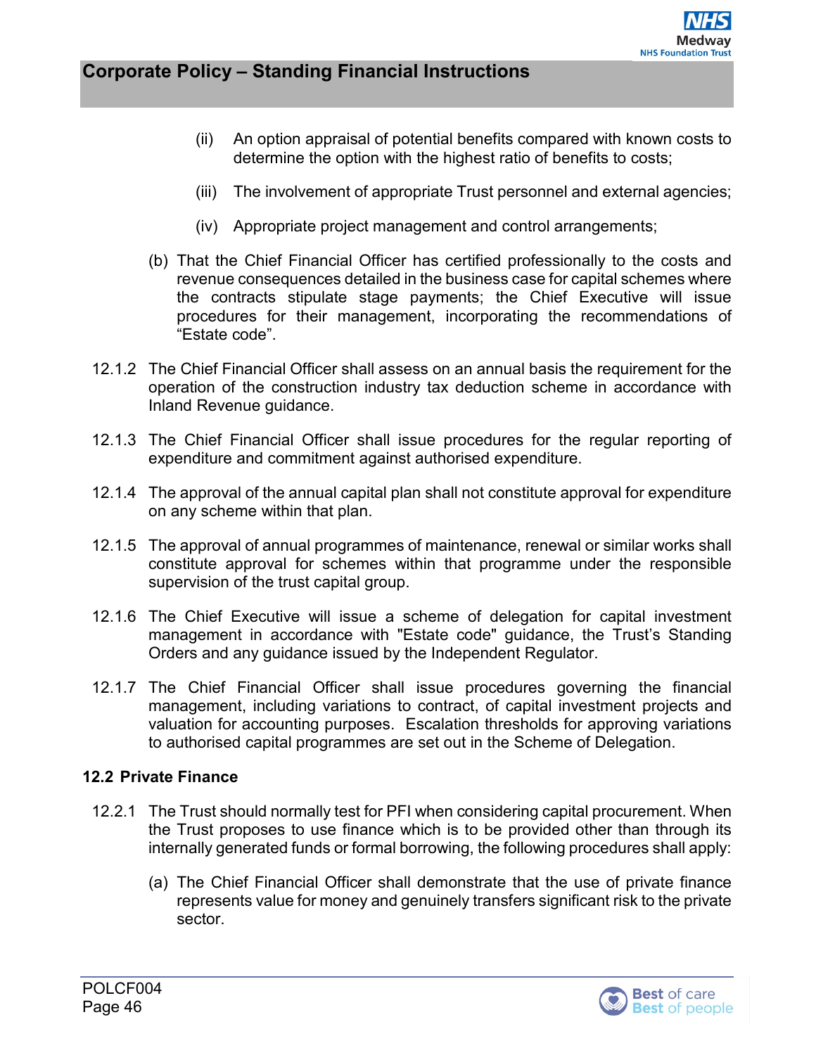(ii) An option appraisal of potential benefits compared with known costs to determine the option with the highest ratio of benefits to costs;

(iii) The involvement of appropriate Trust personnel and external agencies;

(iv) Appropriate project management and control arrangements;

(b) That the Chief Financial Officer has certified professionally to the costs and revenue consequences detailed in the business case for capital schemes where the contracts stipulate stage payments; the Chief Executive will issue procedures for their management, incorporating the recommendations of "Estate code".

12.1.2 The Chief Financial Officer shall assess on an annual basis the requirement for the operation of the construction industry tax deduction scheme in accordance with Inland Revenue guidance.

12.1.3 The Chief Financial Officer shall issue procedures for the regular reporting of expenditure and commitment against authorised expenditure.

12.1.4 The approval of the annual capital plan shall not constitute approval for expenditure on any scheme within that plan.

12.1.5 The approval of annual programmes of maintenance, renewal or similar works shall constitute approval for schemes within that programme under the responsible supervision of the trust capital group.

12.1.6 The Chief Executive will issue a scheme of delegation for capital investment management in accordance with "Estate code" guidance, the Trust's Standing Orders and any guidance issued by the Independent Regulator.

12.1.7 The Chief Financial Officer shall issue procedures governing the financial management, including variations to contract, of capital investment projects and valuation for accounting purposes. Escalation thresholds for approving variations to authorised capital programmes are set out in the Scheme of Delegation.

### 12.2 Private Finance

12.2.1 The Trust should normally test for PFI when considering capital procurement. When the Trust proposes to use finance which is to be provided other than through its internally generated funds or formal borrowing, the following procedures shall apply:

(a) The Chief Financial Officer shall demonstrate that the use of private finance represents value for money and genuinely transfers significant risk to the private sector.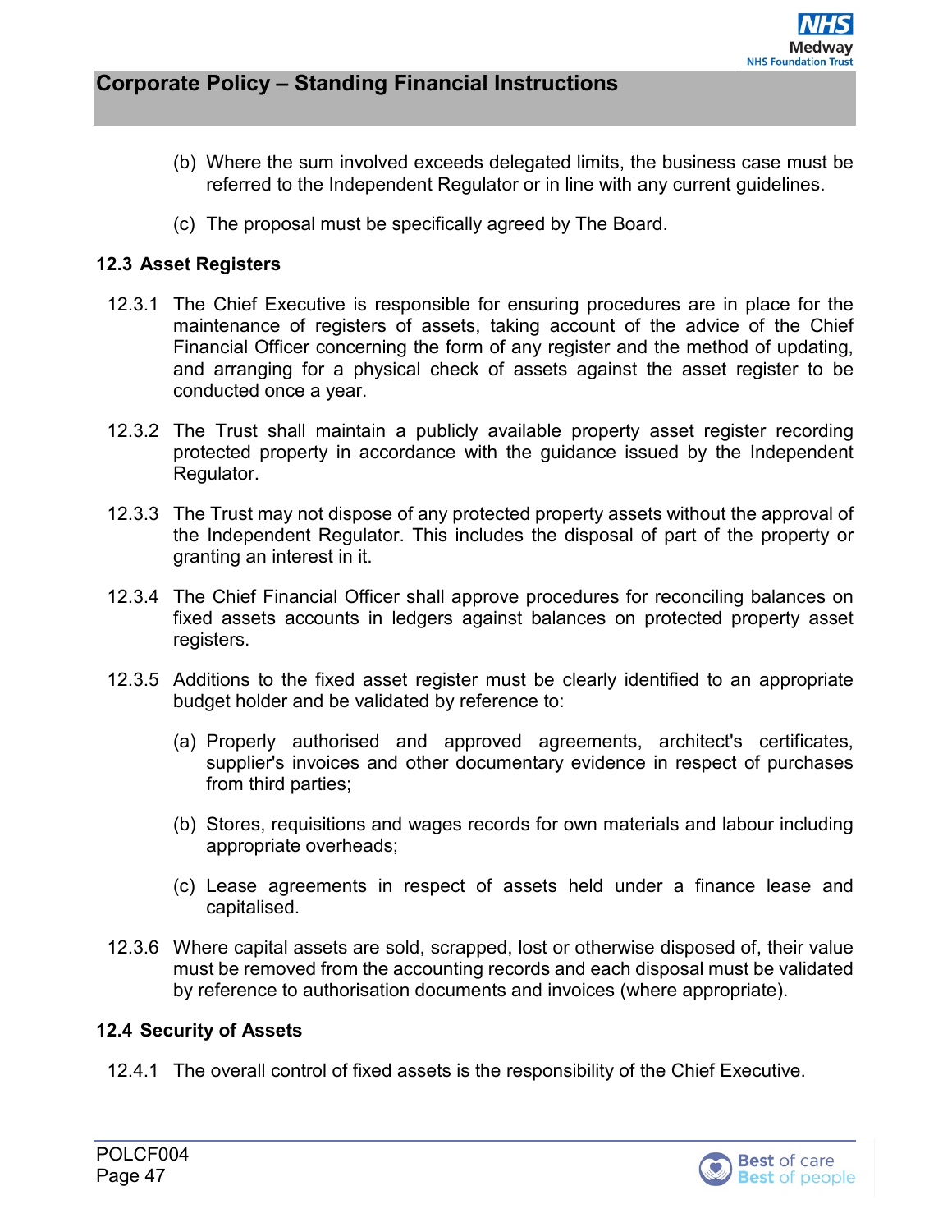(b) Where the sum involved exceeds delegated limits, the business case must be referred to the Independent Regulator or in line with any current guidelines.

(c) The proposal must be specifically agreed by The Board.

### 12.3 Asset Registers

12.3.1 The Chief Executive is responsible for ensuring procedures are in place for the maintenance of registers of assets, taking account of the advice of the Chief Financial Officer concerning the form of any register and the method of updating, and arranging for a physical check of assets against the asset register to be conducted once a year.

12.3.2 The Trust shall maintain a publicly available property asset register recording protected property in accordance with the guidance issued by the Independent Regulator.

12.3.3 The Trust may not dispose of any protected property assets without the approval of the Independent Regulator. This includes the disposal of part of the property or granting an interest in it.

12.3.4 The Chief Financial Officer shall approve procedures for reconciling balances on fixed assets accounts in ledgers against balances on protected property asset registers.

12.3.5 Additions to the fixed asset register must be clearly identified to an appropriate budget holder and be validated by reference to:

(a) Properly authorised and approved agreements, architect's certificates, supplier's invoices and other documentary evidence in respect of purchases from third parties;

(b) Stores, requisitions and wages records for own materials and labour including appropriate overheads;

(c) Lease agreements in respect of assets held under a finance lease and capitalised.

12.3.6 Where capital assets are sold, scrapped, lost or otherwise disposed of, their value must be removed from the accounting records and each disposal must be validated by reference to authorisation documents and invoices (where appropriate).

### 12.4 Security of Assets

12.4.1 The overall control of fixed assets is the responsibility of the Chief Executive.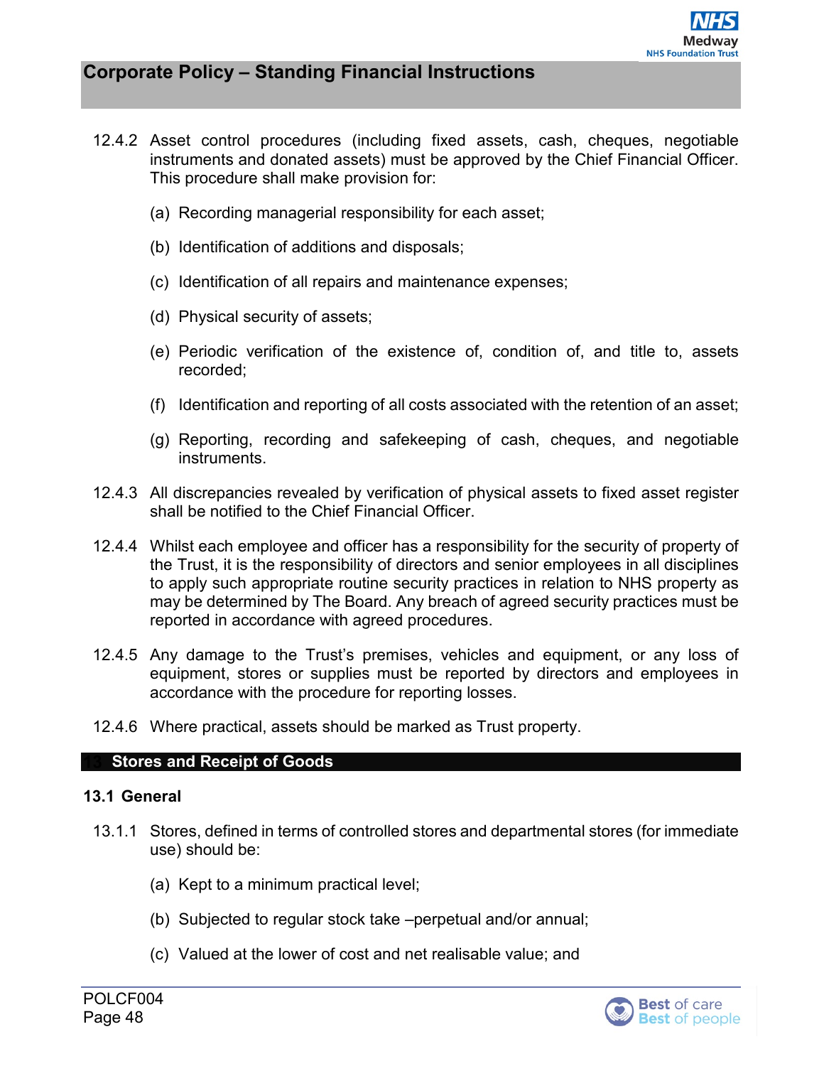12.4.2 Asset control procedures (including fixed assets, cash, cheques, negotiable instruments and donated assets) must be approved by the Chief Financial Officer. This procedure shall make provision for:

(a) Recording managerial responsibility for each asset;

(b) Identification of additions and disposals;

(c) Identification of all repairs and maintenance expenses;

(d) Physical security of assets;

(e) Periodic verification of the existence of, condition of, and title to, assets recorded;

(f) Identification and reporting of all costs associated with the retention of an asset;

(g) Reporting, recording and safekeeping of cash, cheques, and negotiable instruments.

12.4.3 All discrepancies revealed by verification of physical assets to fixed asset register shall be notified to the Chief Financial Officer.

12.4.4 Whilst each employee and officer has a responsibility for the security of property of the Trust, it is the responsibility of directors and senior employees in all disciplines to apply such appropriate routine security practices in relation to NHS property as may be determined by The Board. Any breach of agreed security practices must be reported in accordance with agreed procedures.

12.4.5 Any damage to the Trust's premises, vehicles and equipment, or any loss of equipment, stores or supplies must be reported by directors and employees in accordance with the procedure for reporting losses.

12.4.6 Where practical, assets should be marked as Trust property.

## 13 Stores and Receipt of Goods

### 13.1 General

13.1.1 Stores, defined in terms of controlled stores and departmental stores (for immediate use) should be:

(a) Kept to a minimum practical level;

(b) Subjected to regular stock take –perpetual and/or annual;

(c) Valued at the lower of cost and net realisable value; and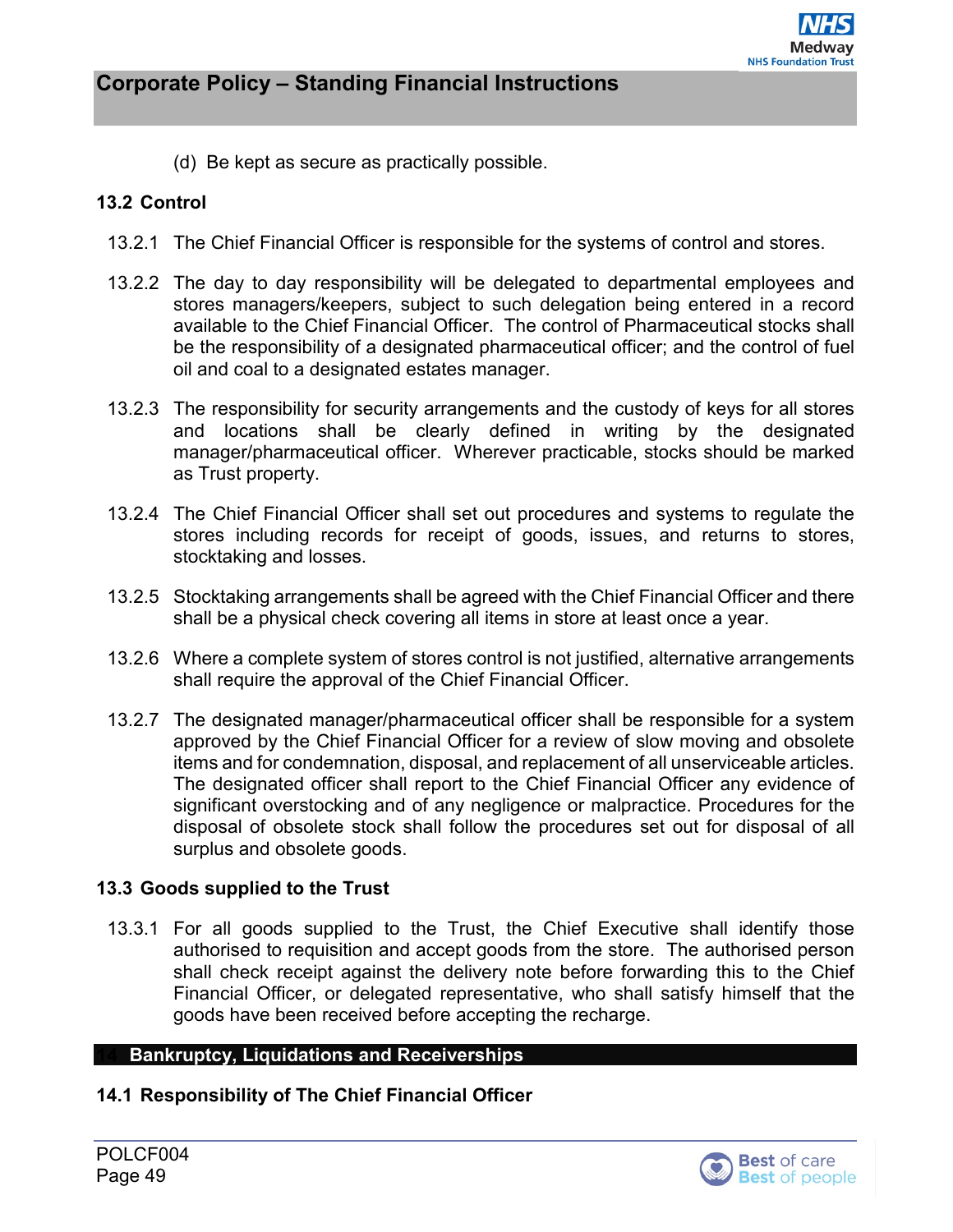(d) Be kept as secure as practically possible.

### 13.2 Control

13.2.1 The Chief Financial Officer is responsible for the systems of control and stores.

13.2.2 The day to day responsibility will be delegated to departmental employees and stores managers/keepers, subject to such delegation being entered in a record available to the Chief Financial Officer. The control of Pharmaceutical stocks shall be the responsibility of a designated pharmaceutical officer; and the control of fuel oil and coal to a designated estates manager.

13.2.3 The responsibility for security arrangements and the custody of keys for all stores and locations shall be clearly defined in writing by the designated manager/pharmaceutical officer. Wherever practicable, stocks should be marked as Trust property.

13.2.4 The Chief Financial Officer shall set out procedures and systems to regulate the stores including records for receipt of goods, issues, and returns to stores, stocktaking and losses.

13.2.5 Stocktaking arrangements shall be agreed with the Chief Financial Officer and there shall be a physical check covering all items in store at least once a year.

13.2.6 Where a complete system of stores control is not justified, alternative arrangements shall require the approval of the Chief Financial Officer.

13.2.7 The designated manager/pharmaceutical officer shall be responsible for a system approved by the Chief Financial Officer for a review of slow moving and obsolete items and for condemnation, disposal, and replacement of all unserviceable articles. The designated officer shall report to the Chief Financial Officer any evidence of significant overstocking and of any negligence or malpractice. Procedures for the disposal of obsolete stock shall follow the procedures set out for disposal of all surplus and obsolete goods.

### 13.3 Goods supplied to the Trust

13.3.1 For all goods supplied to the Trust, the Chief Executive shall identify those authorised to requisition and accept goods from the store. The authorised person shall check receipt against the delivery note before forwarding this to the Chief Financial Officer, or delegated representative, who shall satisfy himself that the goods have been received before accepting the recharge.

## 14 Bankruptcy, Liquidations and Receiverships

### 14.1 Responsibility of The Chief Financial Officer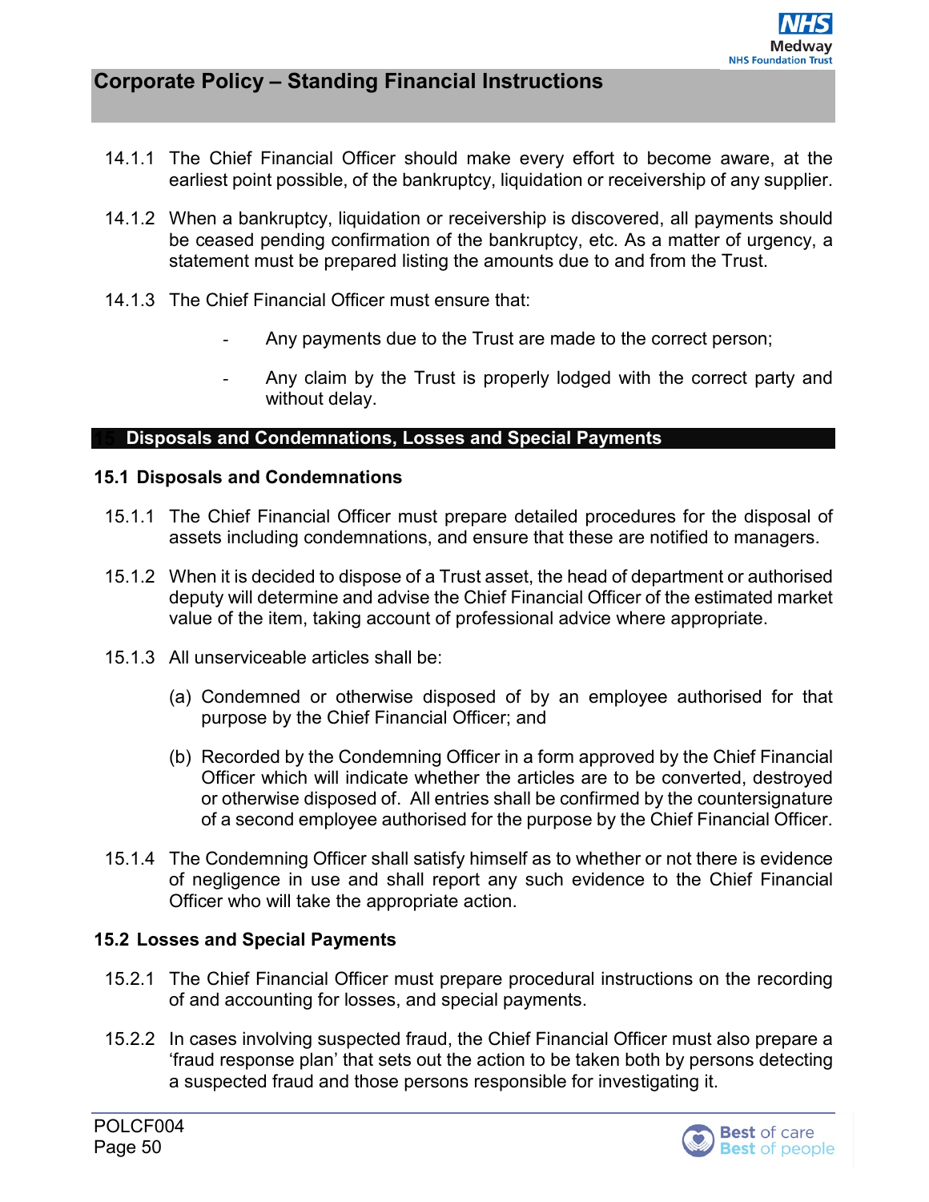14.1.1 The Chief Financial Officer should make every effort to become aware, at the earliest point possible, of the bankruptcy, liquidation or receivership of any supplier.

14.1.2 When a bankruptcy, liquidation or receivership is discovered, all payments should be ceased pending confirmation of the bankruptcy, etc. As a matter of urgency, a statement must be prepared listing the amounts due to and from the Trust.

14.1.3 The Chief Financial Officer must ensure that:

- Any payments due to the Trust are made to the correct person;
- Any claim by the Trust is properly lodged with the correct party and without delay.

## 15 Disposals and Condemnations, Losses and Special Payments

### 15.1 Disposals and Condemnations

15.1.1 The Chief Financial Officer must prepare detailed procedures for the disposal of assets including condemnations, and ensure that these are notified to managers.

15.1.2 When it is decided to dispose of a Trust asset, the head of department or authorised deputy will determine and advise the Chief Financial Officer of the estimated market value of the item, taking account of professional advice where appropriate.

15.1.3 All unserviceable articles shall be:

(a) Condemned or otherwise disposed of by an employee authorised for that purpose by the Chief Financial Officer; and

(b) Recorded by the Condemning Officer in a form approved by the Chief Financial Officer which will indicate whether the articles are to be converted, destroyed or otherwise disposed of. All entries shall be confirmed by the countersignature of a second employee authorised for the purpose by the Chief Financial Officer.

15.1.4 The Condemning Officer shall satisfy himself as to whether or not there is evidence of negligence in use and shall report any such evidence to the Chief Financial Officer who will take the appropriate action.

### 15.2 Losses and Special Payments

15.2.1 The Chief Financial Officer must prepare procedural instructions on the recording of and accounting for losses, and special payments.

15.2.2 In cases involving suspected fraud, the Chief Financial Officer must also prepare a 'fraud response plan' that sets out the action to be taken both by persons detecting a suspected fraud and those persons responsible for investigating it.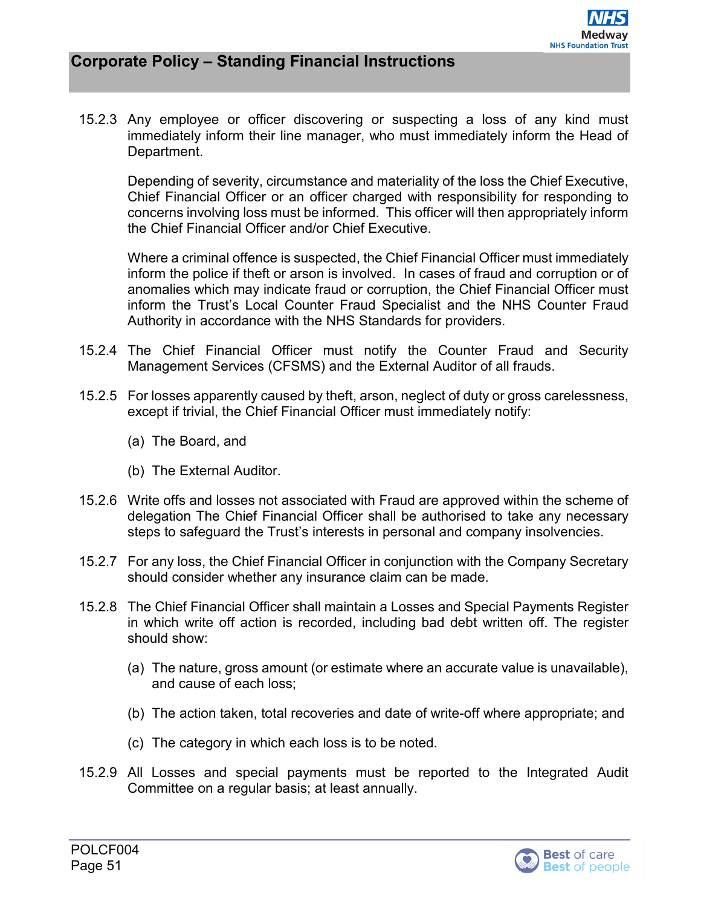15.2.3 Any employee or officer discovering or suspecting a loss of any kind must immediately inform their line manager, who must immediately inform the Head of Department.

Depending of severity, circumstance and materiality of the loss the Chief Executive, Chief Financial Officer or an officer charged with responsibility for responding to concerns involving loss must be informed. This officer will then appropriately inform the Chief Financial Officer and/or Chief Executive.

Where a criminal offence is suspected, the Chief Financial Officer must immediately inform the police if theft or arson is involved. In cases of fraud and corruption or of anomalies which may indicate fraud or corruption, the Chief Financial Officer must inform the Trust's Local Counter Fraud Specialist and the NHS Counter Fraud Authority in accordance with the NHS Standards for providers.

15.2.4 The Chief Financial Officer must notify the Counter Fraud and Security Management Services (CFSMS) and the External Auditor of all frauds.

15.2.5 For losses apparently caused by theft, arson, neglect of duty or gross carelessness, except if trivial, the Chief Financial Officer must immediately notify:

(a) The Board, and

(b) The External Auditor.

15.2.6 Write offs and losses not associated with Fraud are approved within the scheme of delegation The Chief Financial Officer shall be authorised to take any necessary steps to safeguard the Trust's interests in personal and company insolvencies.

15.2.7 For any loss, the Chief Financial Officer in conjunction with the Company Secretary should consider whether any insurance claim can be made.

15.2.8 The Chief Financial Officer shall maintain a Losses and Special Payments Register in which write off action is recorded, including bad debt written off. The register should show:

(a) The nature, gross amount (or estimate where an accurate value is unavailable), and cause of each loss;

(b) The action taken, total recoveries and date of write-off where appropriate; and

(c) The category in which each loss is to be noted.

15.2.9 All Losses and special payments must be reported to the Integrated Audit Committee on a regular basis; at least annually.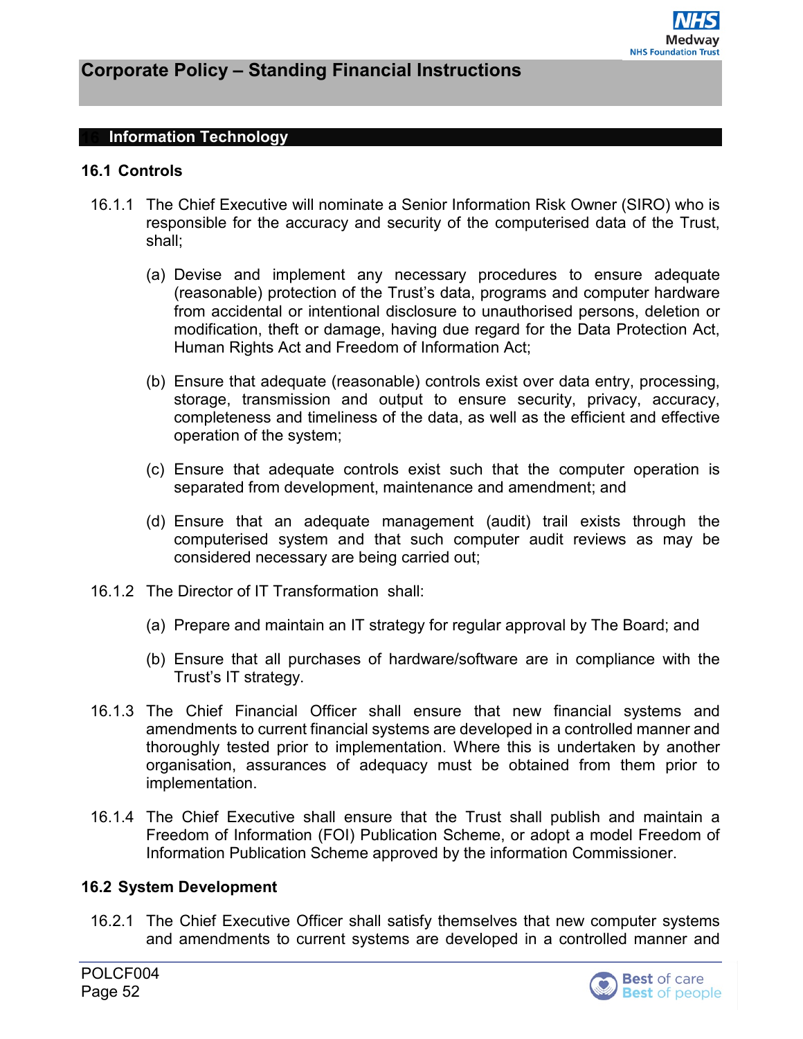## 16 Information Technology

### 16.1 Controls

16.1.1 The Chief Executive will nominate a Senior Information Risk Owner (SIRO) who is responsible for the accuracy and security of the computerised data of the Trust, shall;

(a) Devise and implement any necessary procedures to ensure adequate (reasonable) protection of the Trust's data, programs and computer hardware from accidental or intentional disclosure to unauthorised persons, deletion or modification, theft or damage, having due regard for the Data Protection Act, Human Rights Act and Freedom of Information Act;

(b) Ensure that adequate (reasonable) controls exist over data entry, processing, storage, transmission and output to ensure security, privacy, accuracy, completeness and timeliness of the data, as well as the efficient and effective operation of the system;

(c) Ensure that adequate controls exist such that the computer operation is separated from development, maintenance and amendment; and

(d) Ensure that an adequate management (audit) trail exists through the computerised system and that such computer audit reviews as may be considered necessary are being carried out;

16.1.2 The Director of IT Transformation shall:

(a) Prepare and maintain an IT strategy for regular approval by The Board; and

(b) Ensure that all purchases of hardware/software are in compliance with the Trust's IT strategy.

16.1.3 The Chief Financial Officer shall ensure that new financial systems and amendments to current financial systems are developed in a controlled manner and thoroughly tested prior to implementation. Where this is undertaken by another organisation, assurances of adequacy must be obtained from them prior to implementation.

16.1.4 The Chief Executive shall ensure that the Trust shall publish and maintain a Freedom of Information (FOI) Publication Scheme, or adopt a model Freedom of Information Publication Scheme approved by the information Commissioner.

### 16.2 System Development

16.2.1 The Chief Executive Officer shall satisfy themselves that new computer systems and amendments to current systems are developed in a controlled manner and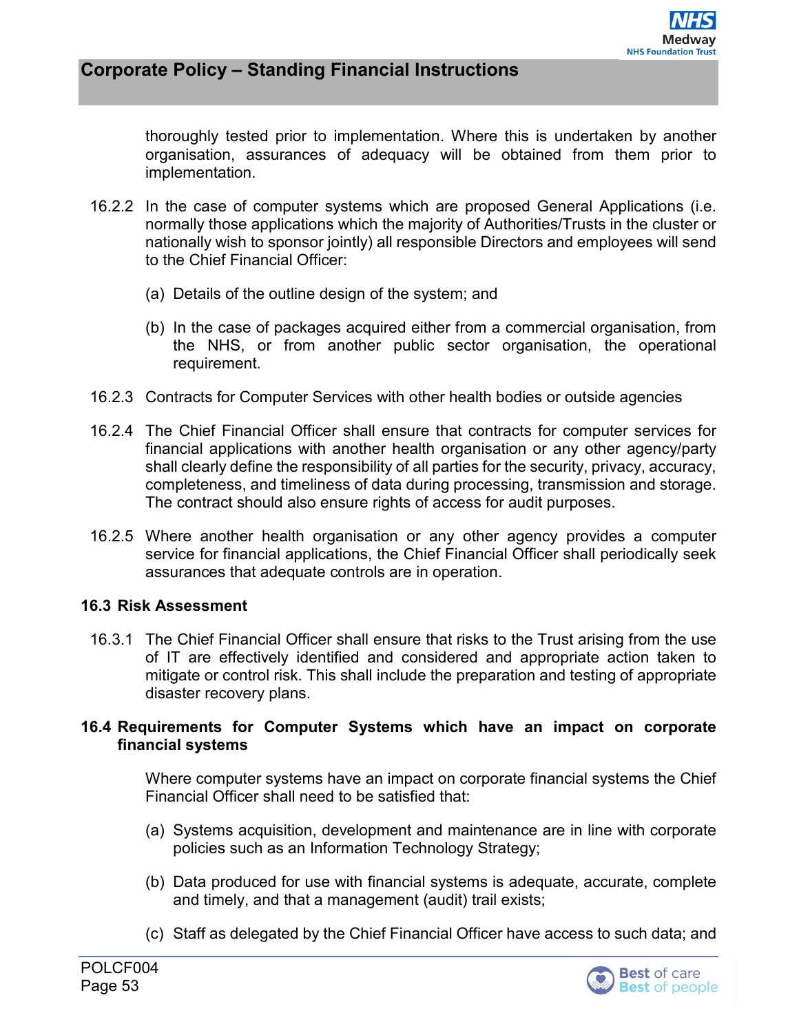thoroughly tested prior to implementation. Where this is undertaken by another organisation, assurances of adequacy will be obtained from them prior to implementation.

16.2.2 In the case of computer systems which are proposed General Applications (i.e. normally those applications which the majority of Authorities/Trusts in the cluster or nationally wish to sponsor jointly) all responsible Directors and employees will send to the Chief Financial Officer:

(a) Details of the outline design of the system; and

(b) In the case of packages acquired either from a commercial organisation, from the NHS, or from another public sector organisation, the operational requirement.

16.2.3 Contracts for Computer Services with other health bodies or outside agencies

16.2.4 The Chief Financial Officer shall ensure that contracts for computer services for financial applications with another health organisation or any other agency/party shall clearly define the responsibility of all parties for the security, privacy, accuracy, completeness, and timeliness of data during processing, transmission and storage. The contract should also ensure rights of access for audit purposes.

16.2.5 Where another health organisation or any other agency provides a computer service for financial applications, the Chief Financial Officer shall periodically seek assurances that adequate controls are in operation.

### 16.3 Risk Assessment

16.3.1 The Chief Financial Officer shall ensure that risks to the Trust arising from the use of IT are effectively identified and considered and appropriate action taken to mitigate or control risk. This shall include the preparation and testing of appropriate disaster recovery plans.

### 16.4 Requirements for Computer Systems which have an impact on corporate financial systems

Where computer systems have an impact on corporate financial systems the Chief Financial Officer shall need to be satisfied that:

(a) Systems acquisition, development and maintenance are in line with corporate policies such as an Information Technology Strategy;

(b) Data produced for use with financial systems is adequate, accurate, complete and timely, and that a management (audit) trail exists;

(c) Staff as delegated by the Chief Financial Officer have access to such data; and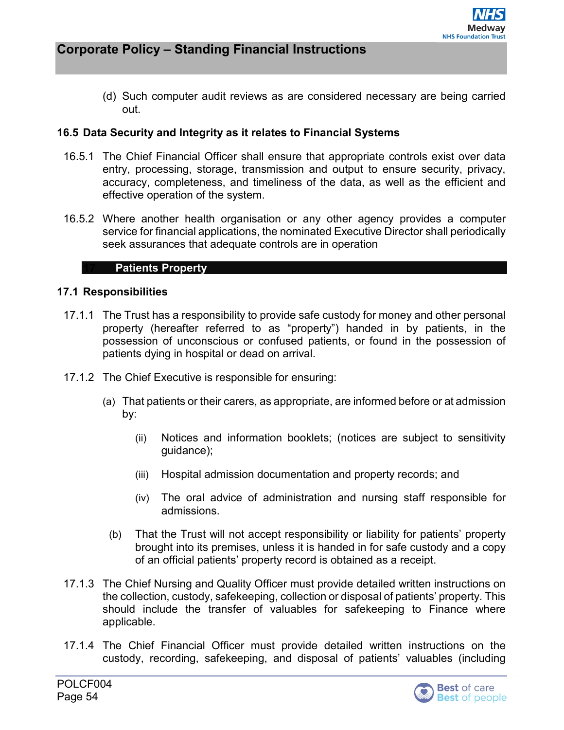(d) Such computer audit reviews as are considered necessary are being carried out.

### 16.5 Data Security and Integrity as it relates to Financial Systems

16.5.1 The Chief Financial Officer shall ensure that appropriate controls exist over data entry, processing, storage, transmission and output to ensure security, privacy, accuracy, completeness, and timeliness of the data, as well as the efficient and effective operation of the system.

16.5.2 Where another health organisation or any other agency provides a computer service for financial applications, the nominated Executive Director shall periodically seek assurances that adequate controls are in operation

## 17 Patients Property

### 17.1 Responsibilities

17.1.1 The Trust has a responsibility to provide safe custody for money and other personal property (hereafter referred to as "property") handed in by patients, in the possession of unconscious or confused patients, or found in the possession of patients dying in hospital or dead on arrival.

17.1.2 The Chief Executive is responsible for ensuring:

(a) That patients or their carers, as appropriate, are informed before or at admission by:

(ii) Notices and information booklets; (notices are subject to sensitivity guidance);

(iii) Hospital admission documentation and property records; and

(iv) The oral advice of administration and nursing staff responsible for admissions.

(b) That the Trust will not accept responsibility or liability for patients' property brought into its premises, unless it is handed in for safe custody and a copy of an official patients' property record is obtained as a receipt.

17.1.3 The Chief Nursing and Quality Officer must provide detailed written instructions on the collection, custody, safekeeping, collection or disposal of patients' property. This should include the transfer of valuables for safekeeping to Finance where applicable.

17.1.4 The Chief Financial Officer must provide detailed written instructions on the custody, recording, safekeeping, and disposal of patients' valuables (including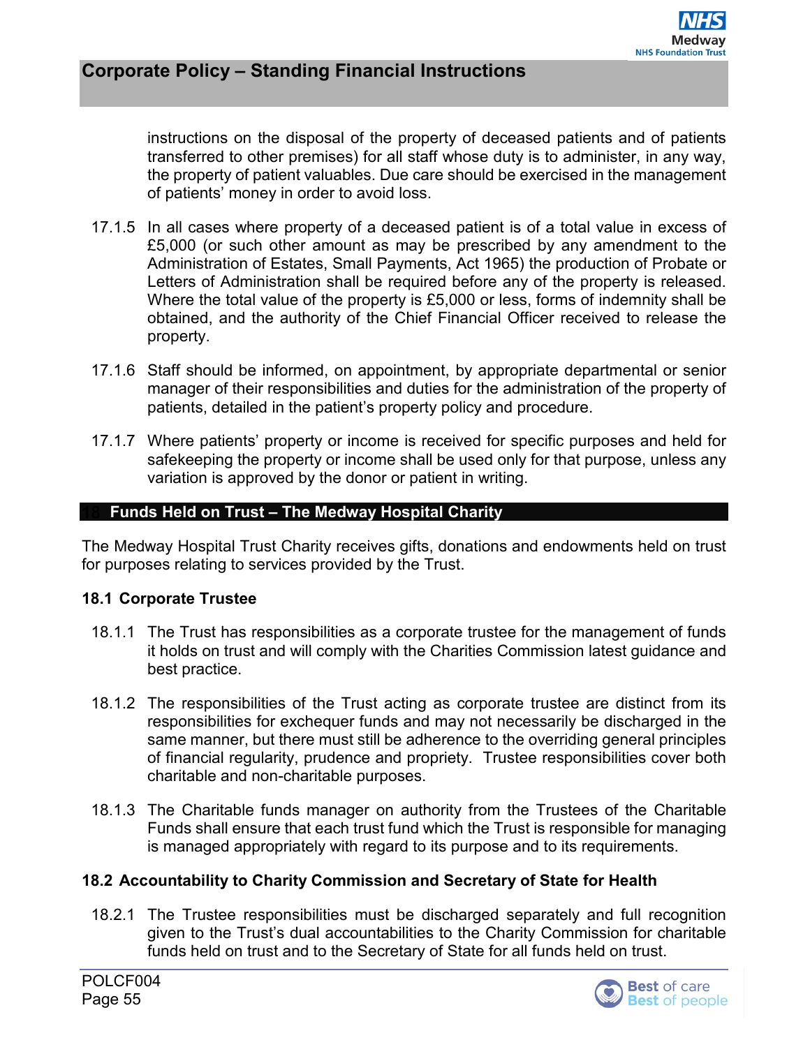instructions on the disposal of the property of deceased patients and of patients transferred to other premises) for all staff whose duty is to administer, in any way, the property of patient valuables. Due care should be exercised in the management of patients' money in order to avoid loss.

17.1.5 In all cases where property of a deceased patient is of a total value in excess of £5,000 (or such other amount as may be prescribed by any amendment to the Administration of Estates, Small Payments, Act 1965) the production of Probate or Letters of Administration shall be required before any of the property is released. Where the total value of the property is £5,000 or less, forms of indemnity shall be obtained, and the authority of the Chief Financial Officer received to release the property.

17.1.6 Staff should be informed, on appointment, by appropriate departmental or senior manager of their responsibilities and duties for the administration of the property of patients, detailed in the patient's property policy and procedure.

17.1.7 Where patients' property or income is received for specific purposes and held for safekeeping the property or income shall be used only for that purpose, unless any variation is approved by the donor or patient in writing.

## 18 Funds Held on Trust – The Medway Hospital Charity

The Medway Hospital Trust Charity receives gifts, donations and endowments held on trust for purposes relating to services provided by the Trust.

### 18.1 Corporate Trustee

18.1.1 The Trust has responsibilities as a corporate trustee for the management of funds it holds on trust and will comply with the Charities Commission latest guidance and best practice.

18.1.2 The responsibilities of the Trust acting as corporate trustee are distinct from its responsibilities for exchequer funds and may not necessarily be discharged in the same manner, but there must still be adherence to the overriding general principles of financial regularity, prudence and propriety. Trustee responsibilities cover both charitable and non-charitable purposes.

18.1.3 The Charitable funds manager on authority from the Trustees of the Charitable Funds shall ensure that each trust fund which the Trust is responsible for managing is managed appropriately with regard to its purpose and to its requirements.

### 18.2 Accountability to Charity Commission and Secretary of State for Health

18.2.1 The Trustee responsibilities must be discharged separately and full recognition given to the Trust's dual accountabilities to the Charity Commission for charitable funds held on trust and to the Secretary of State for all funds held on trust.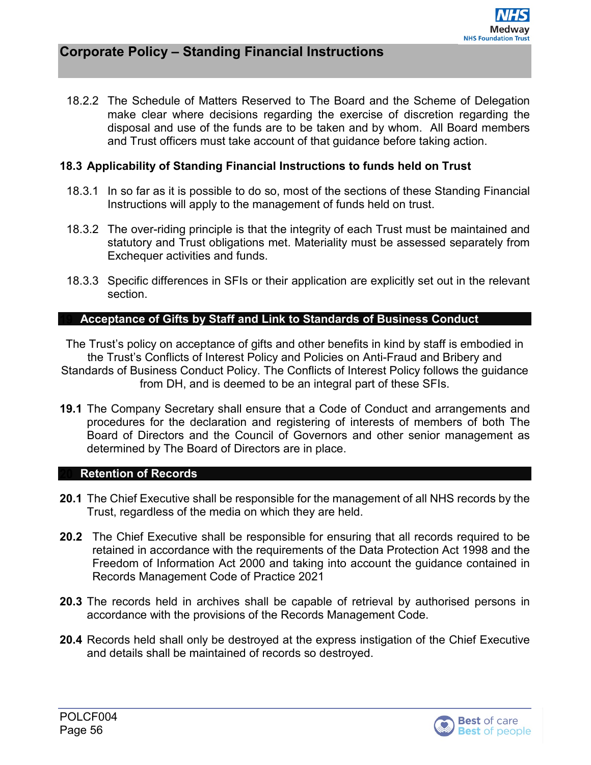18.2.2 The Schedule of Matters Reserved to The Board and the Scheme of Delegation make clear where decisions regarding the exercise of discretion regarding the disposal and use of the funds are to be taken and by whom. All Board members and Trust officers must take account of that guidance before taking action.

### 18.3 Applicability of Standing Financial Instructions to funds held on Trust

18.3.1 In so far as it is possible to do so, most of the sections of these Standing Financial Instructions will apply to the management of funds held on trust.

18.3.2 The over-riding principle is that the integrity of each Trust must be maintained and statutory and Trust obligations met. Materiality must be assessed separately from Exchequer activities and funds.

18.3.3 Specific differences in SFIs or their application are explicitly set out in the relevant section.

## 19 Acceptance of Gifts by Staff and Link to Standards of Business Conduct

The Trust's policy on acceptance of gifts and other benefits in kind by staff is embodied in the Trust's Conflicts of Interest Policy and Policies on Anti-Fraud and Bribery and Standards of Business Conduct Policy. The Conflicts of Interest Policy follows the guidance from DH, and is deemed to be an integral part of these SFIs.

**19.1** The Company Secretary shall ensure that a Code of Conduct and arrangements and procedures for the declaration and registering of interests of members of both The Board of Directors and the Council of Governors and other senior management as determined by The Board of Directors are in place.

## 20 Retention of Records

**20.1** The Chief Executive shall be responsible for the management of all NHS records by the Trust, regardless of the media on which they are held.

**20.2** The Chief Executive shall be responsible for ensuring that all records required to be retained in accordance with the requirements of the Data Protection Act 1998 and the Freedom of Information Act 2000 and taking into account the guidance contained in Records Management Code of Practice 2021

**20.3** The records held in archives shall be capable of retrieval by authorised persons in accordance with the provisions of the Records Management Code.

**20.4** Records held shall only be destroyed at the express instigation of the Chief Executive and details shall be maintained of records so destroyed.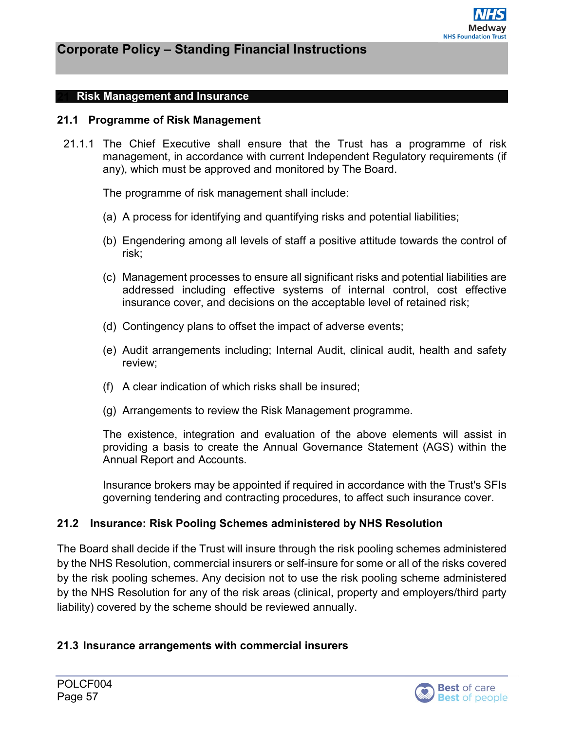## 21 Risk Management and Insurance

### 21.1 Programme of Risk Management

21.1.1 The Chief Executive shall ensure that the Trust has a programme of risk management, in accordance with current Independent Regulatory requirements (if any), which must be approved and monitored by The Board.

The programme of risk management shall include:

(a) A process for identifying and quantifying risks and potential liabilities;

(b) Engendering among all levels of staff a positive attitude towards the control of risk;

(c) Management processes to ensure all significant risks and potential liabilities are addressed including effective systems of internal control, cost effective insurance cover, and decisions on the acceptable level of retained risk;

(d) Contingency plans to offset the impact of adverse events;

(e) Audit arrangements including; Internal Audit, clinical audit, health and safety review;

(f) A clear indication of which risks shall be insured;

(g) Arrangements to review the Risk Management programme.

The existence, integration and evaluation of the above elements will assist in providing a basis to create the Annual Governance Statement (AGS) within the Annual Report and Accounts.

Insurance brokers may be appointed if required in accordance with the Trust's SFIs governing tendering and contracting procedures, to affect such insurance cover.

### 21.2 Insurance: Risk Pooling Schemes administered by NHS Resolution

The Board shall decide if the Trust will insure through the risk pooling schemes administered by the NHS Resolution, commercial insurers or self-insure for some or all of the risks covered by the risk pooling schemes. Any decision not to use the risk pooling scheme administered by the NHS Resolution for any of the risk areas (clinical, property and employers/third party liability) covered by the scheme should be reviewed annually.

### 21.3 Insurance arrangements with commercial insurers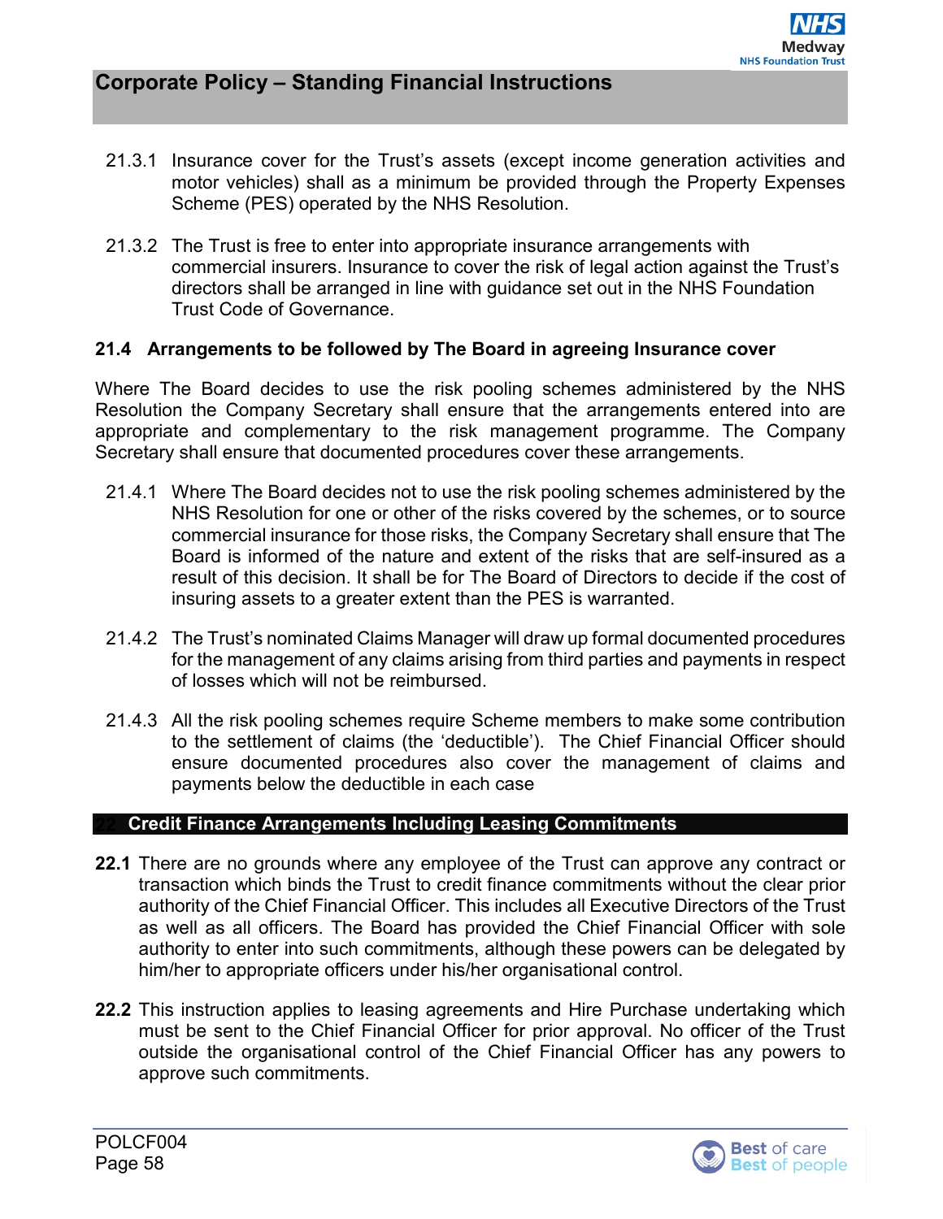21.3.1 Insurance cover for the Trust's assets (except income generation activities and motor vehicles) shall as a minimum be provided through the Property Expenses Scheme (PES) operated by the NHS Resolution.

21.3.2 The Trust is free to enter into appropriate insurance arrangements with commercial insurers. Insurance to cover the risk of legal action against the Trust's directors shall be arranged in line with guidance set out in the NHS Foundation Trust Code of Governance.

### 21.4 Arrangements to be followed by The Board in agreeing Insurance cover

Where The Board decides to use the risk pooling schemes administered by the NHS Resolution the Company Secretary shall ensure that the arrangements entered into are appropriate and complementary to the risk management programme. The Company Secretary shall ensure that documented procedures cover these arrangements.

21.4.1 Where The Board decides not to use the risk pooling schemes administered by the NHS Resolution for one or other of the risks covered by the schemes, or to source commercial insurance for those risks, the Company Secretary shall ensure that The Board is informed of the nature and extent of the risks that are self-insured as a result of this decision. It shall be for The Board of Directors to decide if the cost of insuring assets to a greater extent than the PES is warranted.

21.4.2 The Trust's nominated Claims Manager will draw up formal documented procedures for the management of any claims arising from third parties and payments in respect of losses which will not be reimbursed.

21.4.3 All the risk pooling schemes require Scheme members to make some contribution to the settlement of claims (the 'deductible'). The Chief Financial Officer should ensure documented procedures also cover the management of claims and payments below the deductible in each case

## 22 Credit Finance Arrangements Including Leasing Commitments

**22.1** There are no grounds where any employee of the Trust can approve any contract or transaction which binds the Trust to credit finance commitments without the clear prior authority of the Chief Financial Officer. This includes all Executive Directors of the Trust as well as all officers. The Board has provided the Chief Financial Officer with sole authority to enter into such commitments, although these powers can be delegated by him/her to appropriate officers under his/her organisational control.

**22.2** This instruction applies to leasing agreements and Hire Purchase undertaking which must be sent to the Chief Financial Officer for prior approval. No officer of the Trust outside the organisational control of the Chief Financial Officer has any powers to approve such commitments.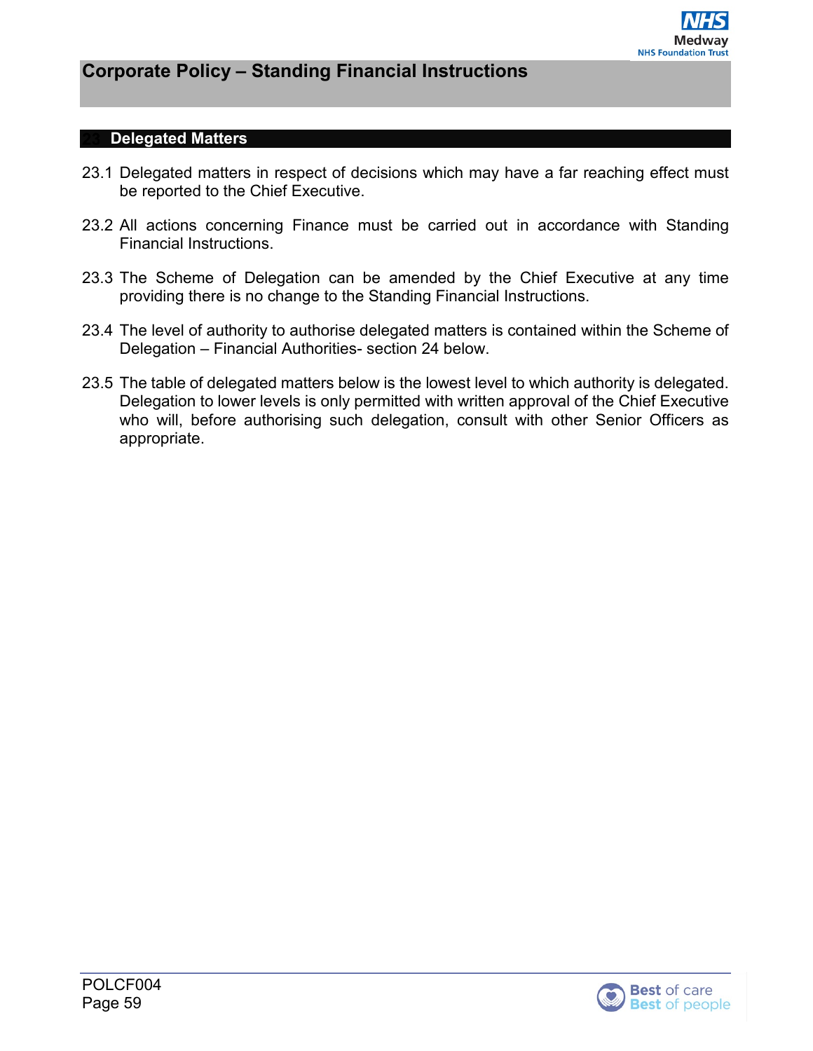## 23 Delegated Matters

23.1 Delegated matters in respect of decisions which may have a far reaching effect must be reported to the Chief Executive.

23.2 All actions concerning Finance must be carried out in accordance with Standing Financial Instructions.

23.3 The Scheme of Delegation can be amended by the Chief Executive at any time providing there is no change to the Standing Financial Instructions.

23.4 The level of authority to authorise delegated matters is contained within the Scheme of Delegation – Financial Authorities- section 24 below.

23.5 The table of delegated matters below is the lowest level to which authority is delegated. Delegation to lower levels is only permitted with written approval of the Chief Executive who will, before authorising such delegation, consult with other Senior Officers as appropriate.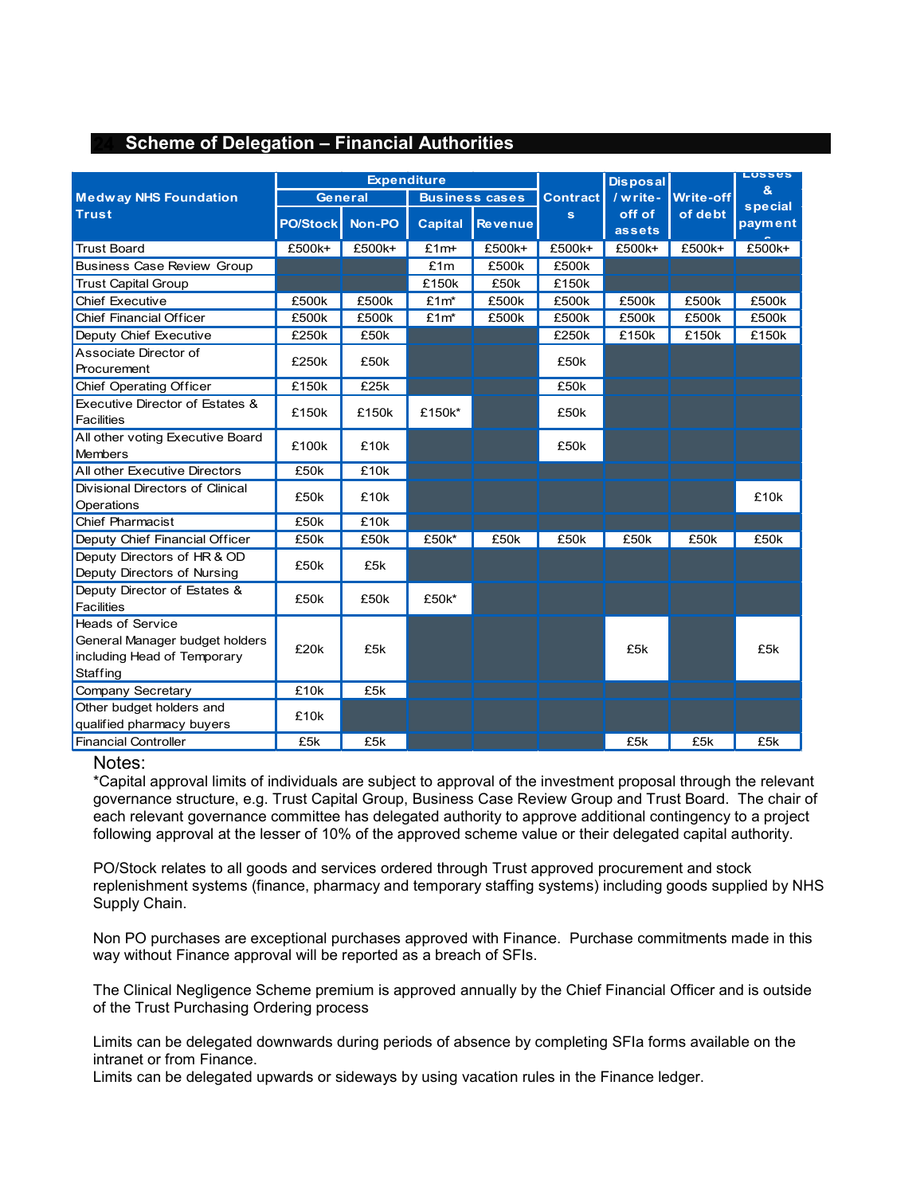## 24 Scheme of Delegation – Financial Authorities

| Medway NHS Foundation Trust | Expenditure | | | | Contracts | Disposal / write-off of assets | Write-off of debt | Losses & special payments |
|---|---|---|---|---|---|---|---|---|
| | General | | Business cases | | | | | |
| | PO/Stock | Non-PO | Capital | Revenue | | | | |
| Trust Board | £500k+ | £500k+ | £1m+ | £500k+ | £500k+ | £500k+ | £500k+ | £500k+ |
| Business Case Review Group | | | £1m | £500k | £500k | | | |
| Trust Capital Group | | | £150k | £50k | £150k | | | |
| Chief Executive | £500k | £500k | £1m* | £500k | £500k | £500k | £500k | £500k |
| Chief Financial Officer | £500k | £500k | £1m* | £500k | £500k | £500k | £500k | £500k |
| Deputy Chief Executive | £250k | £50k | | | £250k | £150k | £150k | £150k |
| Associate Director of Procurement | £250k | £50k | | | £50k | | | |
| Chief Operating Officer | £150k | £25k | | | £50k | | | |
| Executive Director of Estates & Facilities | £150k | £150k | £150k* | | £50k | | | |
| All other voting Executive Board Members | £100k | £10k | | | £50k | | | |
| All other Executive Directors | £50k | £10k | | | | | | |
| Divisional Directors of Clinical Operations | £50k | £10k | | | | | | £10k |
| Chief Pharmacist | £50k | £10k | | | | | | |
| Deputy Chief Financial Officer | £50k | £50k | £50k* | £50k | £50k | £50k | £50k | £50k |
| Deputy Directors of HR & OD<br>Deputy Directors of Nursing | £50k | £5k | | | | | | |
| Deputy Director of Estates & Facilities | £50k | £50k | £50k* | | | | | |
| Heads of Service<br>General Manager budget holders including Head of Temporary Staffing | £20k | £5k | | | | £5k | | £5k |
| Company Secretary | £10k | £5k | | | | | | |
| Other budget holders and qualified pharmacy buyers | £10k | | | | | | | |
| Financial Controller | £5k | £5k | | | | £5k | £5k | £5k |

Notes:

*Capital approval limits of individuals are subject to approval of the investment proposal through the relevant governance structure, e.g. Trust Capital Group, Business Case Review Group and Trust Board. The chair of each relevant governance committee has delegated authority to approve additional contingency to a project following approval at the lesser of 10% of the approved scheme value or their delegated capital authority.

PO/Stock relates to all goods and services ordered through Trust approved procurement and stock replenishment systems (finance, pharmacy and temporary staffing systems) including goods supplied by NHS Supply Chain.

Non PO purchases are exceptional purchases approved with Finance. Purchase commitments made in this way without Finance approval will be reported as a breach of SFIs.

The Clinical Negligence Scheme premium is approved annually by the Chief Financial Officer and is outside of the Trust Purchasing Ordering process

Limits can be delegated downwards during periods of absence by completing SFIa forms available on the intranet or from Finance.
Limits can be delegated upwards or sideways by using vacation rules in the Finance ledger.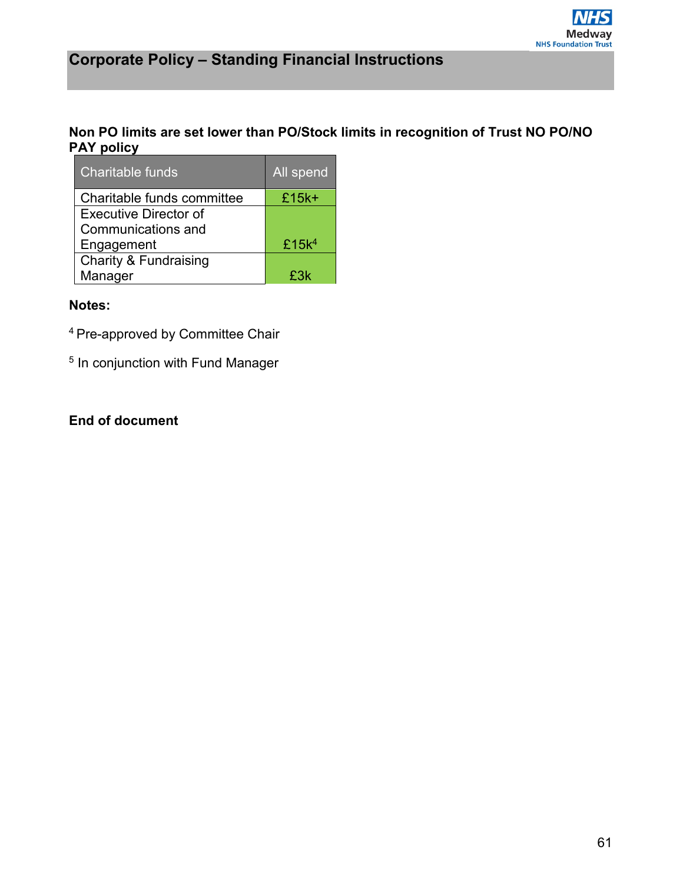**Non PO limits are set lower than PO/Stock limits in recognition of Trust NO PO/NO PAY policy**

| Charitable funds | All spend |
| --- | --- |
| Charitable funds committee | £15k+ |
| Executive Director of Communications and Engagement | £15k[4] |
| Charity & Fundraising Manager | £3k |

**Notes:**

[4] Pre-approved by Committee Chair

[5] In conjunction with Fund Manager

**End of document**